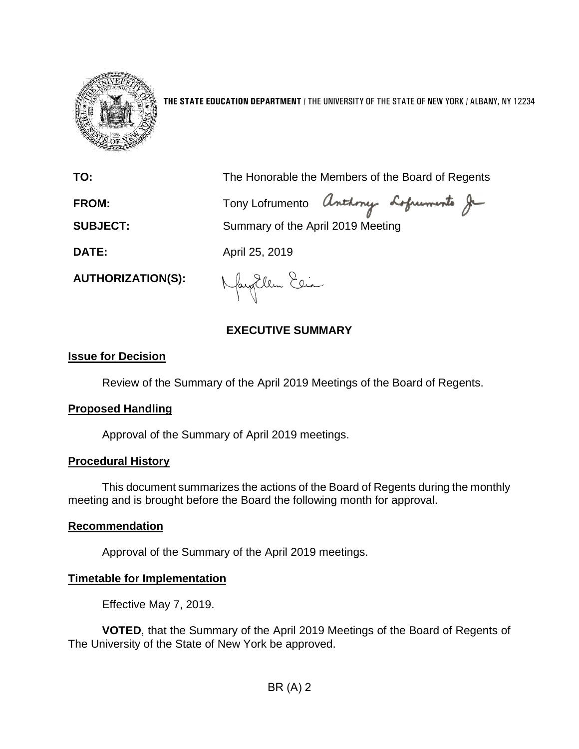**THE STATE EDUCATION DEPARTMENT** / THE UNIVERSITY OF THE STATE OF NEW YORK / ALBANY, NY 12234

**TO:** The Honorable the Members of the Board of Regents

**FROM:** Tony Lofrumento

**SUBJECT:** Summary of the April 2019 Meeting

**DATE:** April 25, 2019

**AUTHORIZATION(S):**

## EXECUTIVE SUMMARY

### Issue for Decision

Review of the Summary of the April 2019 Meetings of the Board of Regents.

### Proposed Handling

Approval of the Summary of April 2019 meetings.

### Procedural History

This document summarizes the actions of the Board of Regents during the monthly meeting and is brought before the Board the following month for approval.

### Recommendation

Approval of the Summary of the April 2019 meetings.

### Timetable for Implementation

Effective May 7, 2019.

**VOTED**, that the Summary of the April 2019 Meetings of the Board of Regents of The University of the State of New York be approved.

BR (A) 2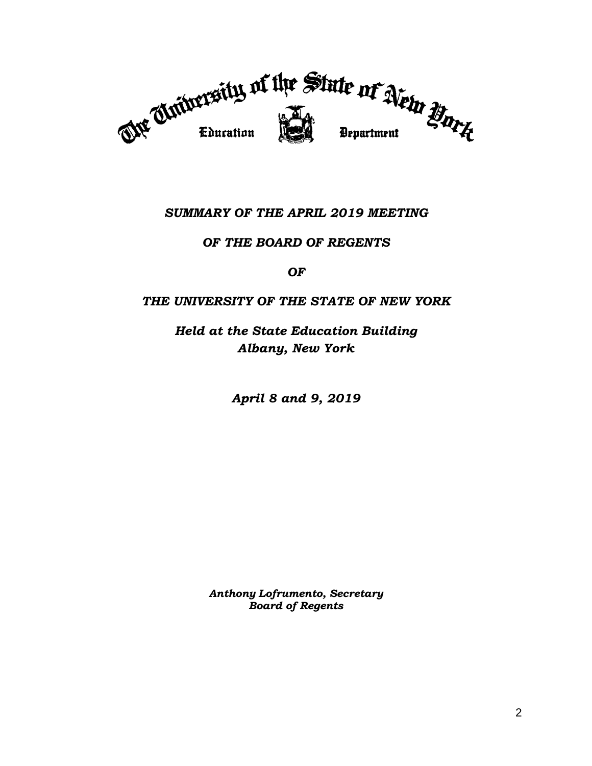The University of the State of New York

Education Department

*SUMMARY OF THE APRIL 2019 MEETING*

*OF THE BOARD OF REGENTS*

*OF*

*THE UNIVERSITY OF THE STATE OF NEW YORK*

***Held at the State Education Building***
***Albany, New York***

***April 8 and 9, 2019***

***Anthony Lofrumento, Secretary***
***Board of Regents***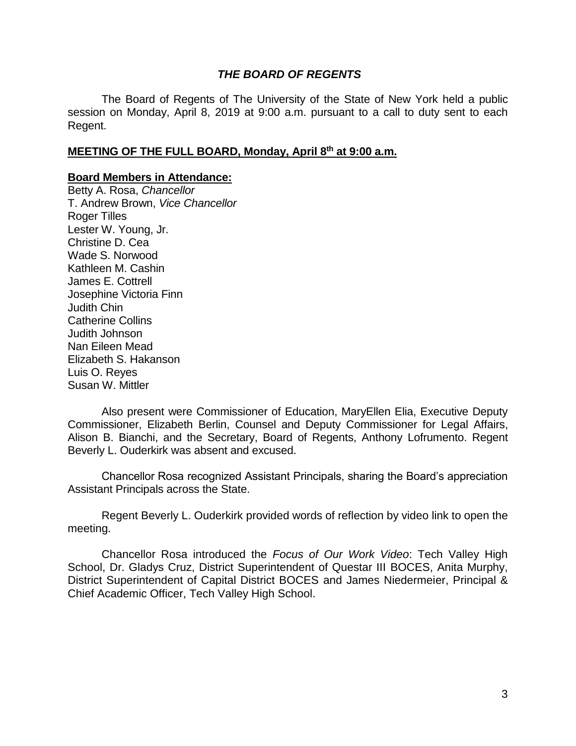## *THE BOARD OF REGENTS*

The Board of Regents of The University of the State of New York held a public session on Monday, April 8, 2019 at 9:00 a.m. pursuant to a call to duty sent to each Regent.

**MEETING OF THE FULL BOARD, Monday, April 8th at 9:00 a.m.**

**Board Members in Attendance:**

Betty A. Rosa, *Chancellor*
T. Andrew Brown, *Vice Chancellor*
Roger Tilles
Lester W. Young, Jr.
Christine D. Cea
Wade S. Norwood
Kathleen M. Cashin
James E. Cottrell
Josephine Victoria Finn
Judith Chin
Catherine Collins
Judith Johnson
Nan Eileen Mead
Elizabeth S. Hakanson
Luis O. Reyes
Susan W. Mittler

Also present were Commissioner of Education, MaryEllen Elia, Executive Deputy Commissioner, Elizabeth Berlin, Counsel and Deputy Commissioner for Legal Affairs, Alison B. Bianchi, and the Secretary, Board of Regents, Anthony Lofrumento. Regent Beverly L. Ouderkirk was absent and excused.

Chancellor Rosa recognized Assistant Principals, sharing the Board's appreciation Assistant Principals across the State.

Regent Beverly L. Ouderkirk provided words of reflection by video link to open the meeting.

Chancellor Rosa introduced the *Focus of Our Work Video*: Tech Valley High School, Dr. Gladys Cruz, District Superintendent of Questar III BOCES, Anita Murphy, District Superintendent of Capital District BOCES and James Niedermeier, Principal & Chief Academic Officer, Tech Valley High School.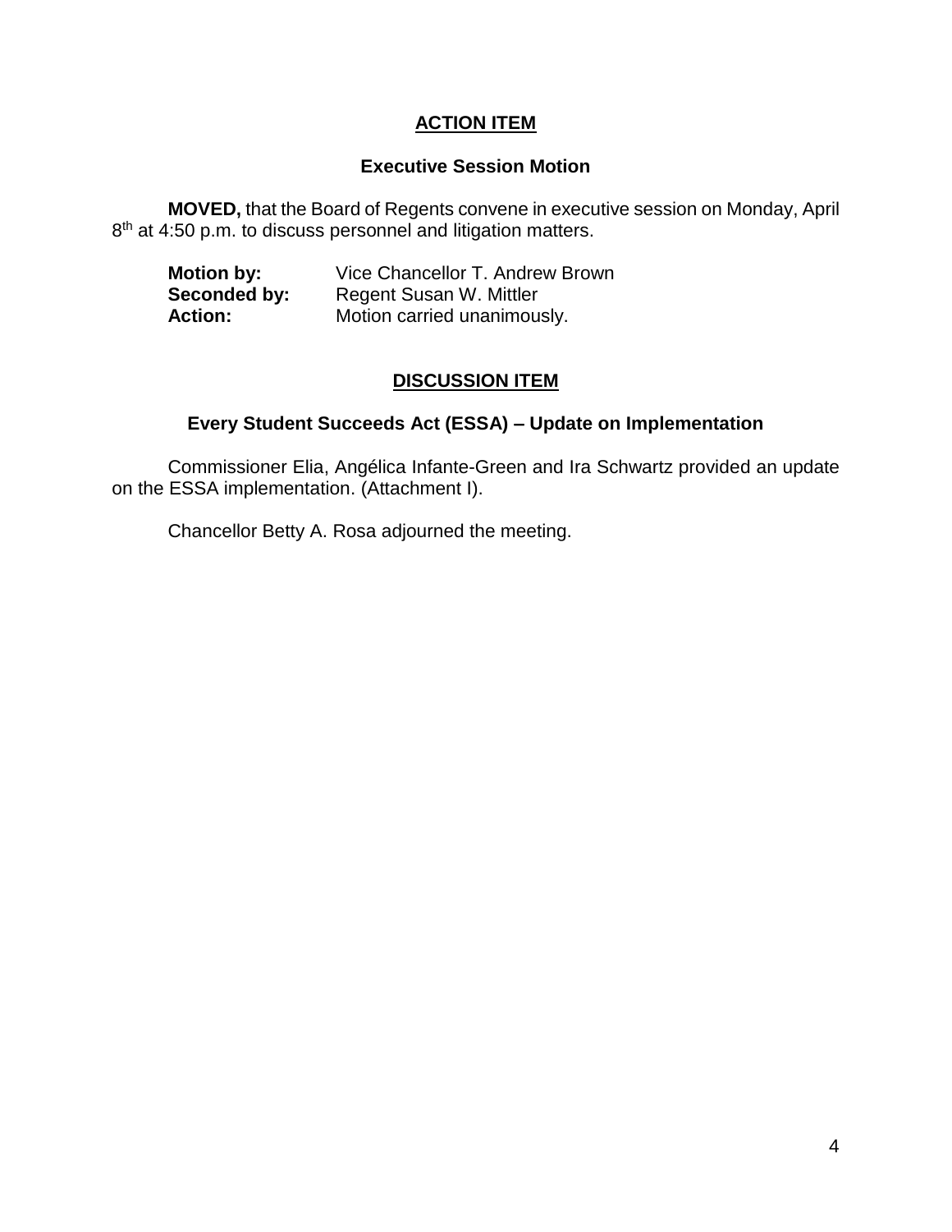## ACTION ITEM

### Executive Session Motion

**MOVED,** that the Board of Regents convene in executive session on Monday, April 8th at 4:50 p.m. to discuss personnel and litigation matters.

**Motion by:** Vice Chancellor T. Andrew Brown
**Seconded by:** Regent Susan W. Mittler
**Action:** Motion carried unanimously.

## DISCUSSION ITEM

### Every Student Succeeds Act (ESSA) – Update on Implementation

Commissioner Elia, Angélica Infante-Green and Ira Schwartz provided an update on the ESSA implementation. (Attachment I).

Chancellor Betty A. Rosa adjourned the meeting.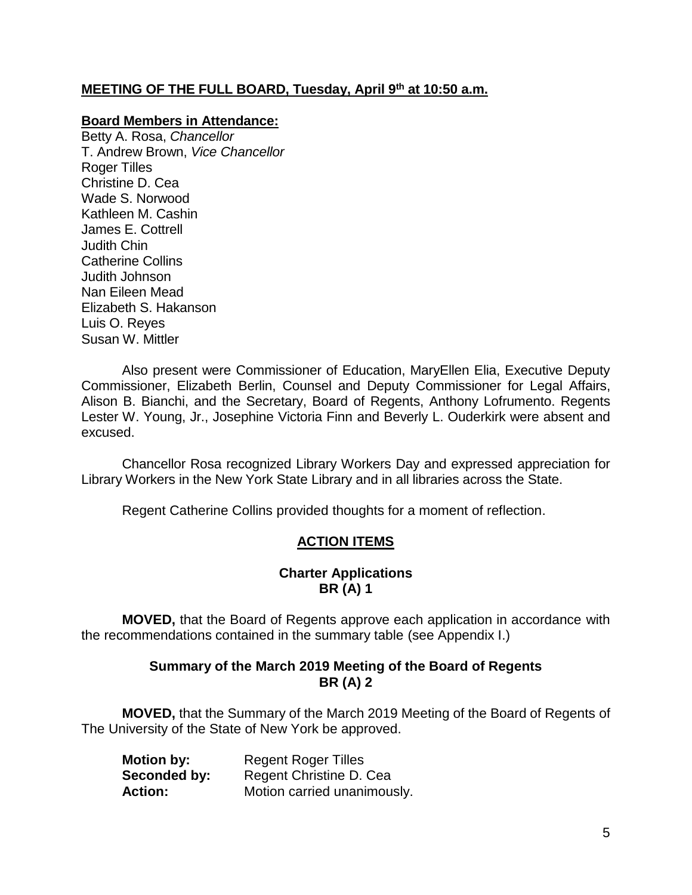**MEETING OF THE FULL BOARD, Tuesday, April 9th at 10:50 a.m.**

**Board Members in Attendance:**

Betty A. Rosa, *Chancellor*
T. Andrew Brown, *Vice Chancellor*
Roger Tilles
Christine D. Cea
Wade S. Norwood
Kathleen M. Cashin
James E. Cottrell
Judith Chin
Catherine Collins
Judith Johnson
Nan Eileen Mead
Elizabeth S. Hakanson
Luis O. Reyes
Susan W. Mittler

Also present were Commissioner of Education, MaryEllen Elia, Executive Deputy Commissioner, Elizabeth Berlin, Counsel and Deputy Commissioner for Legal Affairs, Alison B. Bianchi, and the Secretary, Board of Regents, Anthony Lofrumento. Regents Lester W. Young, Jr., Josephine Victoria Finn and Beverly L. Ouderkirk were absent and excused.

Chancellor Rosa recognized Library Workers Day and expressed appreciation for Library Workers in the New York State Library and in all libraries across the State.

Regent Catherine Collins provided thoughts for a moment of reflection.

## ACTION ITEMS

### Charter Applications
### BR (A) 1

**MOVED,** that the Board of Regents approve each application in accordance with the recommendations contained in the summary table (see Appendix I.)

### Summary of the March 2019 Meeting of the Board of Regents
### BR (A) 2

**MOVED,** that the Summary of the March 2019 Meeting of the Board of Regents of The University of the State of New York be approved.

**Motion by:** Regent Roger Tilles
**Seconded by:** Regent Christine D. Cea
**Action:** Motion carried unanimously.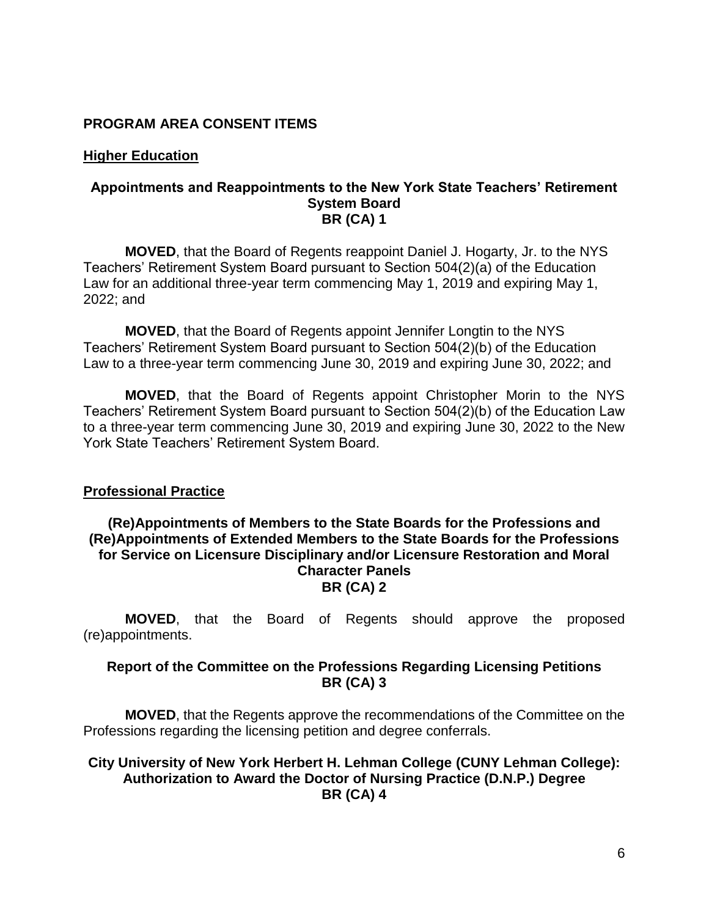## PROGRAM AREA CONSENT ITEMS

### Higher Education

**Appointments and Reappointments to the New York State Teachers' Retirement System Board**
**BR (CA) 1**

**MOVED**, that the Board of Regents reappoint Daniel J. Hogarty, Jr. to the NYS Teachers' Retirement System Board pursuant to Section 504(2)(a) of the Education Law for an additional three-year term commencing May 1, 2019 and expiring May 1, 2022; and

**MOVED**, that the Board of Regents appoint Jennifer Longtin to the NYS Teachers' Retirement System Board pursuant to Section 504(2)(b) of the Education Law to a three-year term commencing June 30, 2019 and expiring June 30, 2022; and

**MOVED**, that the Board of Regents appoint Christopher Morin to the NYS Teachers' Retirement System Board pursuant to Section 504(2)(b) of the Education Law to a three-year term commencing June 30, 2019 and expiring June 30, 2022 to the New York State Teachers' Retirement System Board.

### Professional Practice

**(Re)Appointments of Members to the State Boards for the Professions and (Re)Appointments of Extended Members to the State Boards for the Professions for Service on Licensure Disciplinary and/or Licensure Restoration and Moral Character Panels**
**BR (CA) 2**

**MOVED**, that the Board of Regents should approve the proposed (re)appointments.

**Report of the Committee on the Professions Regarding Licensing Petitions**
**BR (CA) 3**

**MOVED**, that the Regents approve the recommendations of the Committee on the Professions regarding the licensing petition and degree conferrals.

**City University of New York Herbert H. Lehman College (CUNY Lehman College): Authorization to Award the Doctor of Nursing Practice (D.N.P.) Degree**
**BR (CA) 4**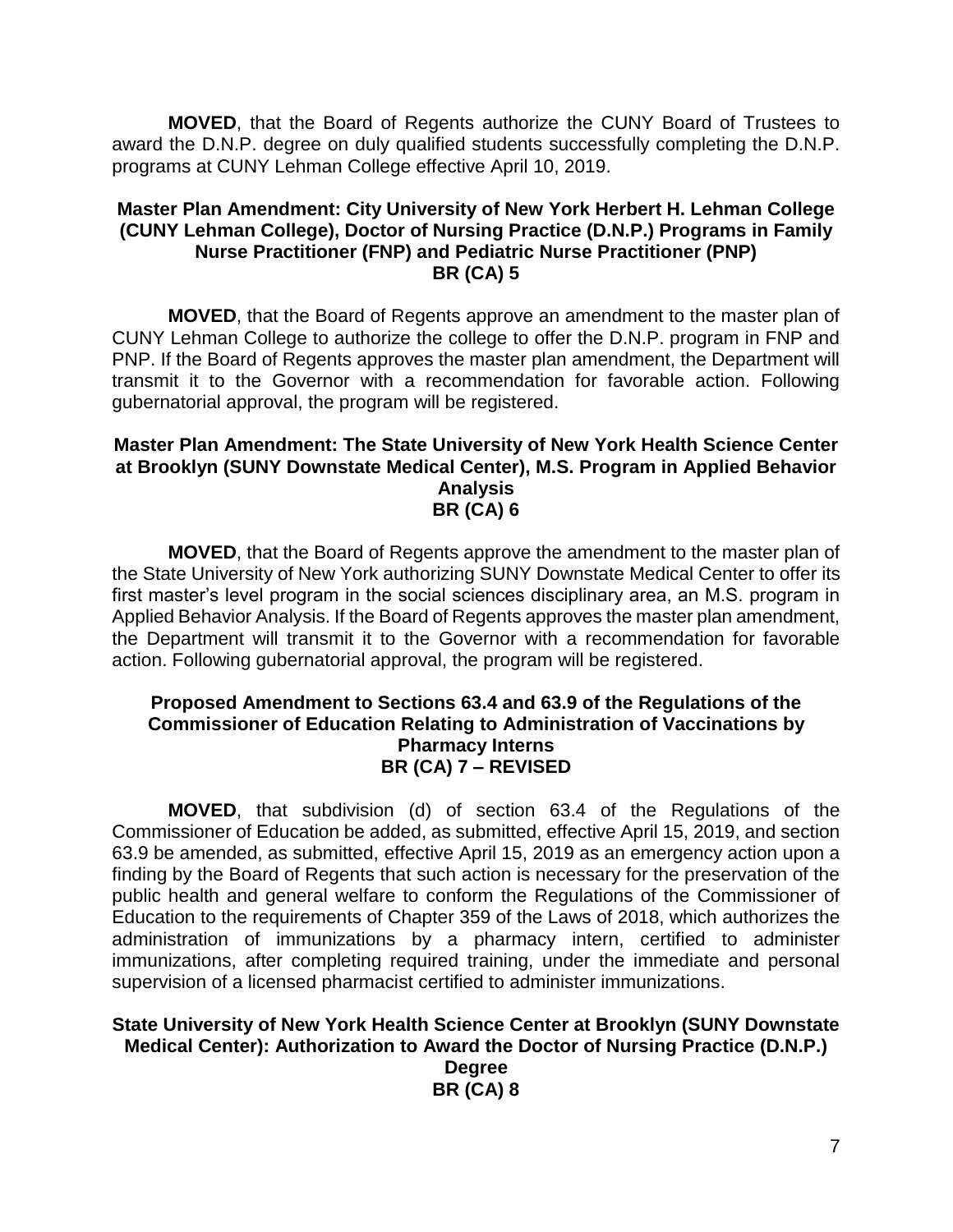**MOVED**, that the Board of Regents authorize the CUNY Board of Trustees to award the D.N.P. degree on duly qualified students successfully completing the D.N.P. programs at CUNY Lehman College effective April 10, 2019.

### Master Plan Amendment: City University of New York Herbert H. Lehman College (CUNY Lehman College), Doctor of Nursing Practice (D.N.P.) Programs in Family Nurse Practitioner (FNP) and Pediatric Nurse Practitioner (PNP) BR (CA) 5

**MOVED**, that the Board of Regents approve an amendment to the master plan of CUNY Lehman College to authorize the college to offer the D.N.P. program in FNP and PNP. If the Board of Regents approves the master plan amendment, the Department will transmit it to the Governor with a recommendation for favorable action. Following gubernatorial approval, the program will be registered.

### Master Plan Amendment: The State University of New York Health Science Center at Brooklyn (SUNY Downstate Medical Center), M.S. Program in Applied Behavior Analysis BR (CA) 6

**MOVED**, that the Board of Regents approve the amendment to the master plan of the State University of New York authorizing SUNY Downstate Medical Center to offer its first master's level program in the social sciences disciplinary area, an M.S. program in Applied Behavior Analysis. If the Board of Regents approves the master plan amendment, the Department will transmit it to the Governor with a recommendation for favorable action. Following gubernatorial approval, the program will be registered.

### Proposed Amendment to Sections 63.4 and 63.9 of the Regulations of the Commissioner of Education Relating to Administration of Vaccinations by Pharmacy Interns BR (CA) 7 – REVISED

**MOVED**, that subdivision (d) of section 63.4 of the Regulations of the Commissioner of Education be added, as submitted, effective April 15, 2019, and section 63.9 be amended, as submitted, effective April 15, 2019 as an emergency action upon a finding by the Board of Regents that such action is necessary for the preservation of the public health and general welfare to conform the Regulations of the Commissioner of Education to the requirements of Chapter 359 of the Laws of 2018, which authorizes the administration of immunizations by a pharmacy intern, certified to administer immunizations, after completing required training, under the immediate and personal supervision of a licensed pharmacist certified to administer immunizations.

### State University of New York Health Science Center at Brooklyn (SUNY Downstate Medical Center): Authorization to Award the Doctor of Nursing Practice (D.N.P.) Degree BR (CA) 8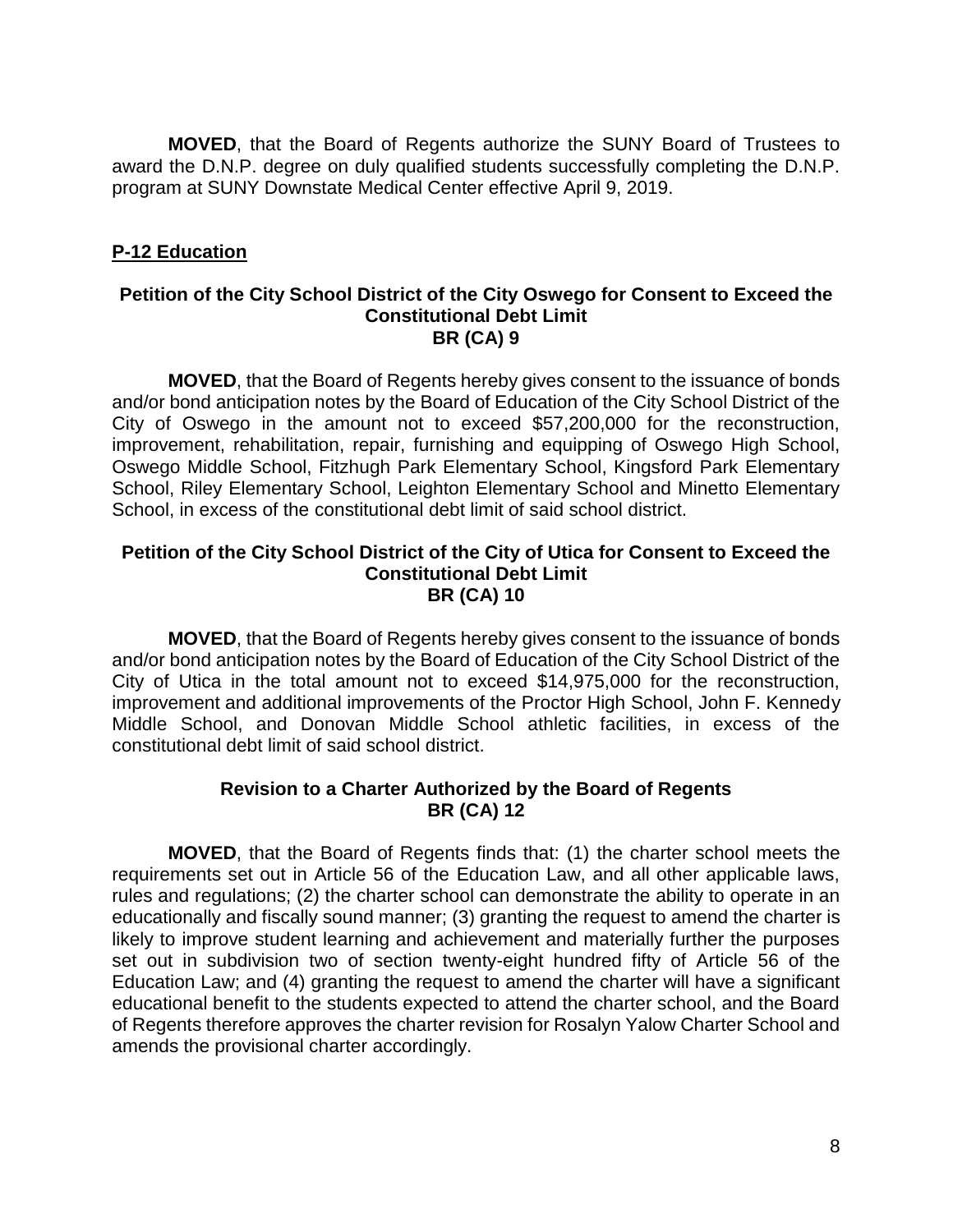**MOVED**, that the Board of Regents authorize the SUNY Board of Trustees to award the D.N.P. degree on duly qualified students successfully completing the D.N.P. program at SUNY Downstate Medical Center effective April 9, 2019.

## P-12 Education

### Petition of the City School District of the City Oswego for Consent to Exceed the Constitutional Debt Limit
### BR (CA) 9

**MOVED**, that the Board of Regents hereby gives consent to the issuance of bonds and/or bond anticipation notes by the Board of Education of the City School District of the City of Oswego in the amount not to exceed $57,200,000 for the reconstruction, improvement, rehabilitation, repair, furnishing and equipping of Oswego High School, Oswego Middle School, Fitzhugh Park Elementary School, Kingsford Park Elementary School, Riley Elementary School, Leighton Elementary School and Minetto Elementary School, in excess of the constitutional debt limit of said school district.

### Petition of the City School District of the City of Utica for Consent to Exceed the Constitutional Debt Limit
### BR (CA) 10

**MOVED**, that the Board of Regents hereby gives consent to the issuance of bonds and/or bond anticipation notes by the Board of Education of the City School District of the City of Utica in the total amount not to exceed $14,975,000 for the reconstruction, improvement and additional improvements of the Proctor High School, John F. Kennedy Middle School, and Donovan Middle School athletic facilities, in excess of the constitutional debt limit of said school district.

### Revision to a Charter Authorized by the Board of Regents
### BR (CA) 12

**MOVED**, that the Board of Regents finds that: (1) the charter school meets the requirements set out in Article 56 of the Education Law, and all other applicable laws, rules and regulations; (2) the charter school can demonstrate the ability to operate in an educationally and fiscally sound manner; (3) granting the request to amend the charter is likely to improve student learning and achievement and materially further the purposes set out in subdivision two of section twenty-eight hundred fifty of Article 56 of the Education Law; and (4) granting the request to amend the charter will have a significant educational benefit to the students expected to attend the charter school, and the Board of Regents therefore approves the charter revision for Rosalyn Yalow Charter School and amends the provisional charter accordingly.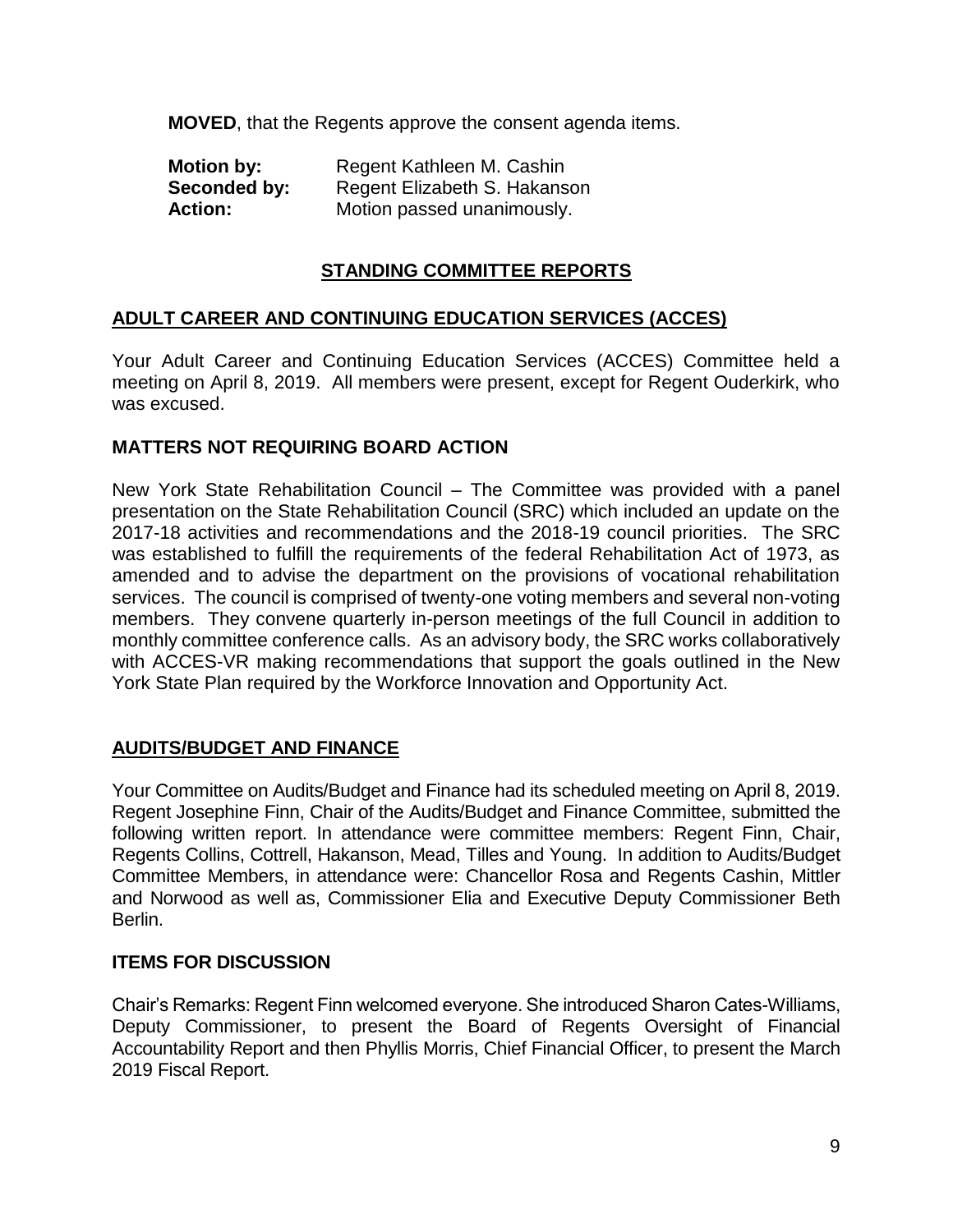**MOVED**, that the Regents approve the consent agenda items.

**Motion by:** Regent Kathleen M. Cashin
**Seconded by:** Regent Elizabeth S. Hakanson
**Action:** Motion passed unanimously.

## STANDING COMMITTEE REPORTS

### ADULT CAREER AND CONTINUING EDUCATION SERVICES (ACCES)

Your Adult Career and Continuing Education Services (ACCES) Committee held a meeting on April 8, 2019. All members were present, except for Regent Ouderkirk, who was excused.

#### MATTERS NOT REQUIRING BOARD ACTION

New York State Rehabilitation Council – The Committee was provided with a panel presentation on the State Rehabilitation Council (SRC) which included an update on the 2017-18 activities and recommendations and the 2018-19 council priorities. The SRC was established to fulfill the requirements of the federal Rehabilitation Act of 1973, as amended and to advise the department on the provisions of vocational rehabilitation services. The council is comprised of twenty-one voting members and several non-voting members. They convene quarterly in-person meetings of the full Council in addition to monthly committee conference calls. As an advisory body, the SRC works collaboratively with ACCES-VR making recommendations that support the goals outlined in the New York State Plan required by the Workforce Innovation and Opportunity Act.

### AUDITS/BUDGET AND FINANCE

Your Committee on Audits/Budget and Finance had its scheduled meeting on April 8, 2019. Regent Josephine Finn, Chair of the Audits/Budget and Finance Committee, submitted the following written report. In attendance were committee members: Regent Finn, Chair, Regents Collins, Cottrell, Hakanson, Mead, Tilles and Young. In addition to Audits/Budget Committee Members, in attendance were: Chancellor Rosa and Regents Cashin, Mittler and Norwood as well as, Commissioner Elia and Executive Deputy Commissioner Beth Berlin.

#### ITEMS FOR DISCUSSION

Chair's Remarks: Regent Finn welcomed everyone. She introduced Sharon Cates-Williams, Deputy Commissioner, to present the Board of Regents Oversight of Financial Accountability Report and then Phyllis Morris, Chief Financial Officer, to present the March 2019 Fiscal Report.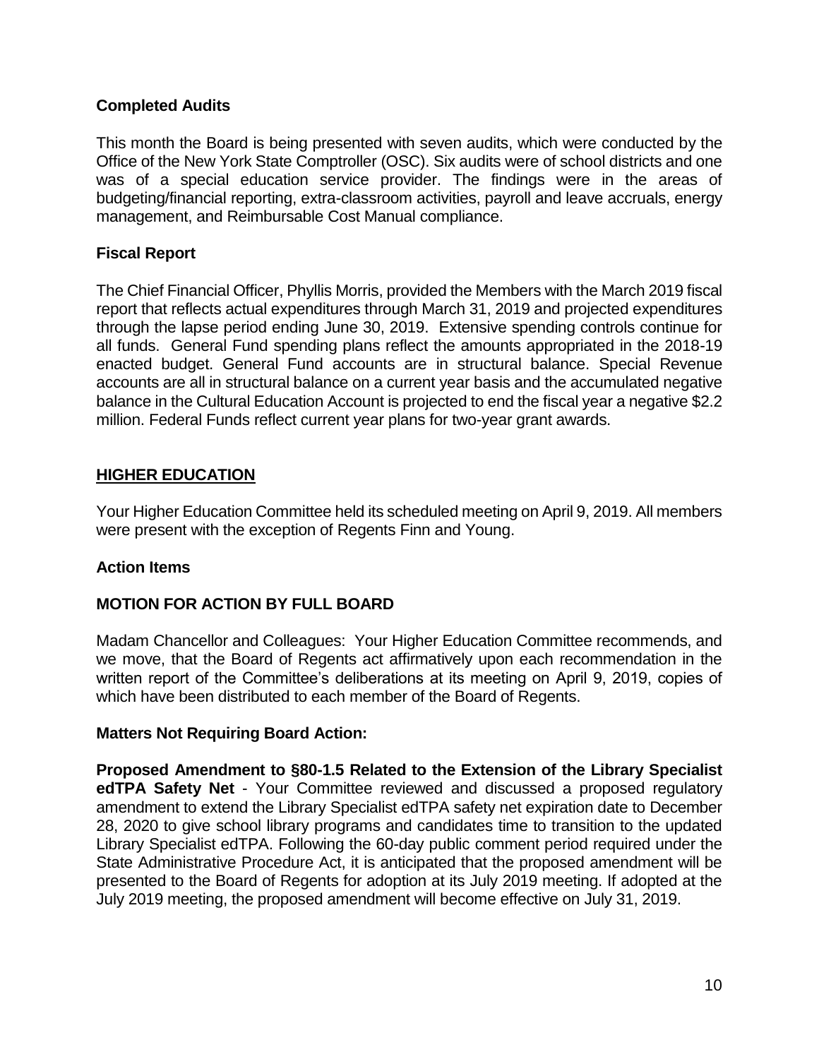### Completed Audits

This month the Board is being presented with seven audits, which were conducted by the Office of the New York State Comptroller (OSC). Six audits were of school districts and one was of a special education service provider. The findings were in the areas of budgeting/financial reporting, extra-classroom activities, payroll and leave accruals, energy management, and Reimbursable Cost Manual compliance.

### Fiscal Report

The Chief Financial Officer, Phyllis Morris, provided the Members with the March 2019 fiscal report that reflects actual expenditures through March 31, 2019 and projected expenditures through the lapse period ending June 30, 2019. Extensive spending controls continue for all funds. General Fund spending plans reflect the amounts appropriated in the 2018-19 enacted budget. General Fund accounts are in structural balance. Special Revenue accounts are all in structural balance on a current year basis and the accumulated negative balance in the Cultural Education Account is projected to end the fiscal year a negative $2.2 million. Federal Funds reflect current year plans for two-year grant awards.

## HIGHER EDUCATION

Your Higher Education Committee held its scheduled meeting on April 9, 2019. All members were present with the exception of Regents Finn and Young.

### Action Items

### MOTION FOR ACTION BY FULL BOARD

Madam Chancellor and Colleagues: Your Higher Education Committee recommends, and we move, that the Board of Regents act affirmatively upon each recommendation in the written report of the Committee's deliberations at its meeting on April 9, 2019, copies of which have been distributed to each member of the Board of Regents.

### Matters Not Requiring Board Action:

**Proposed Amendment to §80-1.5 Related to the Extension of the Library Specialist edTPA Safety Net** - Your Committee reviewed and discussed a proposed regulatory amendment to extend the Library Specialist edTPA safety net expiration date to December 28, 2020 to give school library programs and candidates time to transition to the updated Library Specialist edTPA. Following the 60-day public comment period required under the State Administrative Procedure Act, it is anticipated that the proposed amendment will be presented to the Board of Regents for adoption at its July 2019 meeting. If adopted at the July 2019 meeting, the proposed amendment will become effective on July 31, 2019.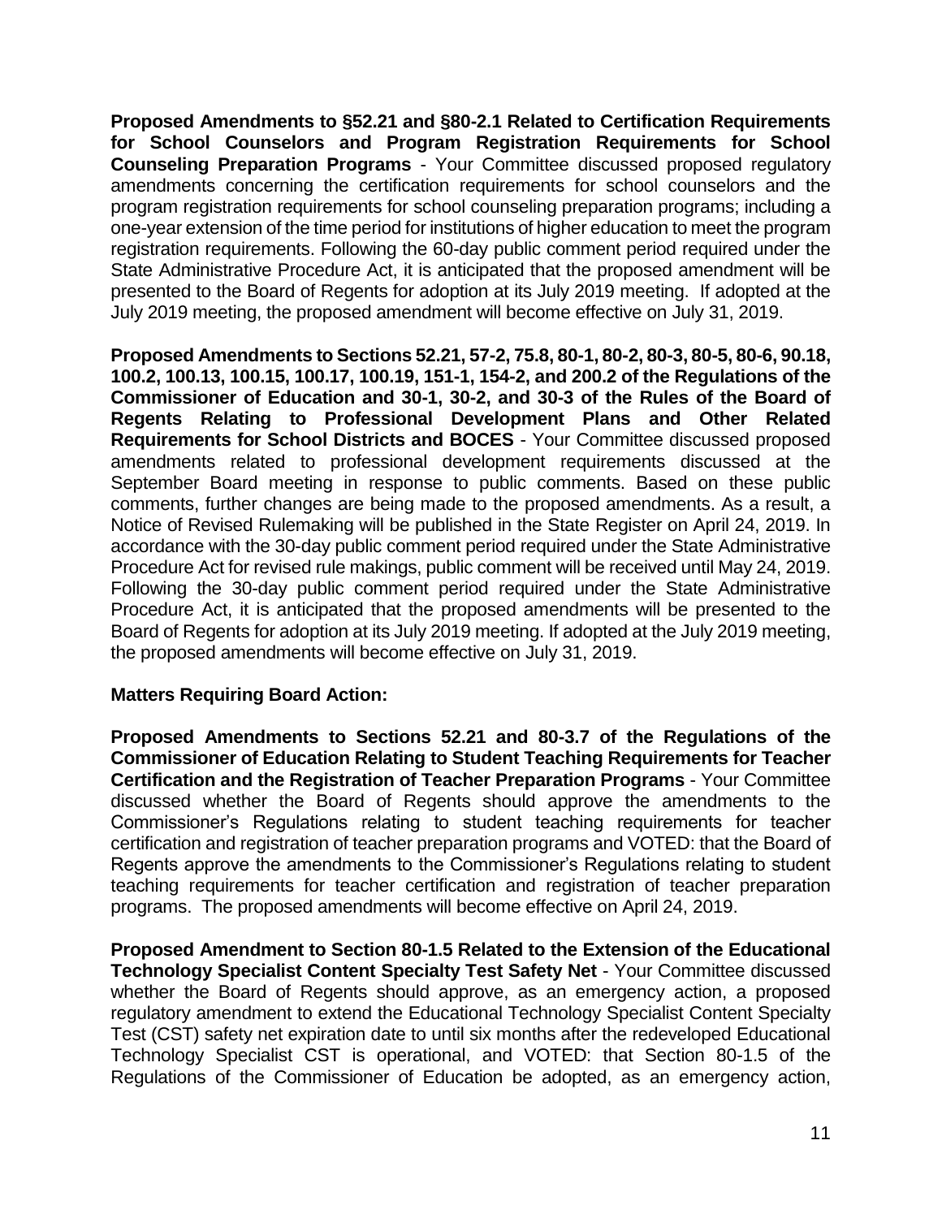**Proposed Amendments to §52.21 and §80-2.1 Related to Certification Requirements for School Counselors and Program Registration Requirements for School Counseling Preparation Programs** - Your Committee discussed proposed regulatory amendments concerning the certification requirements for school counselors and the program registration requirements for school counseling preparation programs; including a one-year extension of the time period for institutions of higher education to meet the program registration requirements. Following the 60-day public comment period required under the State Administrative Procedure Act, it is anticipated that the proposed amendment will be presented to the Board of Regents for adoption at its July 2019 meeting. If adopted at the July 2019 meeting, the proposed amendment will become effective on July 31, 2019.

**Proposed Amendments to Sections 52.21, 57-2, 75.8, 80-1, 80-2, 80-3, 80-5, 80-6, 90.18, 100.2, 100.13, 100.15, 100.17, 100.19, 151-1, 154-2, and 200.2 of the Regulations of the Commissioner of Education and 30-1, 30-2, and 30-3 of the Rules of the Board of Regents Relating to Professional Development Plans and Other Related Requirements for School Districts and BOCES** - Your Committee discussed proposed amendments related to professional development requirements discussed at the September Board meeting in response to public comments. Based on these public comments, further changes are being made to the proposed amendments. As a result, a Notice of Revised Rulemaking will be published in the State Register on April 24, 2019. In accordance with the 30-day public comment period required under the State Administrative Procedure Act for revised rule makings, public comment will be received until May 24, 2019. Following the 30-day public comment period required under the State Administrative Procedure Act, it is anticipated that the proposed amendments will be presented to the Board of Regents for adoption at its July 2019 meeting. If adopted at the July 2019 meeting, the proposed amendments will become effective on July 31, 2019.

**Matters Requiring Board Action:**

**Proposed Amendments to Sections 52.21 and 80-3.7 of the Regulations of the Commissioner of Education Relating to Student Teaching Requirements for Teacher Certification and the Registration of Teacher Preparation Programs** - Your Committee discussed whether the Board of Regents should approve the amendments to the Commissioner's Regulations relating to student teaching requirements for teacher certification and registration of teacher preparation programs and VOTED: that the Board of Regents approve the amendments to the Commissioner's Regulations relating to student teaching requirements for teacher certification and registration of teacher preparation programs. The proposed amendments will become effective on April 24, 2019.

**Proposed Amendment to Section 80-1.5 Related to the Extension of the Educational Technology Specialist Content Specialty Test Safety Net** - Your Committee discussed whether the Board of Regents should approve, as an emergency action, a proposed regulatory amendment to extend the Educational Technology Specialist Content Specialty Test (CST) safety net expiration date to until six months after the redeveloped Educational Technology Specialist CST is operational, and VOTED: that Section 80-1.5 of the Regulations of the Commissioner of Education be adopted, as an emergency action,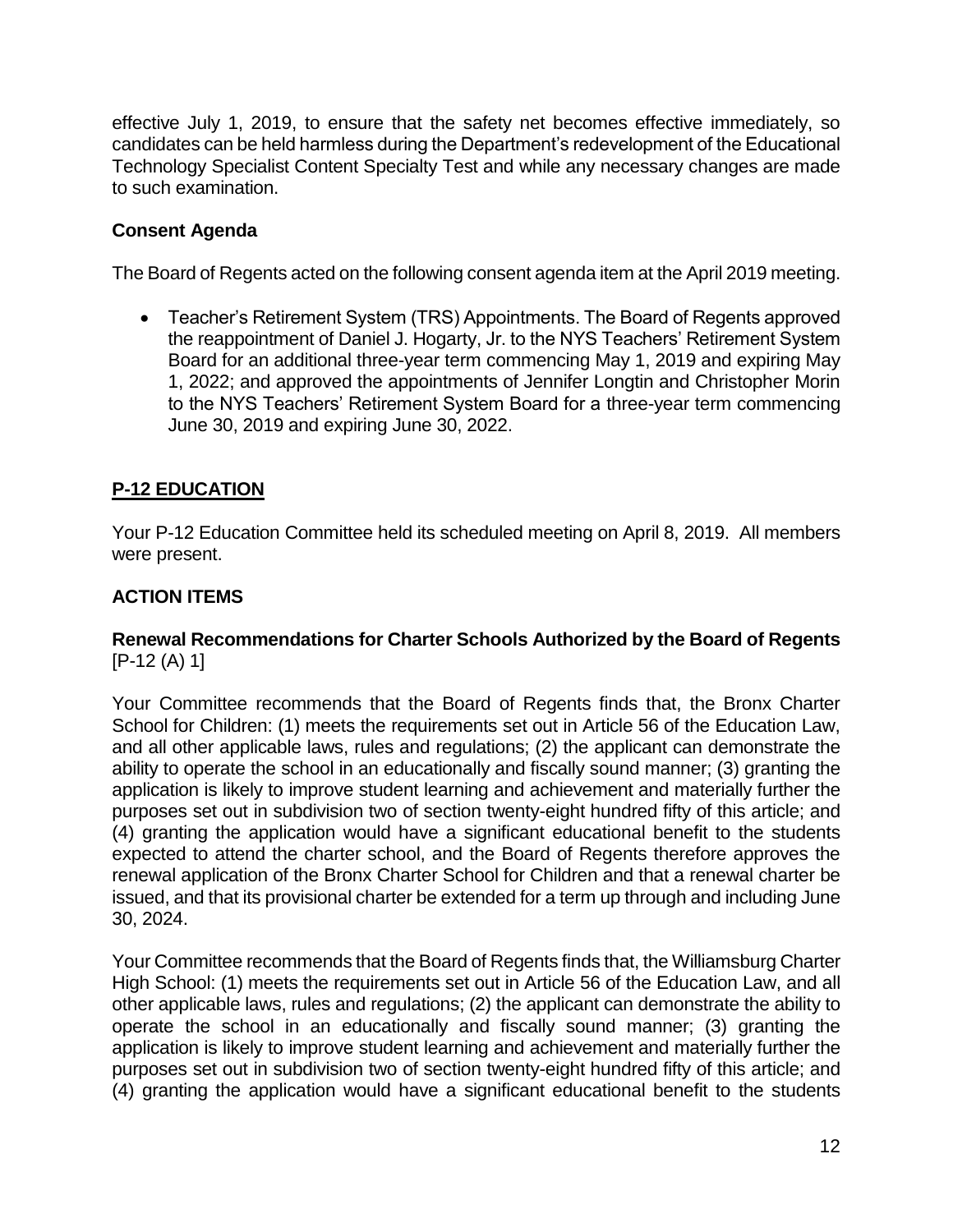effective July 1, 2019, to ensure that the safety net becomes effective immediately, so candidates can be held harmless during the Department's redevelopment of the Educational Technology Specialist Content Specialty Test and while any necessary changes are made to such examination.

### Consent Agenda

The Board of Regents acted on the following consent agenda item at the April 2019 meeting.

- Teacher's Retirement System (TRS) Appointments. The Board of Regents approved the reappointment of Daniel J. Hogarty, Jr. to the NYS Teachers' Retirement System Board for an additional three-year term commencing May 1, 2019 and expiring May 1, 2022; and approved the appointments of Jennifer Longtin and Christopher Morin to the NYS Teachers' Retirement System Board for a three-year term commencing June 30, 2019 and expiring June 30, 2022.

## P-12 EDUCATION

Your P-12 Education Committee held its scheduled meeting on April 8, 2019. All members were present.

### ACTION ITEMS

**Renewal Recommendations for Charter Schools Authorized by the Board of Regents** [P-12 (A) 1]

Your Committee recommends that the Board of Regents finds that, the Bronx Charter School for Children: (1) meets the requirements set out in Article 56 of the Education Law, and all other applicable laws, rules and regulations; (2) the applicant can demonstrate the ability to operate the school in an educationally and fiscally sound manner; (3) granting the application is likely to improve student learning and achievement and materially further the purposes set out in subdivision two of section twenty-eight hundred fifty of this article; and (4) granting the application would have a significant educational benefit to the students expected to attend the charter school, and the Board of Regents therefore approves the renewal application of the Bronx Charter School for Children and that a renewal charter be issued, and that its provisional charter be extended for a term up through and including June 30, 2024.

Your Committee recommends that the Board of Regents finds that, the Williamsburg Charter High School: (1) meets the requirements set out in Article 56 of the Education Law, and all other applicable laws, rules and regulations; (2) the applicant can demonstrate the ability to operate the school in an educationally and fiscally sound manner; (3) granting the application is likely to improve student learning and achievement and materially further the purposes set out in subdivision two of section twenty-eight hundred fifty of this article; and (4) granting the application would have a significant educational benefit to the students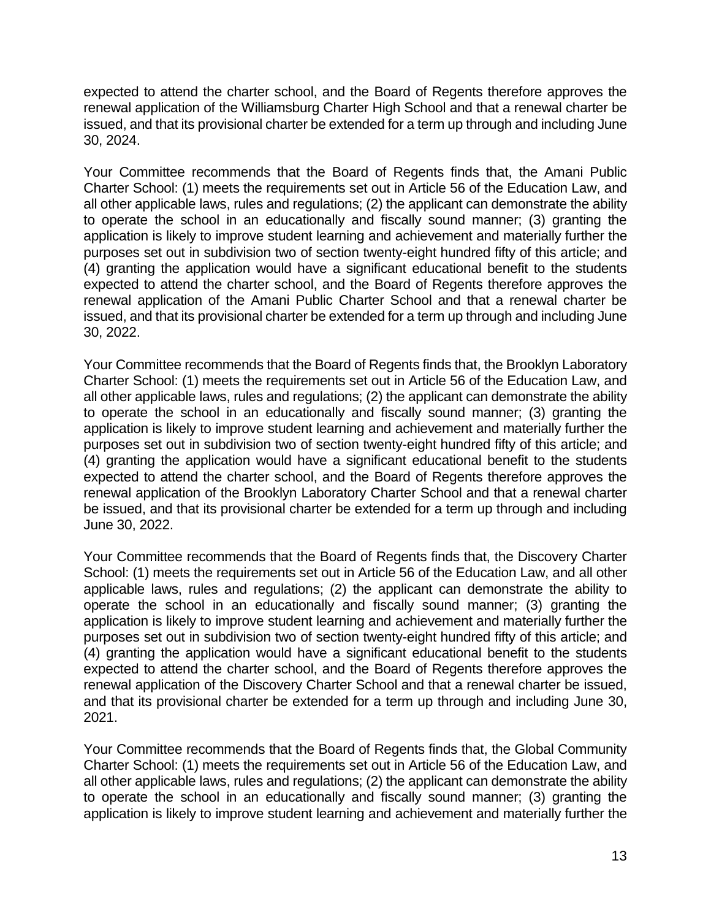expected to attend the charter school, and the Board of Regents therefore approves the renewal application of the Williamsburg Charter High School and that a renewal charter be issued, and that its provisional charter be extended for a term up through and including June 30, 2024.

Your Committee recommends that the Board of Regents finds that, the Amani Public Charter School: (1) meets the requirements set out in Article 56 of the Education Law, and all other applicable laws, rules and regulations; (2) the applicant can demonstrate the ability to operate the school in an educationally and fiscally sound manner; (3) granting the application is likely to improve student learning and achievement and materially further the purposes set out in subdivision two of section twenty-eight hundred fifty of this article; and (4) granting the application would have a significant educational benefit to the students expected to attend the charter school, and the Board of Regents therefore approves the renewal application of the Amani Public Charter School and that a renewal charter be issued, and that its provisional charter be extended for a term up through and including June 30, 2022.

Your Committee recommends that the Board of Regents finds that, the Brooklyn Laboratory Charter School: (1) meets the requirements set out in Article 56 of the Education Law, and all other applicable laws, rules and regulations; (2) the applicant can demonstrate the ability to operate the school in an educationally and fiscally sound manner; (3) granting the application is likely to improve student learning and achievement and materially further the purposes set out in subdivision two of section twenty-eight hundred fifty of this article; and (4) granting the application would have a significant educational benefit to the students expected to attend the charter school, and the Board of Regents therefore approves the renewal application of the Brooklyn Laboratory Charter School and that a renewal charter be issued, and that its provisional charter be extended for a term up through and including June 30, 2022.

Your Committee recommends that the Board of Regents finds that, the Discovery Charter School: (1) meets the requirements set out in Article 56 of the Education Law, and all other applicable laws, rules and regulations; (2) the applicant can demonstrate the ability to operate the school in an educationally and fiscally sound manner; (3) granting the application is likely to improve student learning and achievement and materially further the purposes set out in subdivision two of section twenty-eight hundred fifty of this article; and (4) granting the application would have a significant educational benefit to the students expected to attend the charter school, and the Board of Regents therefore approves the renewal application of the Discovery Charter School and that a renewal charter be issued, and that its provisional charter be extended for a term up through and including June 30, 2021.

Your Committee recommends that the Board of Regents finds that, the Global Community Charter School: (1) meets the requirements set out in Article 56 of the Education Law, and all other applicable laws, rules and regulations; (2) the applicant can demonstrate the ability to operate the school in an educationally and fiscally sound manner; (3) granting the application is likely to improve student learning and achievement and materially further the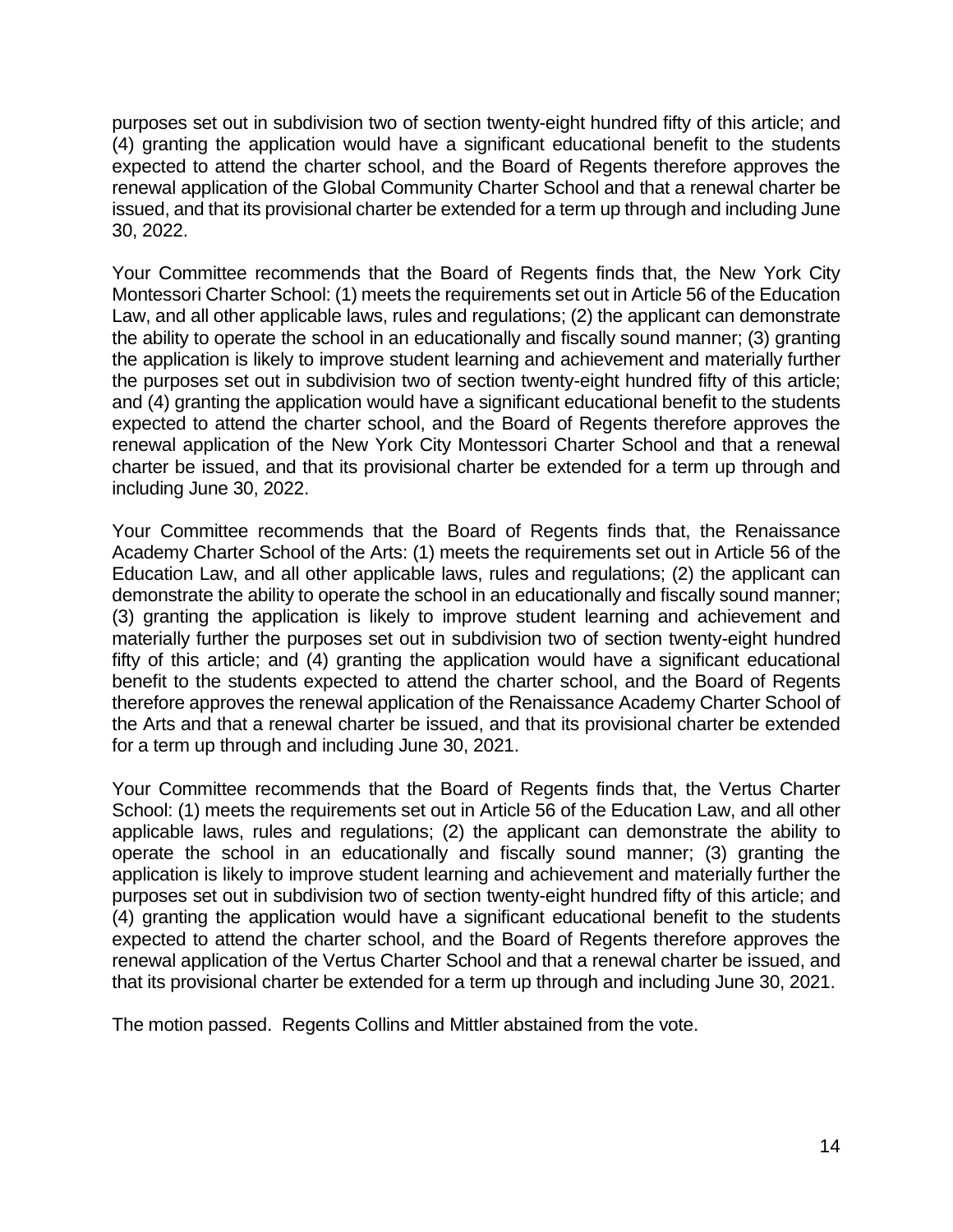purposes set out in subdivision two of section twenty-eight hundred fifty of this article; and (4) granting the application would have a significant educational benefit to the students expected to attend the charter school, and the Board of Regents therefore approves the renewal application of the Global Community Charter School and that a renewal charter be issued, and that its provisional charter be extended for a term up through and including June 30, 2022.

Your Committee recommends that the Board of Regents finds that, the New York City Montessori Charter School: (1) meets the requirements set out in Article 56 of the Education Law, and all other applicable laws, rules and regulations; (2) the applicant can demonstrate the ability to operate the school in an educationally and fiscally sound manner; (3) granting the application is likely to improve student learning and achievement and materially further the purposes set out in subdivision two of section twenty-eight hundred fifty of this article; and (4) granting the application would have a significant educational benefit to the students expected to attend the charter school, and the Board of Regents therefore approves the renewal application of the New York City Montessori Charter School and that a renewal charter be issued, and that its provisional charter be extended for a term up through and including June 30, 2022.

Your Committee recommends that the Board of Regents finds that, the Renaissance Academy Charter School of the Arts: (1) meets the requirements set out in Article 56 of the Education Law, and all other applicable laws, rules and regulations; (2) the applicant can demonstrate the ability to operate the school in an educationally and fiscally sound manner; (3) granting the application is likely to improve student learning and achievement and materially further the purposes set out in subdivision two of section twenty-eight hundred fifty of this article; and (4) granting the application would have a significant educational benefit to the students expected to attend the charter school, and the Board of Regents therefore approves the renewal application of the Renaissance Academy Charter School of the Arts and that a renewal charter be issued, and that its provisional charter be extended for a term up through and including June 30, 2021.

Your Committee recommends that the Board of Regents finds that, the Vertus Charter School: (1) meets the requirements set out in Article 56 of the Education Law, and all other applicable laws, rules and regulations; (2) the applicant can demonstrate the ability to operate the school in an educationally and fiscally sound manner; (3) granting the application is likely to improve student learning and achievement and materially further the purposes set out in subdivision two of section twenty-eight hundred fifty of this article; and (4) granting the application would have a significant educational benefit to the students expected to attend the charter school, and the Board of Regents therefore approves the renewal application of the Vertus Charter School and that a renewal charter be issued, and that its provisional charter be extended for a term up through and including June 30, 2021.

The motion passed. Regents Collins and Mittler abstained from the vote.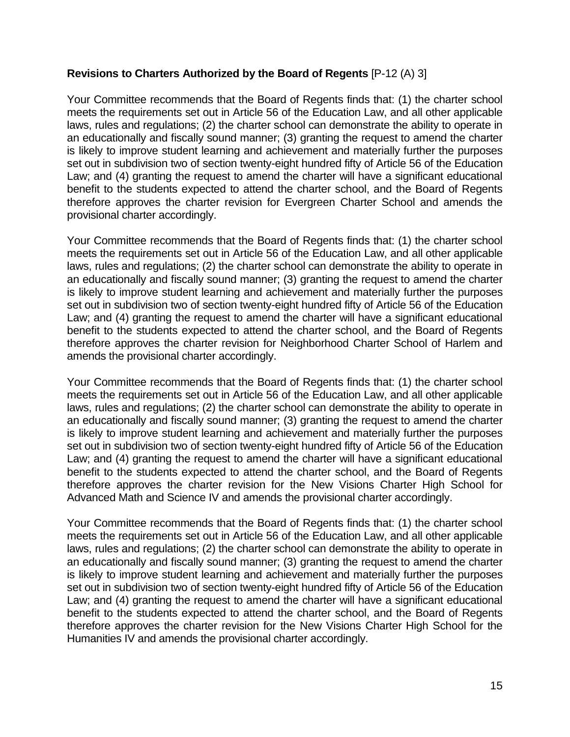**Revisions to Charters Authorized by the Board of Regents** [P-12 (A) 3]

Your Committee recommends that the Board of Regents finds that: (1) the charter school meets the requirements set out in Article 56 of the Education Law, and all other applicable laws, rules and regulations; (2) the charter school can demonstrate the ability to operate in an educationally and fiscally sound manner; (3) granting the request to amend the charter is likely to improve student learning and achievement and materially further the purposes set out in subdivision two of section twenty-eight hundred fifty of Article 56 of the Education Law; and (4) granting the request to amend the charter will have a significant educational benefit to the students expected to attend the charter school, and the Board of Regents therefore approves the charter revision for Evergreen Charter School and amends the provisional charter accordingly.

Your Committee recommends that the Board of Regents finds that: (1) the charter school meets the requirements set out in Article 56 of the Education Law, and all other applicable laws, rules and regulations; (2) the charter school can demonstrate the ability to operate in an educationally and fiscally sound manner; (3) granting the request to amend the charter is likely to improve student learning and achievement and materially further the purposes set out in subdivision two of section twenty-eight hundred fifty of Article 56 of the Education Law; and (4) granting the request to amend the charter will have a significant educational benefit to the students expected to attend the charter school, and the Board of Regents therefore approves the charter revision for Neighborhood Charter School of Harlem and amends the provisional charter accordingly.

Your Committee recommends that the Board of Regents finds that: (1) the charter school meets the requirements set out in Article 56 of the Education Law, and all other applicable laws, rules and regulations; (2) the charter school can demonstrate the ability to operate in an educationally and fiscally sound manner; (3) granting the request to amend the charter is likely to improve student learning and achievement and materially further the purposes set out in subdivision two of section twenty-eight hundred fifty of Article 56 of the Education Law; and (4) granting the request to amend the charter will have a significant educational benefit to the students expected to attend the charter school, and the Board of Regents therefore approves the charter revision for the New Visions Charter High School for Advanced Math and Science IV and amends the provisional charter accordingly.

Your Committee recommends that the Board of Regents finds that: (1) the charter school meets the requirements set out in Article 56 of the Education Law, and all other applicable laws, rules and regulations; (2) the charter school can demonstrate the ability to operate in an educationally and fiscally sound manner; (3) granting the request to amend the charter is likely to improve student learning and achievement and materially further the purposes set out in subdivision two of section twenty-eight hundred fifty of Article 56 of the Education Law; and (4) granting the request to amend the charter will have a significant educational benefit to the students expected to attend the charter school, and the Board of Regents therefore approves the charter revision for the New Visions Charter High School for the Humanities IV and amends the provisional charter accordingly.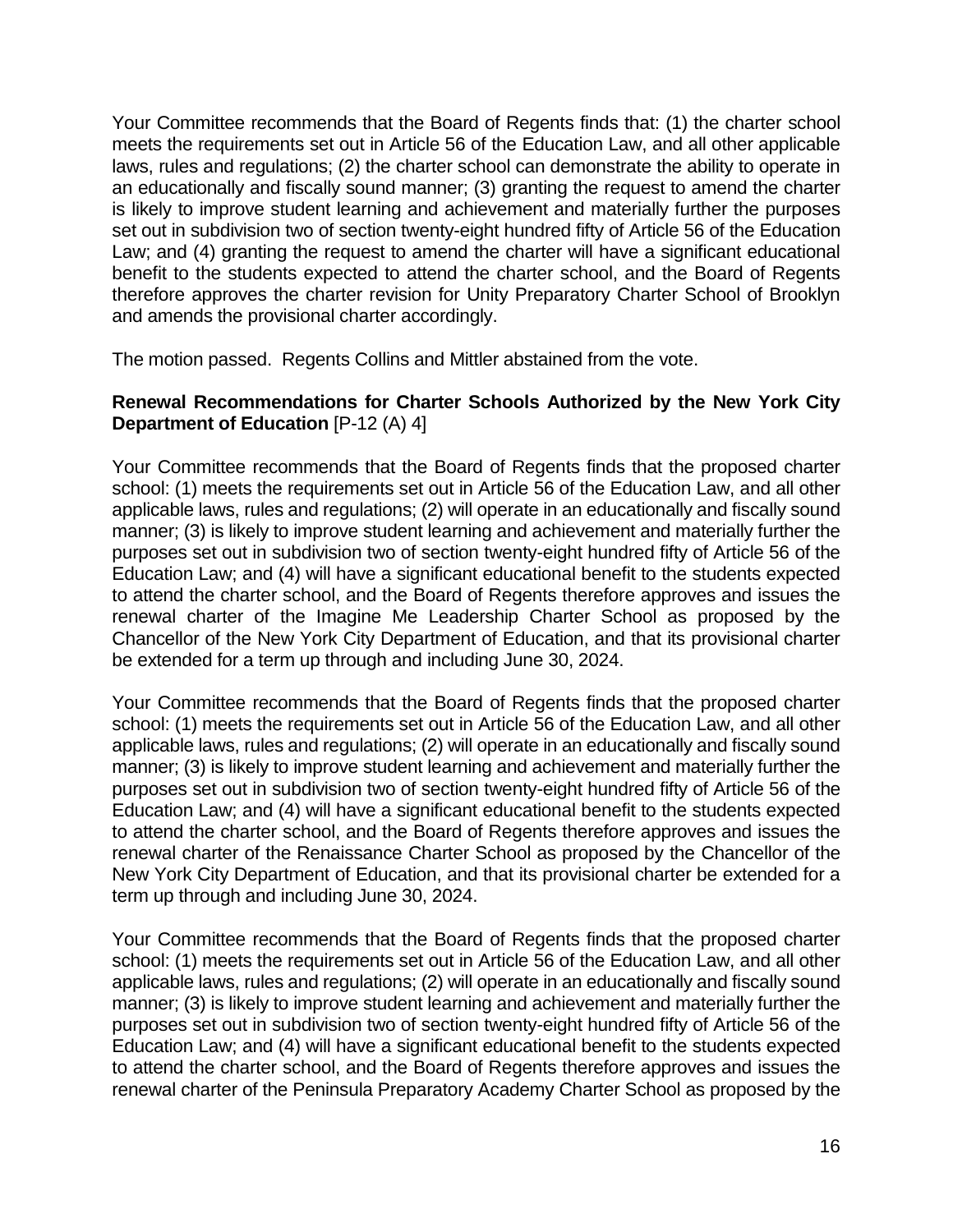Your Committee recommends that the Board of Regents finds that: (1) the charter school meets the requirements set out in Article 56 of the Education Law, and all other applicable laws, rules and regulations; (2) the charter school can demonstrate the ability to operate in an educationally and fiscally sound manner; (3) granting the request to amend the charter is likely to improve student learning and achievement and materially further the purposes set out in subdivision two of section twenty-eight hundred fifty of Article 56 of the Education Law; and (4) granting the request to amend the charter will have a significant educational benefit to the students expected to attend the charter school, and the Board of Regents therefore approves the charter revision for Unity Preparatory Charter School of Brooklyn and amends the provisional charter accordingly.

The motion passed. Regents Collins and Mittler abstained from the vote.

**Renewal Recommendations for Charter Schools Authorized by the New York City Department of Education** [P-12 (A) 4]

Your Committee recommends that the Board of Regents finds that the proposed charter school: (1) meets the requirements set out in Article 56 of the Education Law, and all other applicable laws, rules and regulations; (2) will operate in an educationally and fiscally sound manner; (3) is likely to improve student learning and achievement and materially further the purposes set out in subdivision two of section twenty-eight hundred fifty of Article 56 of the Education Law; and (4) will have a significant educational benefit to the students expected to attend the charter school, and the Board of Regents therefore approves and issues the renewal charter of the Imagine Me Leadership Charter School as proposed by the Chancellor of the New York City Department of Education, and that its provisional charter be extended for a term up through and including June 30, 2024.

Your Committee recommends that the Board of Regents finds that the proposed charter school: (1) meets the requirements set out in Article 56 of the Education Law, and all other applicable laws, rules and regulations; (2) will operate in an educationally and fiscally sound manner; (3) is likely to improve student learning and achievement and materially further the purposes set out in subdivision two of section twenty-eight hundred fifty of Article 56 of the Education Law; and (4) will have a significant educational benefit to the students expected to attend the charter school, and the Board of Regents therefore approves and issues the renewal charter of the Renaissance Charter School as proposed by the Chancellor of the New York City Department of Education, and that its provisional charter be extended for a term up through and including June 30, 2024.

Your Committee recommends that the Board of Regents finds that the proposed charter school: (1) meets the requirements set out in Article 56 of the Education Law, and all other applicable laws, rules and regulations; (2) will operate in an educationally and fiscally sound manner; (3) is likely to improve student learning and achievement and materially further the purposes set out in subdivision two of section twenty-eight hundred fifty of Article 56 of the Education Law; and (4) will have a significant educational benefit to the students expected to attend the charter school, and the Board of Regents therefore approves and issues the renewal charter of the Peninsula Preparatory Academy Charter School as proposed by the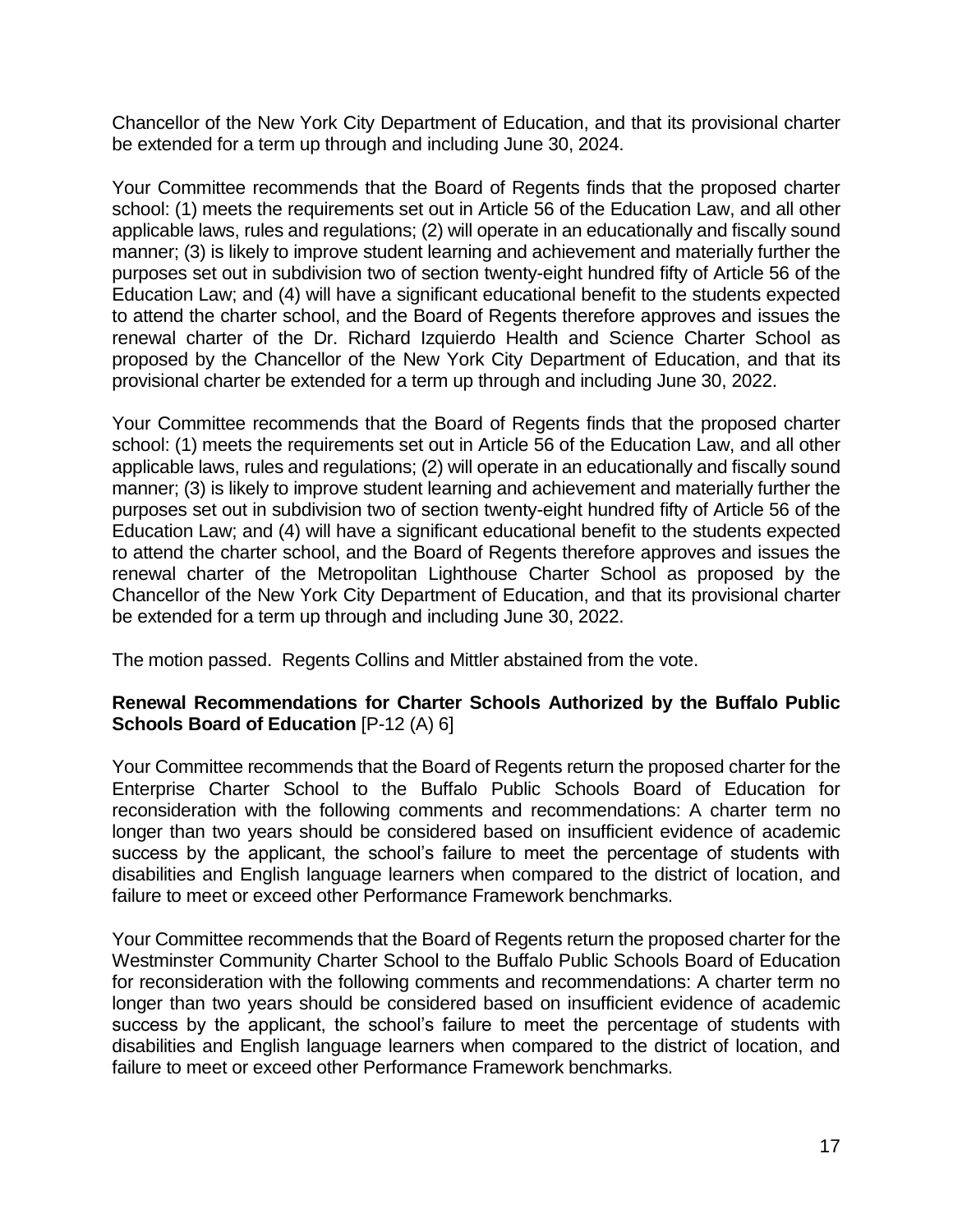Chancellor of the New York City Department of Education, and that its provisional charter be extended for a term up through and including June 30, 2024.

Your Committee recommends that the Board of Regents finds that the proposed charter school: (1) meets the requirements set out in Article 56 of the Education Law, and all other applicable laws, rules and regulations; (2) will operate in an educationally and fiscally sound manner; (3) is likely to improve student learning and achievement and materially further the purposes set out in subdivision two of section twenty-eight hundred fifty of Article 56 of the Education Law; and (4) will have a significant educational benefit to the students expected to attend the charter school, and the Board of Regents therefore approves and issues the renewal charter of the Dr. Richard Izquierdo Health and Science Charter School as proposed by the Chancellor of the New York City Department of Education, and that its provisional charter be extended for a term up through and including June 30, 2022.

Your Committee recommends that the Board of Regents finds that the proposed charter school: (1) meets the requirements set out in Article 56 of the Education Law, and all other applicable laws, rules and regulations; (2) will operate in an educationally and fiscally sound manner; (3) is likely to improve student learning and achievement and materially further the purposes set out in subdivision two of section twenty-eight hundred fifty of Article 56 of the Education Law; and (4) will have a significant educational benefit to the students expected to attend the charter school, and the Board of Regents therefore approves and issues the renewal charter of the Metropolitan Lighthouse Charter School as proposed by the Chancellor of the New York City Department of Education, and that its provisional charter be extended for a term up through and including June 30, 2022.

The motion passed. Regents Collins and Mittler abstained from the vote.

**Renewal Recommendations for Charter Schools Authorized by the Buffalo Public Schools Board of Education** [P-12 (A) 6]

Your Committee recommends that the Board of Regents return the proposed charter for the Enterprise Charter School to the Buffalo Public Schools Board of Education for reconsideration with the following comments and recommendations: A charter term no longer than two years should be considered based on insufficient evidence of academic success by the applicant, the school's failure to meet the percentage of students with disabilities and English language learners when compared to the district of location, and failure to meet or exceed other Performance Framework benchmarks.

Your Committee recommends that the Board of Regents return the proposed charter for the Westminster Community Charter School to the Buffalo Public Schools Board of Education for reconsideration with the following comments and recommendations: A charter term no longer than two years should be considered based on insufficient evidence of academic success by the applicant, the school's failure to meet the percentage of students with disabilities and English language learners when compared to the district of location, and failure to meet or exceed other Performance Framework benchmarks.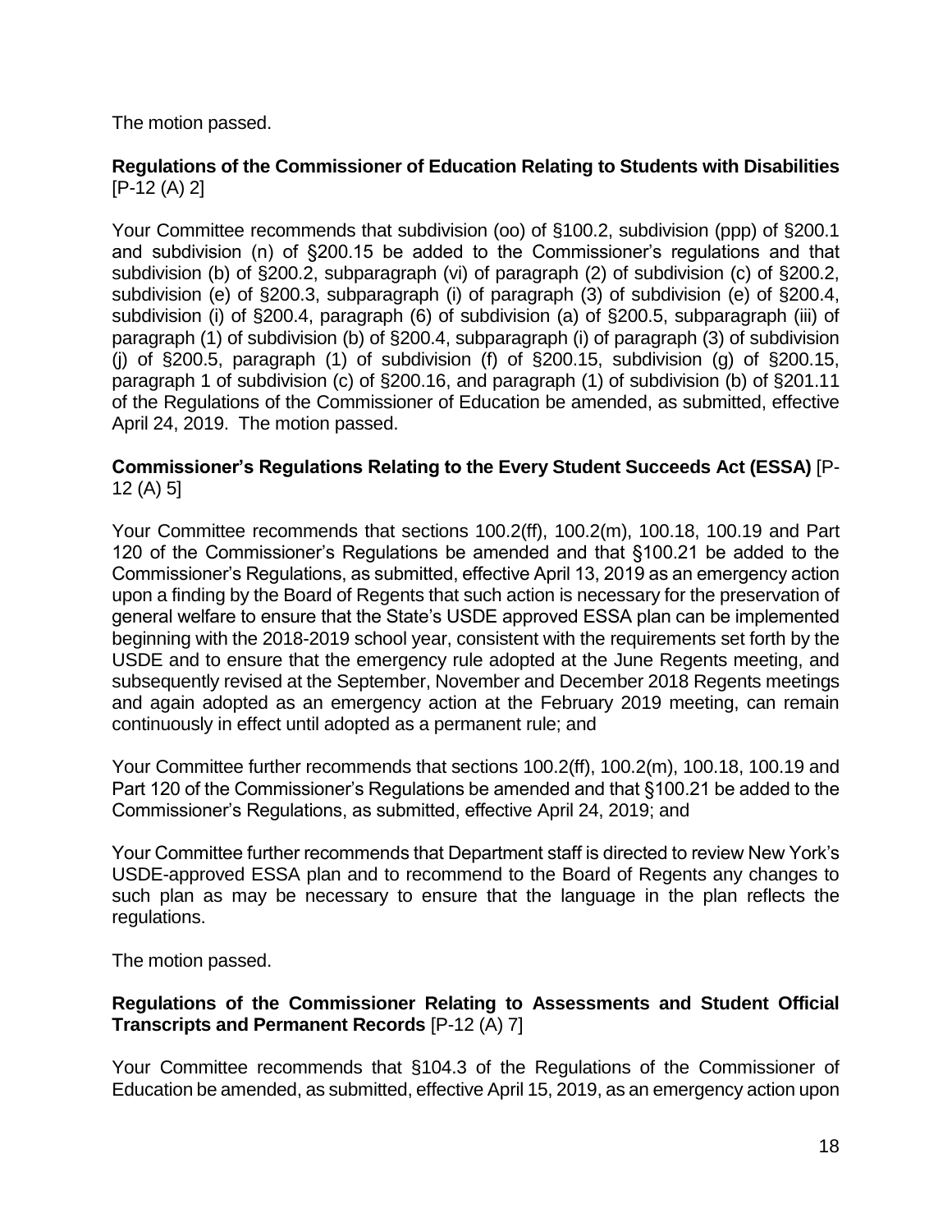The motion passed.

**Regulations of the Commissioner of Education Relating to Students with Disabilities** [P-12 (A) 2]

Your Committee recommends that subdivision (oo) of §100.2, subdivision (ppp) of §200.1 and subdivision (n) of §200.15 be added to the Commissioner's regulations and that subdivision (b) of §200.2, subparagraph (vi) of paragraph (2) of subdivision (c) of §200.2, subdivision (e) of §200.3, subparagraph (i) of paragraph (3) of subdivision (e) of §200.4, subdivision (i) of §200.4, paragraph (6) of subdivision (a) of §200.5, subparagraph (iii) of paragraph (1) of subdivision (b) of §200.4, subparagraph (i) of paragraph (3) of subdivision (j) of §200.5, paragraph (1) of subdivision (f) of §200.15, subdivision (g) of §200.15, paragraph 1 of subdivision (c) of §200.16, and paragraph (1) of subdivision (b) of §201.11 of the Regulations of the Commissioner of Education be amended, as submitted, effective April 24, 2019. The motion passed.

**Commissioner's Regulations Relating to the Every Student Succeeds Act (ESSA)** [P-12 (A) 5]

Your Committee recommends that sections 100.2(ff), 100.2(m), 100.18, 100.19 and Part 120 of the Commissioner's Regulations be amended and that §100.21 be added to the Commissioner's Regulations, as submitted, effective April 13, 2019 as an emergency action upon a finding by the Board of Regents that such action is necessary for the preservation of general welfare to ensure that the State's USDE approved ESSA plan can be implemented beginning with the 2018-2019 school year, consistent with the requirements set forth by the USDE and to ensure that the emergency rule adopted at the June Regents meeting, and subsequently revised at the September, November and December 2018 Regents meetings and again adopted as an emergency action at the February 2019 meeting, can remain continuously in effect until adopted as a permanent rule; and

Your Committee further recommends that sections 100.2(ff), 100.2(m), 100.18, 100.19 and Part 120 of the Commissioner's Regulations be amended and that §100.21 be added to the Commissioner's Regulations, as submitted, effective April 24, 2019; and

Your Committee further recommends that Department staff is directed to review New York's USDE-approved ESSA plan and to recommend to the Board of Regents any changes to such plan as may be necessary to ensure that the language in the plan reflects the regulations.

The motion passed.

**Regulations of the Commissioner Relating to Assessments and Student Official Transcripts and Permanent Records** [P-12 (A) 7]

Your Committee recommends that §104.3 of the Regulations of the Commissioner of Education be amended, as submitted, effective April 15, 2019, as an emergency action upon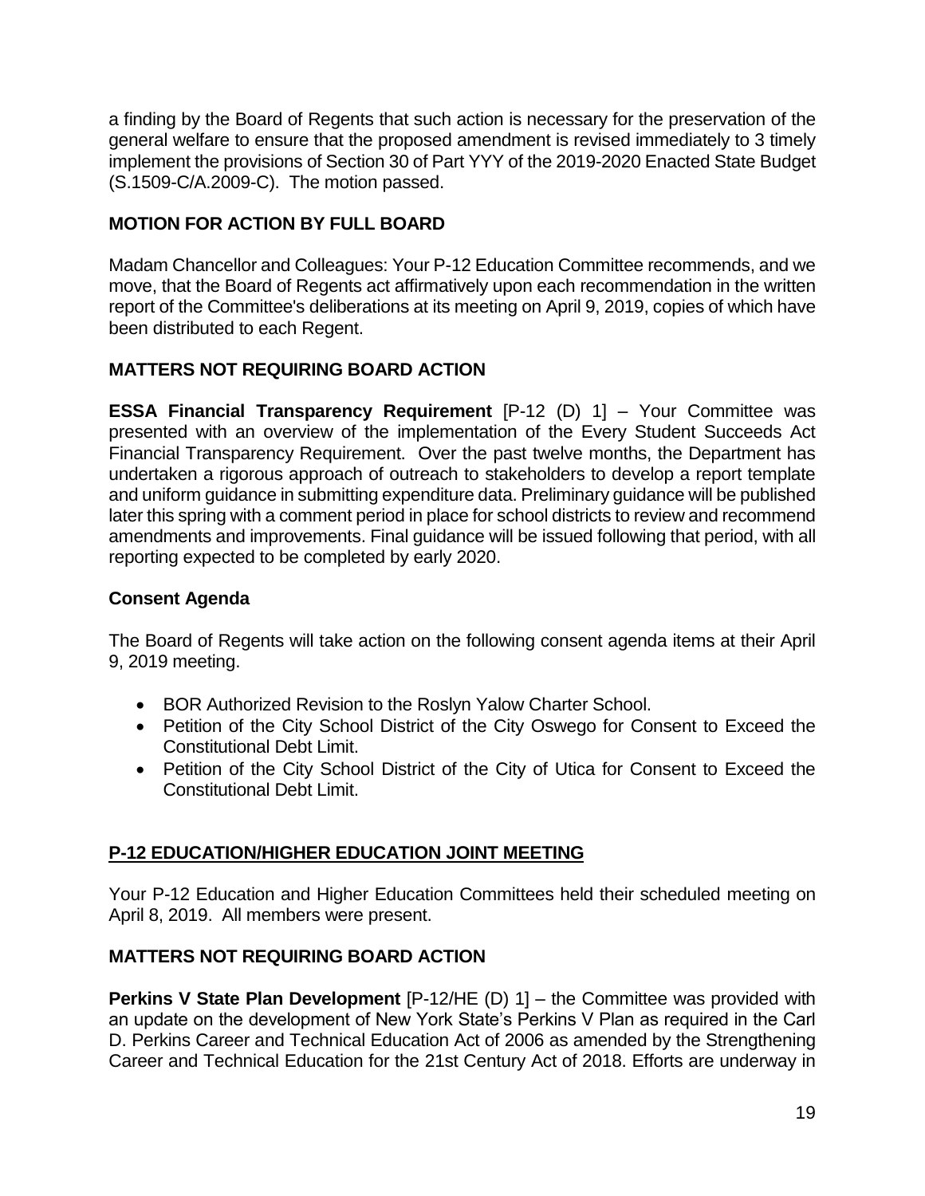a finding by the Board of Regents that such action is necessary for the preservation of the general welfare to ensure that the proposed amendment is revised immediately to 3 timely implement the provisions of Section 30 of Part YYY of the 2019-2020 Enacted State Budget (S.1509-C/A.2009-C). The motion passed.

## MOTION FOR ACTION BY FULL BOARD

Madam Chancellor and Colleagues: Your P-12 Education Committee recommends, and we move, that the Board of Regents act affirmatively upon each recommendation in the written report of the Committee's deliberations at its meeting on April 9, 2019, copies of which have been distributed to each Regent.

## MATTERS NOT REQUIRING BOARD ACTION

**ESSA Financial Transparency Requirement** [P-12 (D) 1] – Your Committee was presented with an overview of the implementation of the Every Student Succeeds Act Financial Transparency Requirement. Over the past twelve months, the Department has undertaken a rigorous approach of outreach to stakeholders to develop a report template and uniform guidance in submitting expenditure data. Preliminary guidance will be published later this spring with a comment period in place for school districts to review and recommend amendments and improvements. Final guidance will be issued following that period, with all reporting expected to be completed by early 2020.

## Consent Agenda

The Board of Regents will take action on the following consent agenda items at their April 9, 2019 meeting.

- BOR Authorized Revision to the Roslyn Yalow Charter School.
- Petition of the City School District of the City Oswego for Consent to Exceed the Constitutional Debt Limit.
- Petition of the City School District of the City of Utica for Consent to Exceed the Constitutional Debt Limit.

## P-12 EDUCATION/HIGHER EDUCATION JOINT MEETING

Your P-12 Education and Higher Education Committees held their scheduled meeting on April 8, 2019. All members were present.

## MATTERS NOT REQUIRING BOARD ACTION

**Perkins V State Plan Development** [P-12/HE (D) 1] – the Committee was provided with an update on the development of New York State's Perkins V Plan as required in the Carl D. Perkins Career and Technical Education Act of 2006 as amended by the Strengthening Career and Technical Education for the 21st Century Act of 2018. Efforts are underway in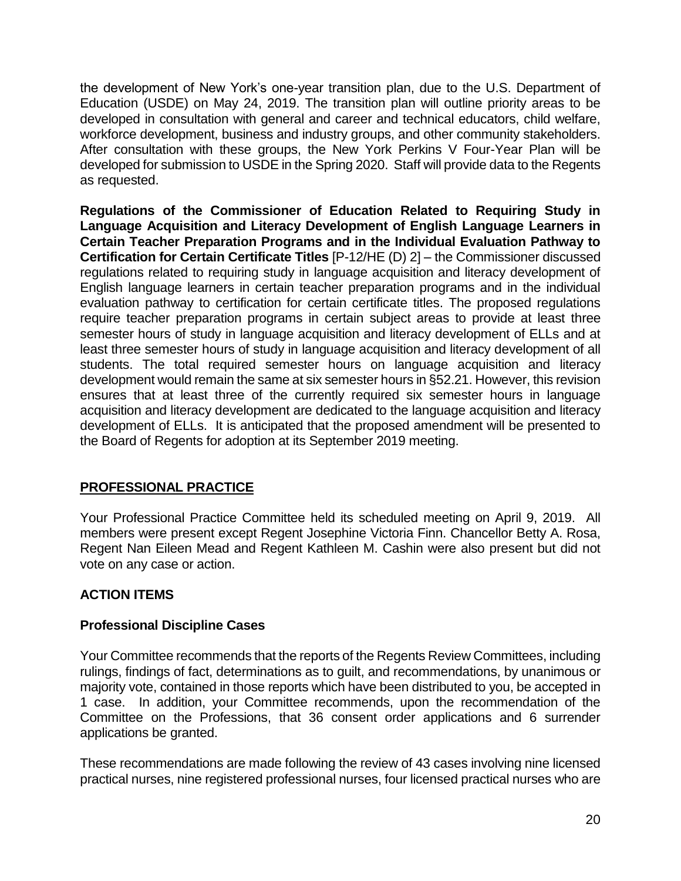the development of New York's one-year transition plan, due to the U.S. Department of Education (USDE) on May 24, 2019. The transition plan will outline priority areas to be developed in consultation with general and career and technical educators, child welfare, workforce development, business and industry groups, and other community stakeholders. After consultation with these groups, the New York Perkins V Four-Year Plan will be developed for submission to USDE in the Spring 2020. Staff will provide data to the Regents as requested.

**Regulations of the Commissioner of Education Related to Requiring Study in Language Acquisition and Literacy Development of English Language Learners in Certain Teacher Preparation Programs and in the Individual Evaluation Pathway to Certification for Certain Certificate Titles** [P-12/HE (D) 2] – the Commissioner discussed regulations related to requiring study in language acquisition and literacy development of English language learners in certain teacher preparation programs and in the individual evaluation pathway to certification for certain certificate titles. The proposed regulations require teacher preparation programs in certain subject areas to provide at least three semester hours of study in language acquisition and literacy development of ELLs and at least three semester hours of study in language acquisition and literacy development of all students. The total required semester hours on language acquisition and literacy development would remain the same at six semester hours in §52.21. However, this revision ensures that at least three of the currently required six semester hours in language acquisition and literacy development are dedicated to the language acquisition and literacy development of ELLs. It is anticipated that the proposed amendment will be presented to the Board of Regents for adoption at its September 2019 meeting.

## PROFESSIONAL PRACTICE

Your Professional Practice Committee held its scheduled meeting on April 9, 2019. All members were present except Regent Josephine Victoria Finn. Chancellor Betty A. Rosa, Regent Nan Eileen Mead and Regent Kathleen M. Cashin were also present but did not vote on any case or action.

### ACTION ITEMS

### Professional Discipline Cases

Your Committee recommends that the reports of the Regents Review Committees, including rulings, findings of fact, determinations as to guilt, and recommendations, by unanimous or majority vote, contained in those reports which have been distributed to you, be accepted in 1 case. In addition, your Committee recommends, upon the recommendation of the Committee on the Professions, that 36 consent order applications and 6 surrender applications be granted.

These recommendations are made following the review of 43 cases involving nine licensed practical nurses, nine registered professional nurses, four licensed practical nurses who are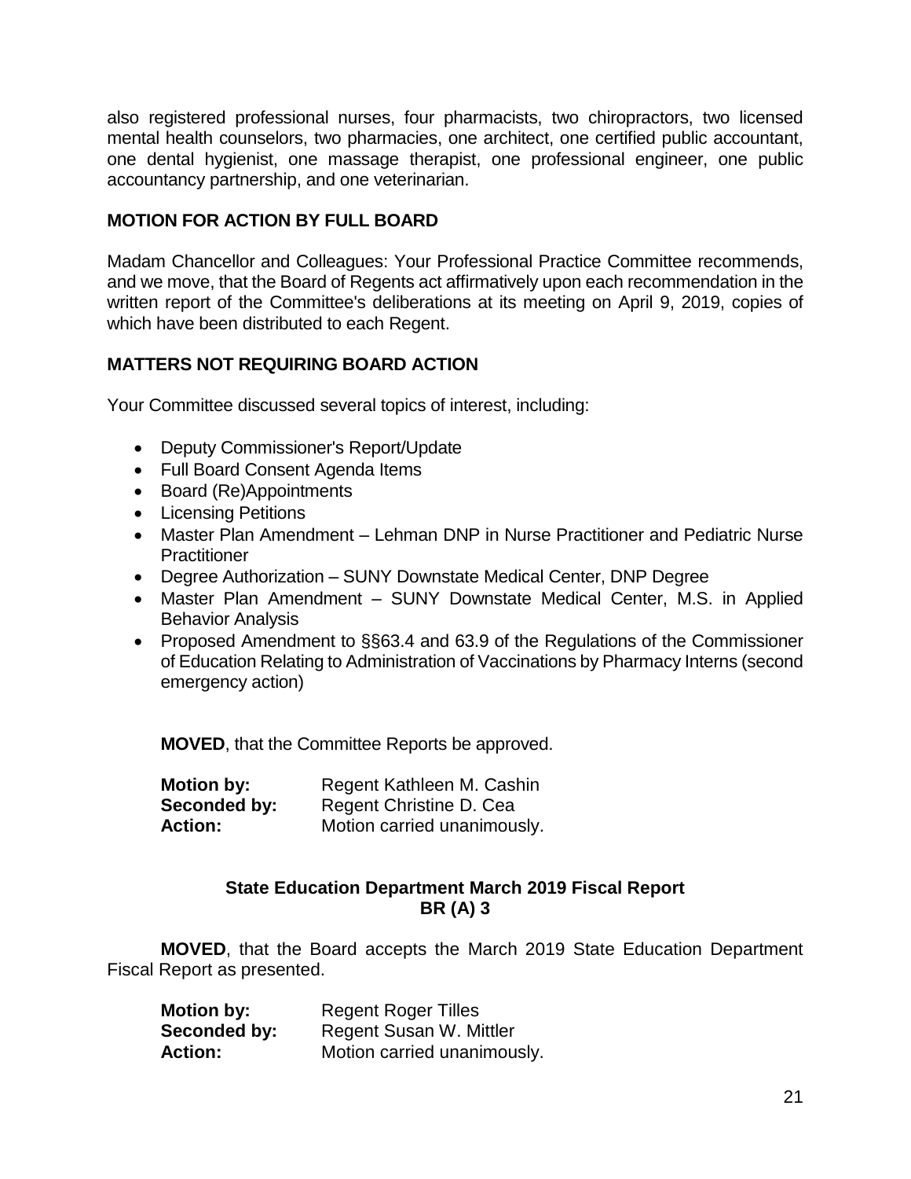also registered professional nurses, four pharmacists, two chiropractors, two licensed mental health counselors, two pharmacies, one architect, one certified public accountant, one dental hygienist, one massage therapist, one professional engineer, one public accountancy partnership, and one veterinarian.

**MOTION FOR ACTION BY FULL BOARD**

Madam Chancellor and Colleagues: Your Professional Practice Committee recommends, and we move, that the Board of Regents act affirmatively upon each recommendation in the written report of the Committee's deliberations at its meeting on April 9, 2019, copies of which have been distributed to each Regent.

**MATTERS NOT REQUIRING BOARD ACTION**

Your Committee discussed several topics of interest, including:

- Deputy Commissioner's Report/Update
- Full Board Consent Agenda Items
- Board (Re)Appointments
- Licensing Petitions
- Master Plan Amendment – Lehman DNP in Nurse Practitioner and Pediatric Nurse Practitioner
- Degree Authorization – SUNY Downstate Medical Center, DNP Degree
- Master Plan Amendment – SUNY Downstate Medical Center, M.S. in Applied Behavior Analysis
- Proposed Amendment to §§63.4 and 63.9 of the Regulations of the Commissioner of Education Relating to Administration of Vaccinations by Pharmacy Interns (second emergency action)

**MOVED**, that the Committee Reports be approved.

**Motion by:** Regent Kathleen M. Cashin
**Seconded by:** Regent Christine D. Cea
**Action:** Motion carried unanimously.

**State Education Department March 2019 Fiscal Report**
**BR (A) 3**

**MOVED**, that the Board accepts the March 2019 State Education Department Fiscal Report as presented.

**Motion by:** Regent Roger Tilles
**Seconded by:** Regent Susan W. Mittler
**Action:** Motion carried unanimously.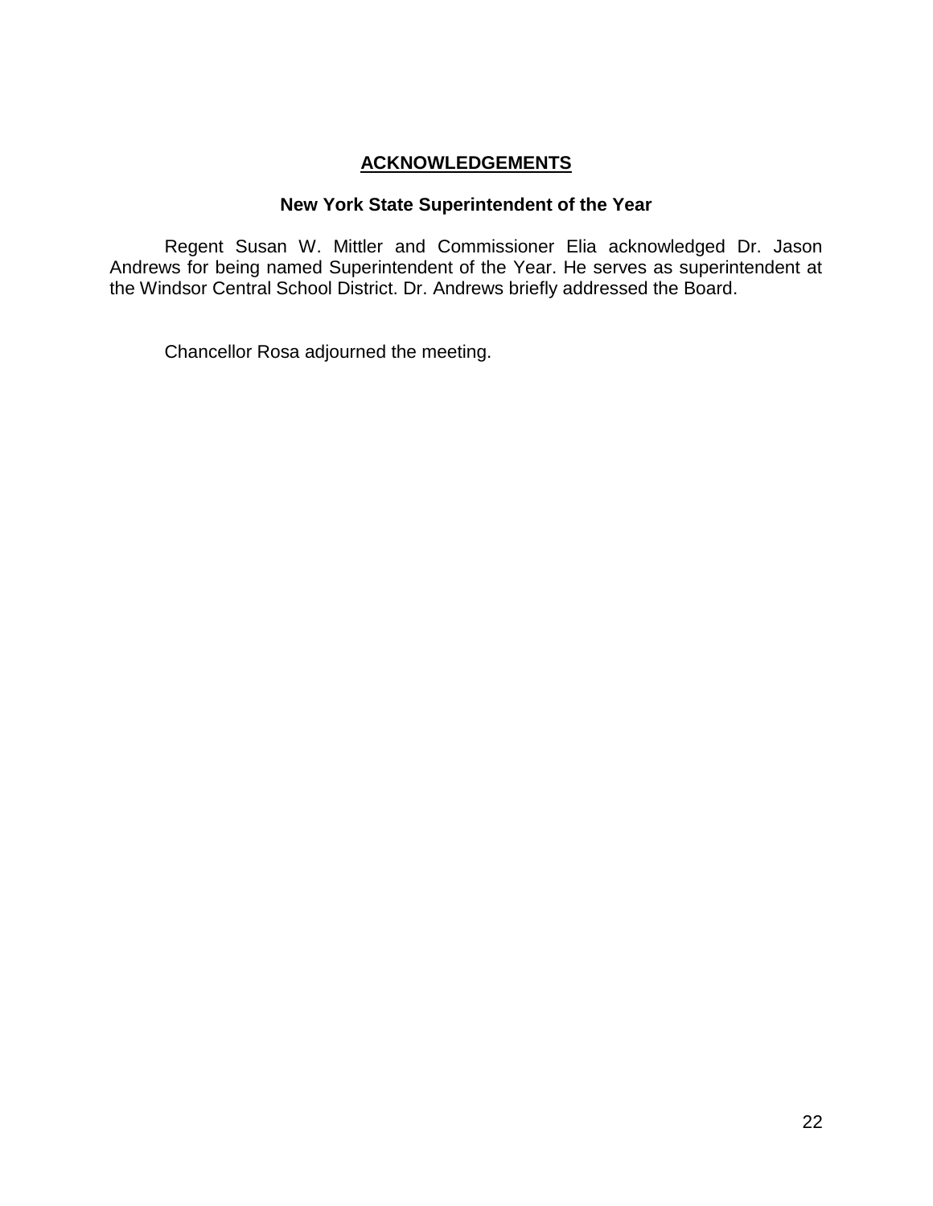## ACKNOWLEDGEMENTS

### New York State Superintendent of the Year

Regent Susan W. Mittler and Commissioner Elia acknowledged Dr. Jason Andrews for being named Superintendent of the Year. He serves as superintendent at the Windsor Central School District. Dr. Andrews briefly addressed the Board.

Chancellor Rosa adjourned the meeting.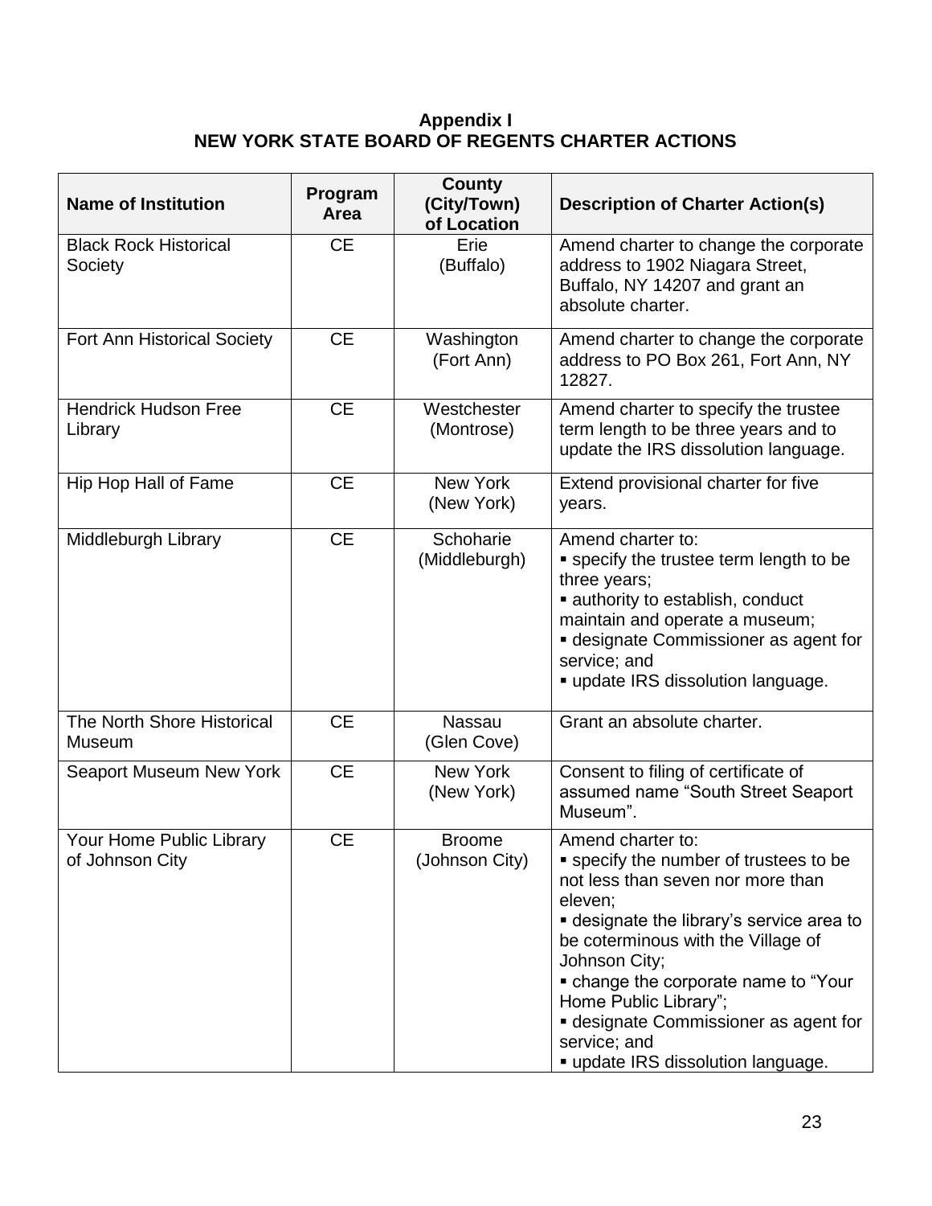**Appendix I**
**NEW YORK STATE BOARD OF REGENTS CHARTER ACTIONS**

| Name of Institution | Program Area | County (City/Town) of Location | Description of Charter Action(s) |
|---|---|---|---|
| Black Rock Historical Society | CE | Erie (Buffalo) | Amend charter to change the corporate address to 1902 Niagara Street, Buffalo, NY 14207 and grant an absolute charter. |
| Fort Ann Historical Society | CE | Washington (Fort Ann) | Amend charter to change the corporate address to PO Box 261, Fort Ann, NY 12827. |
| Hendrick Hudson Free Library | CE | Westchester (Montrose) | Amend charter to specify the trustee term length to be three years and to update the IRS dissolution language. |
| Hip Hop Hall of Fame | CE | New York (New York) | Extend provisional charter for five years. |
| Middleburgh Library | CE | Schoharie (Middleburgh) | Amend charter to:<br>▪ specify the trustee term length to be three years;<br>▪ authority to establish, conduct maintain and operate a museum;<br>▪ designate Commissioner as agent for service; and<br>▪ update IRS dissolution language. |
| The North Shore Historical Museum | CE | Nassau (Glen Cove) | Grant an absolute charter. |
| Seaport Museum New York | CE | New York (New York) | Consent to filing of certificate of assumed name "South Street Seaport Museum". |
| Your Home Public Library of Johnson City | CE | Broome (Johnson City) | Amend charter to:<br>▪ specify the number of trustees to be not less than seven nor more than eleven;<br>▪ designate the library's service area to be coterminous with the Village of Johnson City;<br>▪ change the corporate name to "Your Home Public Library";<br>▪ designate Commissioner as agent for service; and<br>▪ update IRS dissolution language. |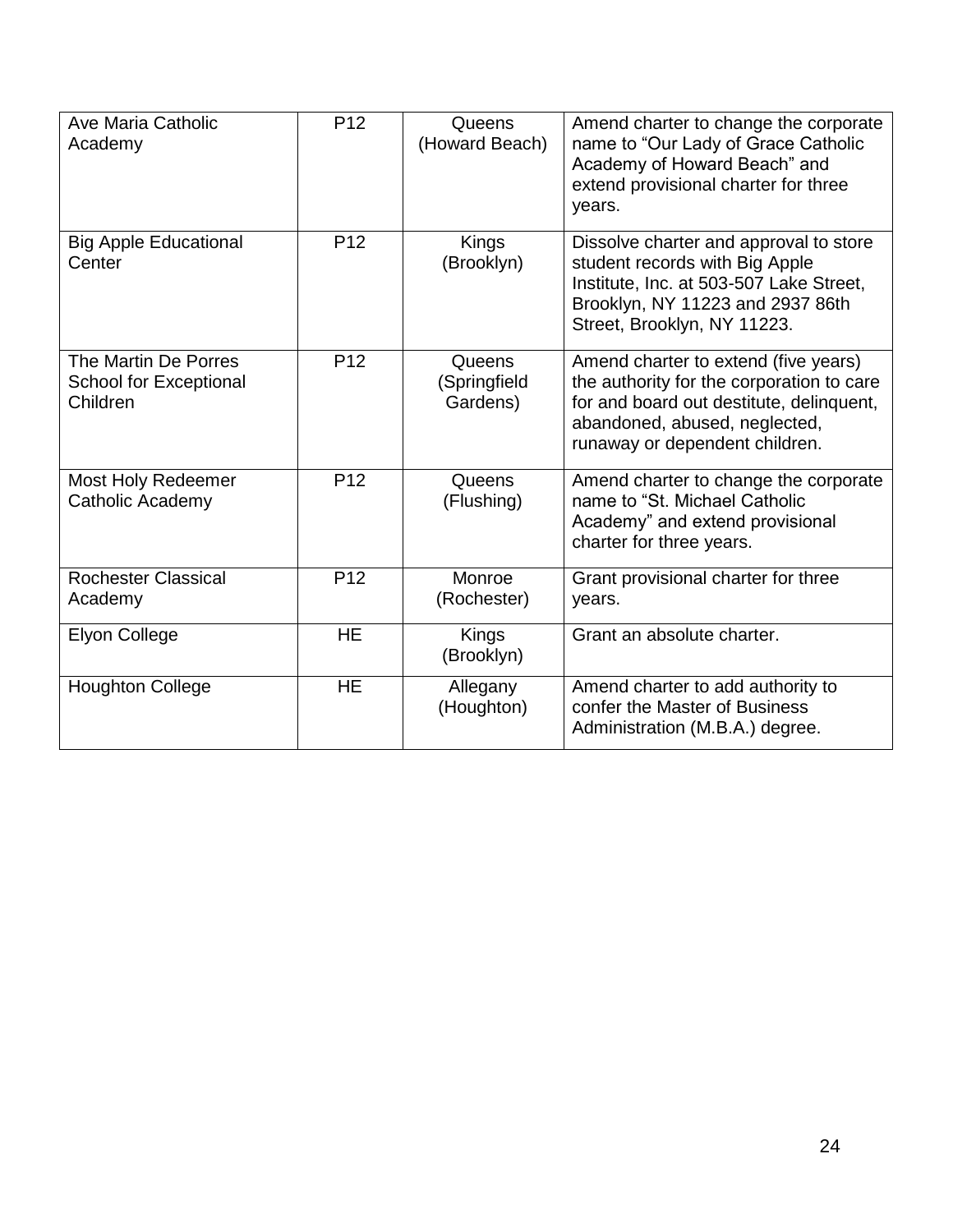| Ave Maria Catholic Academy | P12 | Queens (Howard Beach) | Amend charter to change the corporate name to “Our Lady of Grace Catholic Academy of Howard Beach” and extend provisional charter for three years. |
|---|---|---|---|
| Big Apple Educational Center | P12 | Kings (Brooklyn) | Dissolve charter and approval to store student records with Big Apple Institute, Inc. at 503-507 Lake Street, Brooklyn, NY 11223 and 2937 86th Street, Brooklyn, NY 11223. |
| The Martin De Porres School for Exceptional Children | P12 | Queens (Springfield Gardens) | Amend charter to extend (five years) the authority for the corporation to care for and board out destitute, delinquent, abandoned, abused, neglected, runaway or dependent children. |
| Most Holy Redeemer Catholic Academy | P12 | Queens (Flushing) | Amend charter to change the corporate name to “St. Michael Catholic Academy” and extend provisional charter for three years. |
| Rochester Classical Academy | P12 | Monroe (Rochester) | Grant provisional charter for three years. |
| Elyon College | HE | Kings (Brooklyn) | Grant an absolute charter. |
| Houghton College | HE | Allegany (Houghton) | Amend charter to add authority to confer the Master of Business Administration (M.B.A.) degree. |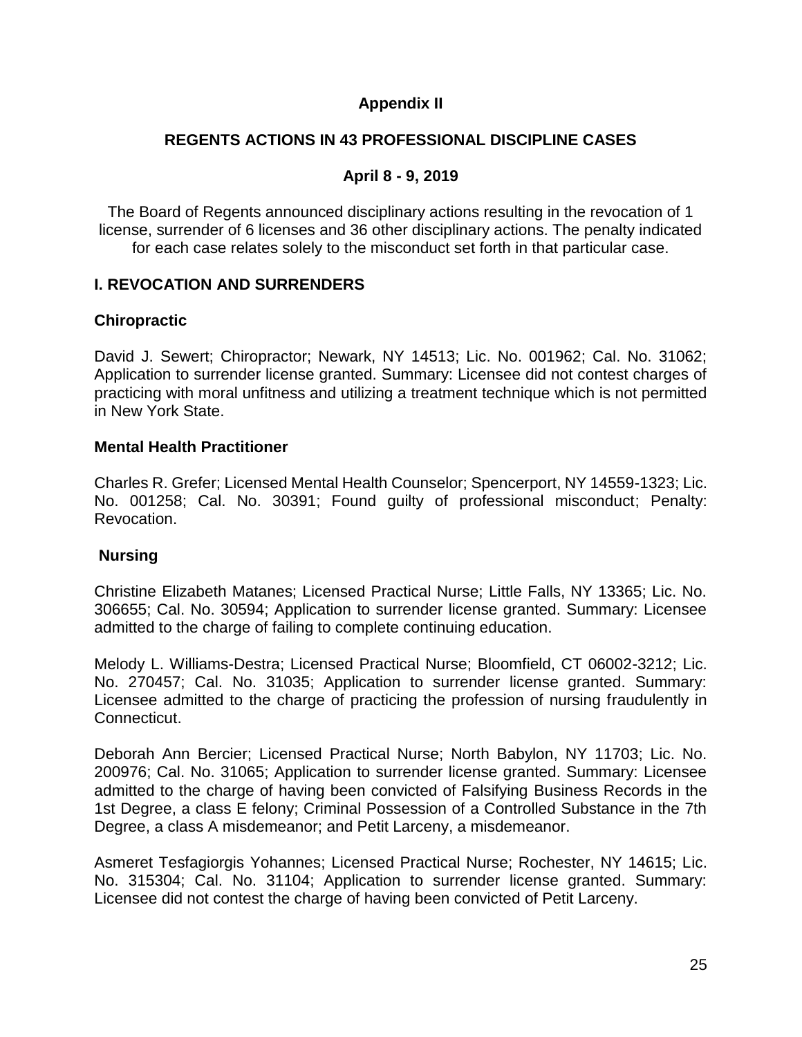# Appendix II

## REGENTS ACTIONS IN 43 PROFESSIONAL DISCIPLINE CASES

### April 8 - 9, 2019

The Board of Regents announced disciplinary actions resulting in the revocation of 1 license, surrender of 6 licenses and 36 other disciplinary actions. The penalty indicated for each case relates solely to the misconduct set forth in that particular case.

## I. REVOCATION AND SURRENDERS

### Chiropractic

David J. Sewert; Chiropractor; Newark, NY 14513; Lic. No. 001962; Cal. No. 31062; Application to surrender license granted. Summary: Licensee did not contest charges of practicing with moral unfitness and utilizing a treatment technique which is not permitted in New York State.

### Mental Health Practitioner

Charles R. Grefer; Licensed Mental Health Counselor; Spencerport, NY 14559-1323; Lic. No. 001258; Cal. No. 30391; Found guilty of professional misconduct; Penalty: Revocation.

### Nursing

Christine Elizabeth Matanes; Licensed Practical Nurse; Little Falls, NY 13365; Lic. No. 306655; Cal. No. 30594; Application to surrender license granted. Summary: Licensee admitted to the charge of failing to complete continuing education.

Melody L. Williams-Destra; Licensed Practical Nurse; Bloomfield, CT 06002-3212; Lic. No. 270457; Cal. No. 31035; Application to surrender license granted. Summary: Licensee admitted to the charge of practicing the profession of nursing fraudulently in Connecticut.

Deborah Ann Bercier; Licensed Practical Nurse; North Babylon, NY 11703; Lic. No. 200976; Cal. No. 31065; Application to surrender license granted. Summary: Licensee admitted to the charge of having been convicted of Falsifying Business Records in the 1st Degree, a class E felony; Criminal Possession of a Controlled Substance in the 7th Degree, a class A misdemeanor; and Petit Larceny, a misdemeanor.

Asmeret Tesfagiorgis Yohannes; Licensed Practical Nurse; Rochester, NY 14615; Lic. No. 315304; Cal. No. 31104; Application to surrender license granted. Summary: Licensee did not contest the charge of having been convicted of Petit Larceny.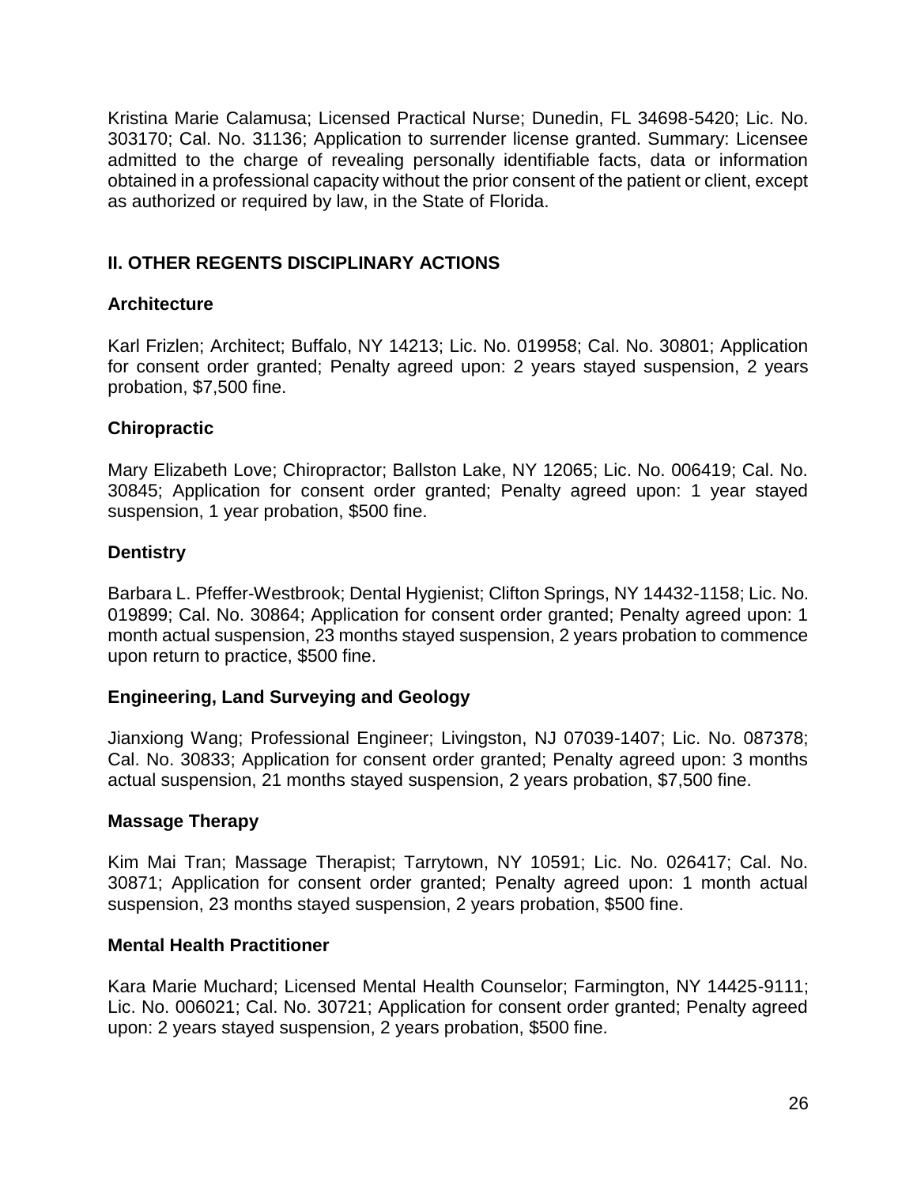Kristina Marie Calamusa; Licensed Practical Nurse; Dunedin, FL 34698-5420; Lic. No. 303170; Cal. No. 31136; Application to surrender license granted. Summary: Licensee admitted to the charge of revealing personally identifiable facts, data or information obtained in a professional capacity without the prior consent of the patient or client, except as authorized or required by law, in the State of Florida.

## II. OTHER REGENTS DISCIPLINARY ACTIONS

### Architecture

Karl Frizlen; Architect; Buffalo, NY 14213; Lic. No. 019958; Cal. No. 30801; Application for consent order granted; Penalty agreed upon: 2 years stayed suspension, 2 years probation, $7,500 fine.

### Chiropractic

Mary Elizabeth Love; Chiropractor; Ballston Lake, NY 12065; Lic. No. 006419; Cal. No. 30845; Application for consent order granted; Penalty agreed upon: 1 year stayed suspension, 1 year probation, $500 fine.

### Dentistry

Barbara L. Pfeffer-Westbrook; Dental Hygienist; Clifton Springs, NY 14432-1158; Lic. No. 019899; Cal. No. 30864; Application for consent order granted; Penalty agreed upon: 1 month actual suspension, 23 months stayed suspension, 2 years probation to commence upon return to practice, $500 fine.

### Engineering, Land Surveying and Geology

Jianxiong Wang; Professional Engineer; Livingston, NJ 07039-1407; Lic. No. 087378; Cal. No. 30833; Application for consent order granted; Penalty agreed upon: 3 months actual suspension, 21 months stayed suspension, 2 years probation, $7,500 fine.

### Massage Therapy

Kim Mai Tran; Massage Therapist; Tarrytown, NY 10591; Lic. No. 026417; Cal. No. 30871; Application for consent order granted; Penalty agreed upon: 1 month actual suspension, 23 months stayed suspension, 2 years probation, $500 fine.

### Mental Health Practitioner

Kara Marie Muchard; Licensed Mental Health Counselor; Farmington, NY 14425-9111; Lic. No. 006021; Cal. No. 30721; Application for consent order granted; Penalty agreed upon: 2 years stayed suspension, 2 years probation, $500 fine.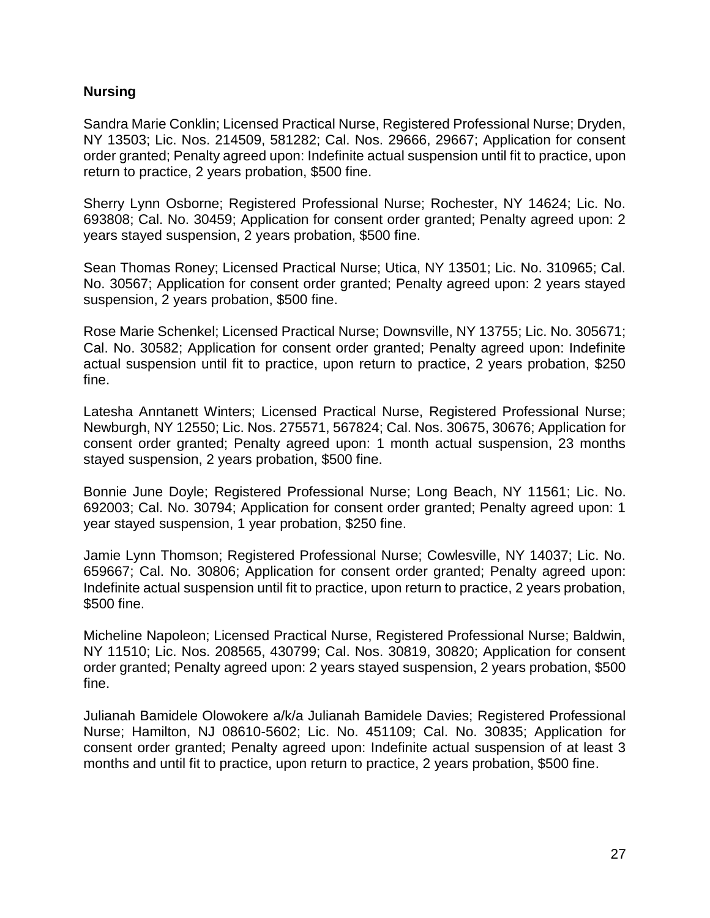**Nursing**

Sandra Marie Conklin; Licensed Practical Nurse, Registered Professional Nurse; Dryden, NY 13503; Lic. Nos. 214509, 581282; Cal. Nos. 29666, 29667; Application for consent order granted; Penalty agreed upon: Indefinite actual suspension until fit to practice, upon return to practice, 2 years probation, $500 fine.

Sherry Lynn Osborne; Registered Professional Nurse; Rochester, NY 14624; Lic. No. 693808; Cal. No. 30459; Application for consent order granted; Penalty agreed upon: 2 years stayed suspension, 2 years probation, $500 fine.

Sean Thomas Roney; Licensed Practical Nurse; Utica, NY 13501; Lic. No. 310965; Cal. No. 30567; Application for consent order granted; Penalty agreed upon: 2 years stayed suspension, 2 years probation, $500 fine.

Rose Marie Schenkel; Licensed Practical Nurse; Downsville, NY 13755; Lic. No. 305671; Cal. No. 30582; Application for consent order granted; Penalty agreed upon: Indefinite actual suspension until fit to practice, upon return to practice, 2 years probation, $250 fine.

Latesha Anntanett Winters; Licensed Practical Nurse, Registered Professional Nurse; Newburgh, NY 12550; Lic. Nos. 275571, 567824; Cal. Nos. 30675, 30676; Application for consent order granted; Penalty agreed upon: 1 month actual suspension, 23 months stayed suspension, 2 years probation, $500 fine.

Bonnie June Doyle; Registered Professional Nurse; Long Beach, NY 11561; Lic. No. 692003; Cal. No. 30794; Application for consent order granted; Penalty agreed upon: 1 year stayed suspension, 1 year probation, $250 fine.

Jamie Lynn Thomson; Registered Professional Nurse; Cowlesville, NY 14037; Lic. No. 659667; Cal. No. 30806; Application for consent order granted; Penalty agreed upon: Indefinite actual suspension until fit to practice, upon return to practice, 2 years probation, $500 fine.

Micheline Napoleon; Licensed Practical Nurse, Registered Professional Nurse; Baldwin, NY 11510; Lic. Nos. 208565, 430799; Cal. Nos. 30819, 30820; Application for consent order granted; Penalty agreed upon: 2 years stayed suspension, 2 years probation, $500 fine.

Julianah Bamidele Olowokere a/k/a Julianah Bamidele Davies; Registered Professional Nurse; Hamilton, NJ 08610-5602; Lic. No. 451109; Cal. No. 30835; Application for consent order granted; Penalty agreed upon: Indefinite actual suspension of at least 3 months and until fit to practice, upon return to practice, 2 years probation, $500 fine.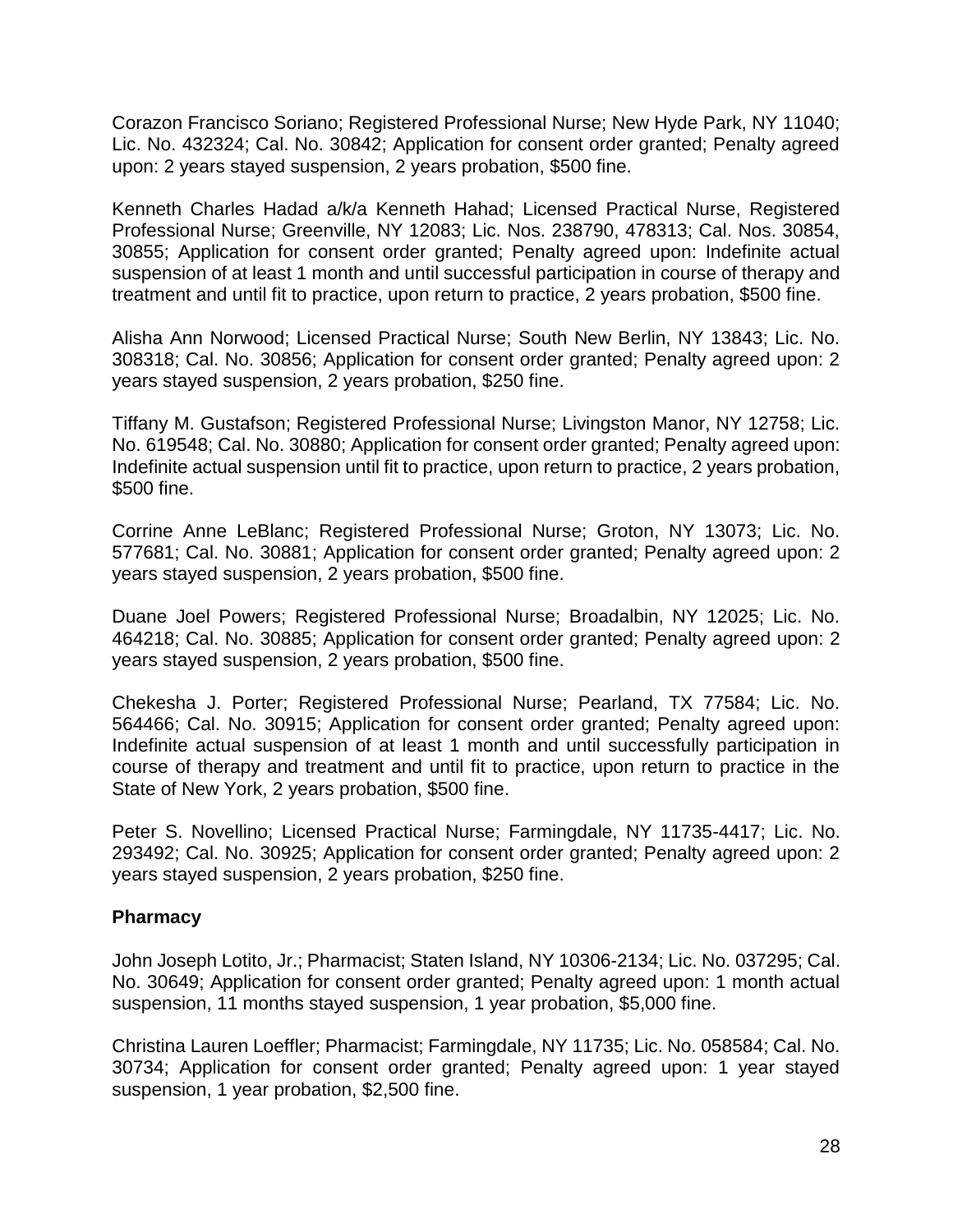Corazon Francisco Soriano; Registered Professional Nurse; New Hyde Park, NY 11040; Lic. No. 432324; Cal. No. 30842; Application for consent order granted; Penalty agreed upon: 2 years stayed suspension, 2 years probation, $500 fine.

Kenneth Charles Hadad a/k/a Kenneth Hahad; Licensed Practical Nurse, Registered Professional Nurse; Greenville, NY 12083; Lic. Nos. 238790, 478313; Cal. Nos. 30854, 30855; Application for consent order granted; Penalty agreed upon: Indefinite actual suspension of at least 1 month and until successful participation in course of therapy and treatment and until fit to practice, upon return to practice, 2 years probation, $500 fine.

Alisha Ann Norwood; Licensed Practical Nurse; South New Berlin, NY 13843; Lic. No. 308318; Cal. No. 30856; Application for consent order granted; Penalty agreed upon: 2 years stayed suspension, 2 years probation, $250 fine.

Tiffany M. Gustafson; Registered Professional Nurse; Livingston Manor, NY 12758; Lic. No. 619548; Cal. No. 30880; Application for consent order granted; Penalty agreed upon: Indefinite actual suspension until fit to practice, upon return to practice, 2 years probation, $500 fine.

Corrine Anne LeBlanc; Registered Professional Nurse; Groton, NY 13073; Lic. No. 577681; Cal. No. 30881; Application for consent order granted; Penalty agreed upon: 2 years stayed suspension, 2 years probation, $500 fine.

Duane Joel Powers; Registered Professional Nurse; Broadalbin, NY 12025; Lic. No. 464218; Cal. No. 30885; Application for consent order granted; Penalty agreed upon: 2 years stayed suspension, 2 years probation, $500 fine.

Chekesha J. Porter; Registered Professional Nurse; Pearland, TX 77584; Lic. No. 564466; Cal. No. 30915; Application for consent order granted; Penalty agreed upon: Indefinite actual suspension of at least 1 month and until successfully participation in course of therapy and treatment and until fit to practice, upon return to practice in the State of New York, 2 years probation, $500 fine.

Peter S. Novellino; Licensed Practical Nurse; Farmingdale, NY 11735-4417; Lic. No. 293492; Cal. No. 30925; Application for consent order granted; Penalty agreed upon: 2 years stayed suspension, 2 years probation, $250 fine.

**Pharmacy**

John Joseph Lotito, Jr.; Pharmacist; Staten Island, NY 10306-2134; Lic. No. 037295; Cal. No. 30649; Application for consent order granted; Penalty agreed upon: 1 month actual suspension, 11 months stayed suspension, 1 year probation, $5,000 fine.

Christina Lauren Loeffler; Pharmacist; Farmingdale, NY 11735; Lic. No. 058584; Cal. No. 30734; Application for consent order granted; Penalty agreed upon: 1 year stayed suspension, 1 year probation, $2,500 fine.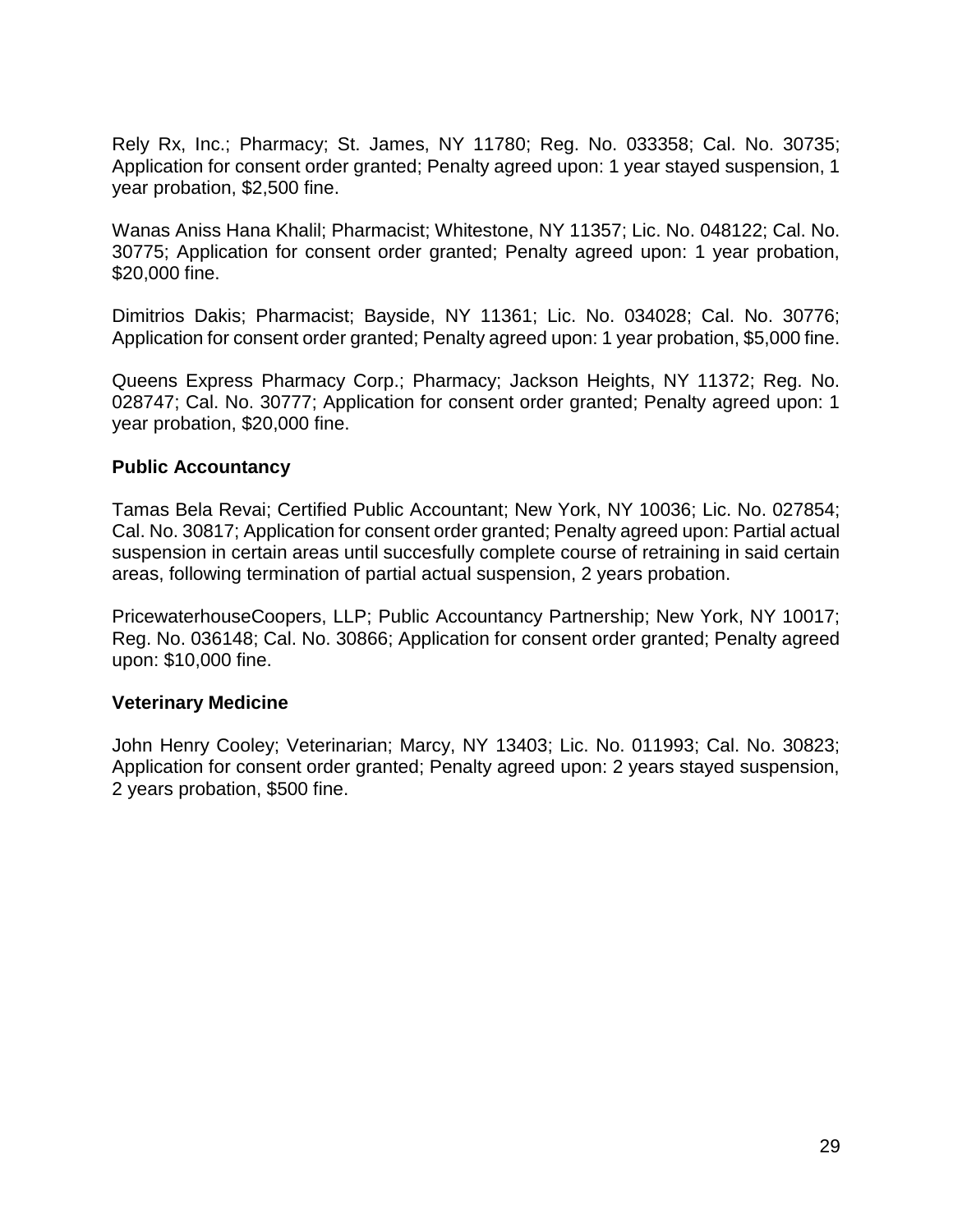Rely Rx, Inc.; Pharmacy; St. James, NY 11780; Reg. No. 033358; Cal. No. 30735; Application for consent order granted; Penalty agreed upon: 1 year stayed suspension, 1 year probation, $2,500 fine.

Wanas Aniss Hana Khalil; Pharmacist; Whitestone, NY 11357; Lic. No. 048122; Cal. No. 30775; Application for consent order granted; Penalty agreed upon: 1 year probation, $20,000 fine.

Dimitrios Dakis; Pharmacist; Bayside, NY 11361; Lic. No. 034028; Cal. No. 30776; Application for consent order granted; Penalty agreed upon: 1 year probation, $5,000 fine.

Queens Express Pharmacy Corp.; Pharmacy; Jackson Heights, NY 11372; Reg. No. 028747; Cal. No. 30777; Application for consent order granted; Penalty agreed upon: 1 year probation, $20,000 fine.

**Public Accountancy**

Tamas Bela Revai; Certified Public Accountant; New York, NY 10036; Lic. No. 027854; Cal. No. 30817; Application for consent order granted; Penalty agreed upon: Partial actual suspension in certain areas until succesfully complete course of retraining in said certain areas, following termination of partial actual suspension, 2 years probation.

PricewaterhouseCoopers, LLP; Public Accountancy Partnership; New York, NY 10017; Reg. No. 036148; Cal. No. 30866; Application for consent order granted; Penalty agreed upon: $10,000 fine.

**Veterinary Medicine**

John Henry Cooley; Veterinarian; Marcy, NY 13403; Lic. No. 011993; Cal. No. 30823; Application for consent order granted; Penalty agreed upon: 2 years stayed suspension, 2 years probation, $500 fine.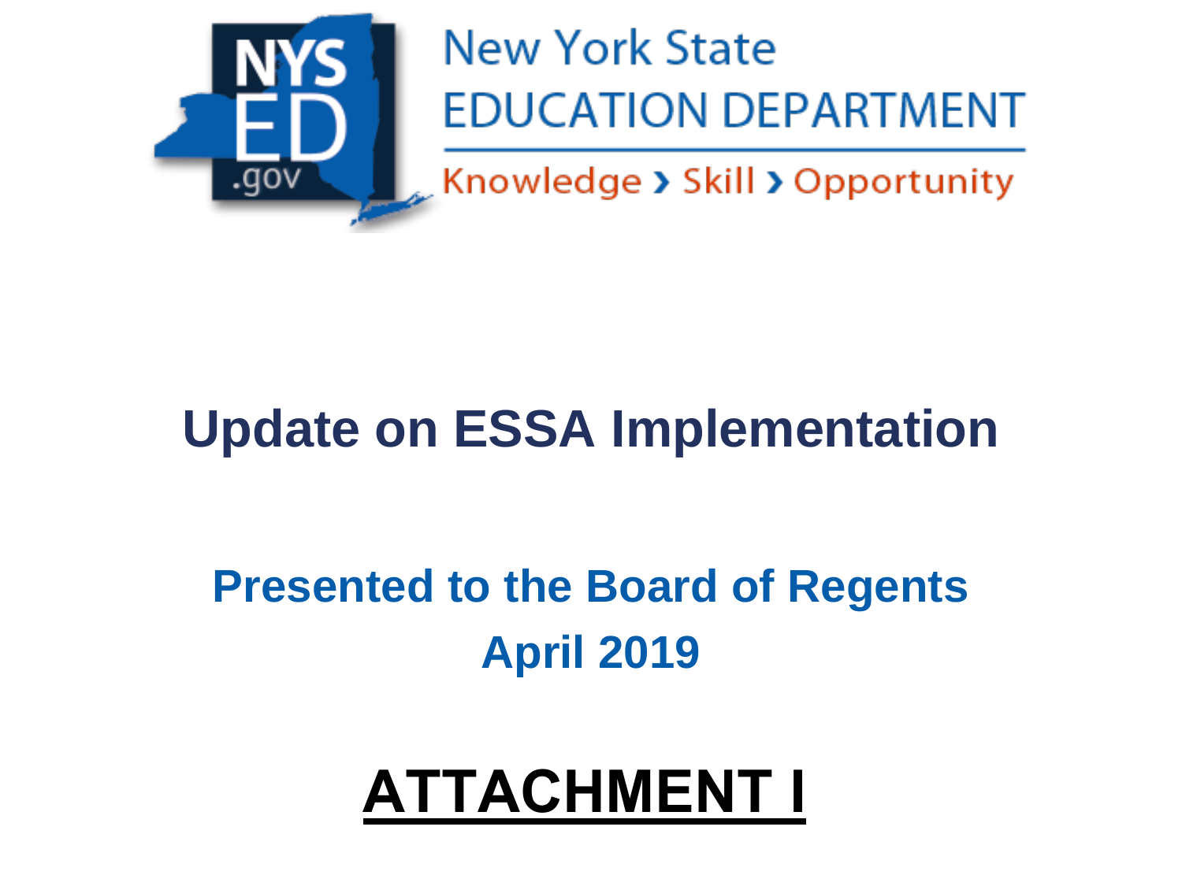New York State
EDUCATION DEPARTMENT
Knowledge › Skill › Opportunity

# Update on ESSA Implementation

## Presented to the Board of Regents
## April 2019

# ATTACHMENT I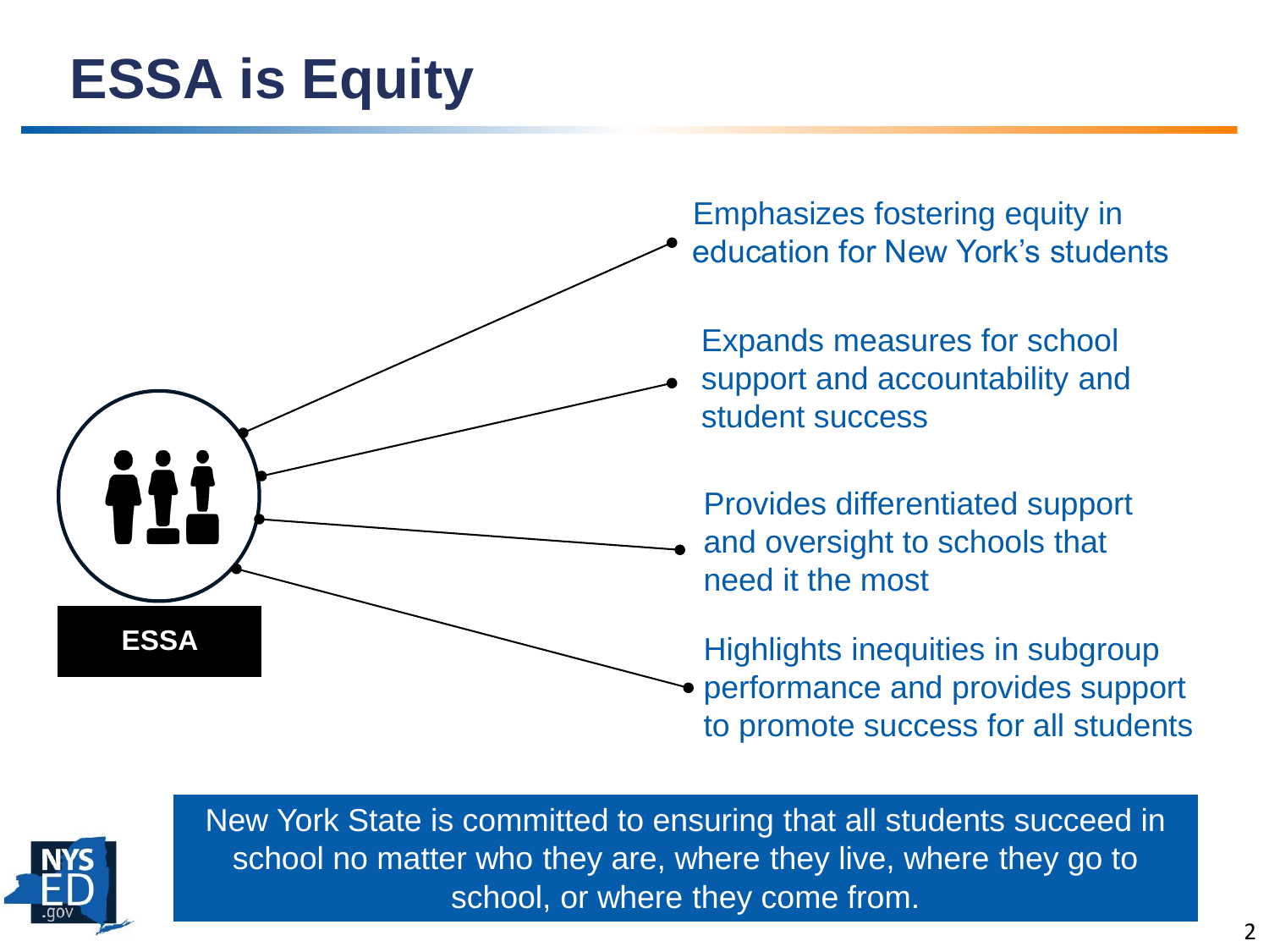# ESSA is Equity

**ESSA**

- Emphasizes fostering equity in education for New York's students
- Expands measures for school support and accountability and student success
- Provides differentiated support and oversight to schools that need it the most
- Highlights inequities in subgroup performance and provides support to promote success for all students

New York State is committed to ensuring that all students succeed in school no matter who they are, where they live, where they go to school, or where they come from.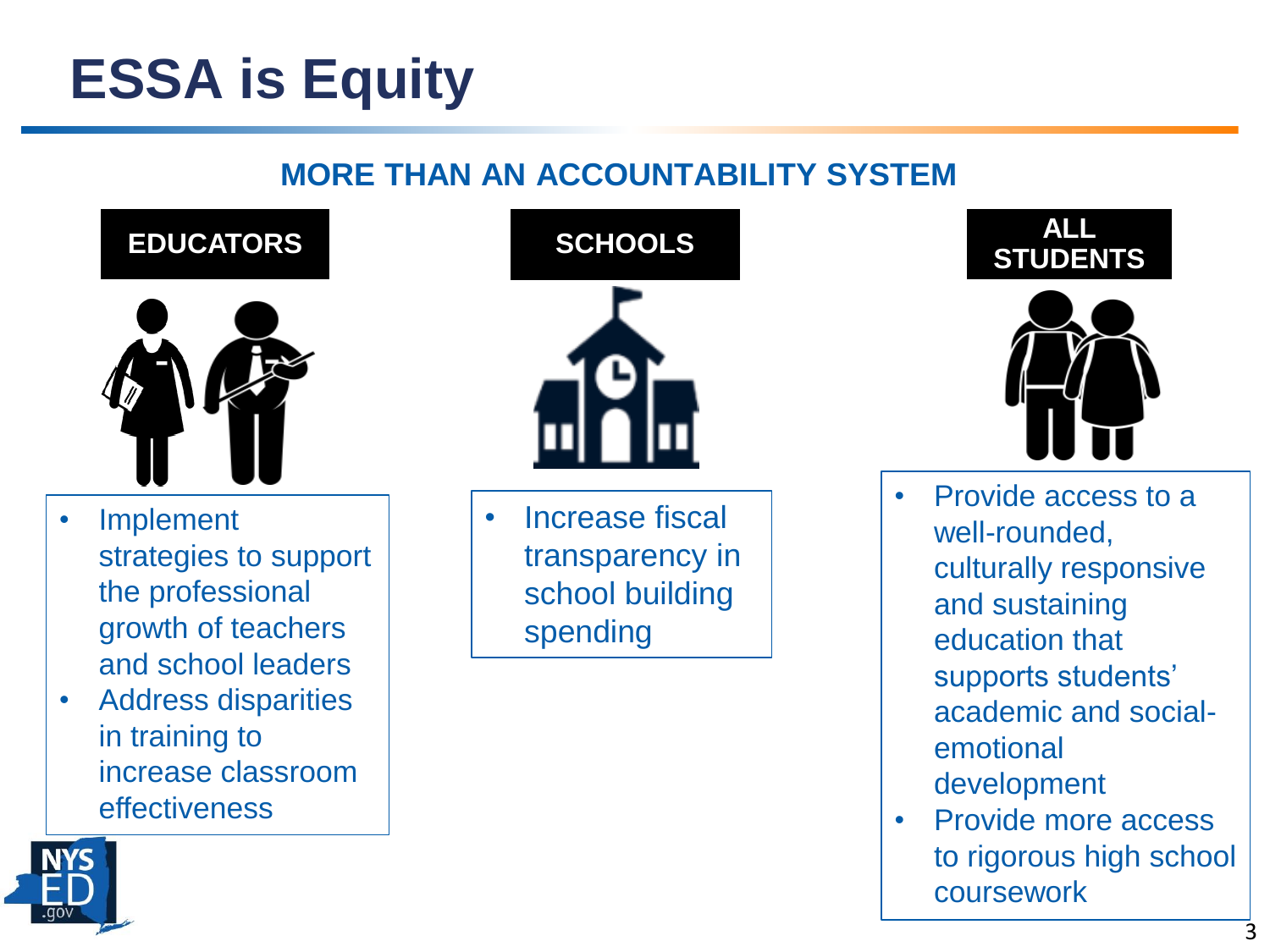# ESSA is Equity

## MORE THAN AN ACCOUNTABILITY SYSTEM

### EDUCATORS

- Implement strategies to support the professional growth of teachers and school leaders
- Address disparities in training to increase classroom effectiveness

### SCHOOLS

- Increase fiscal transparency in school building spending

### ALL STUDENTS

- Provide access to a well-rounded, culturally responsive and sustaining education that supports students' academic and social-emotional development
- Provide more access to rigorous high school coursework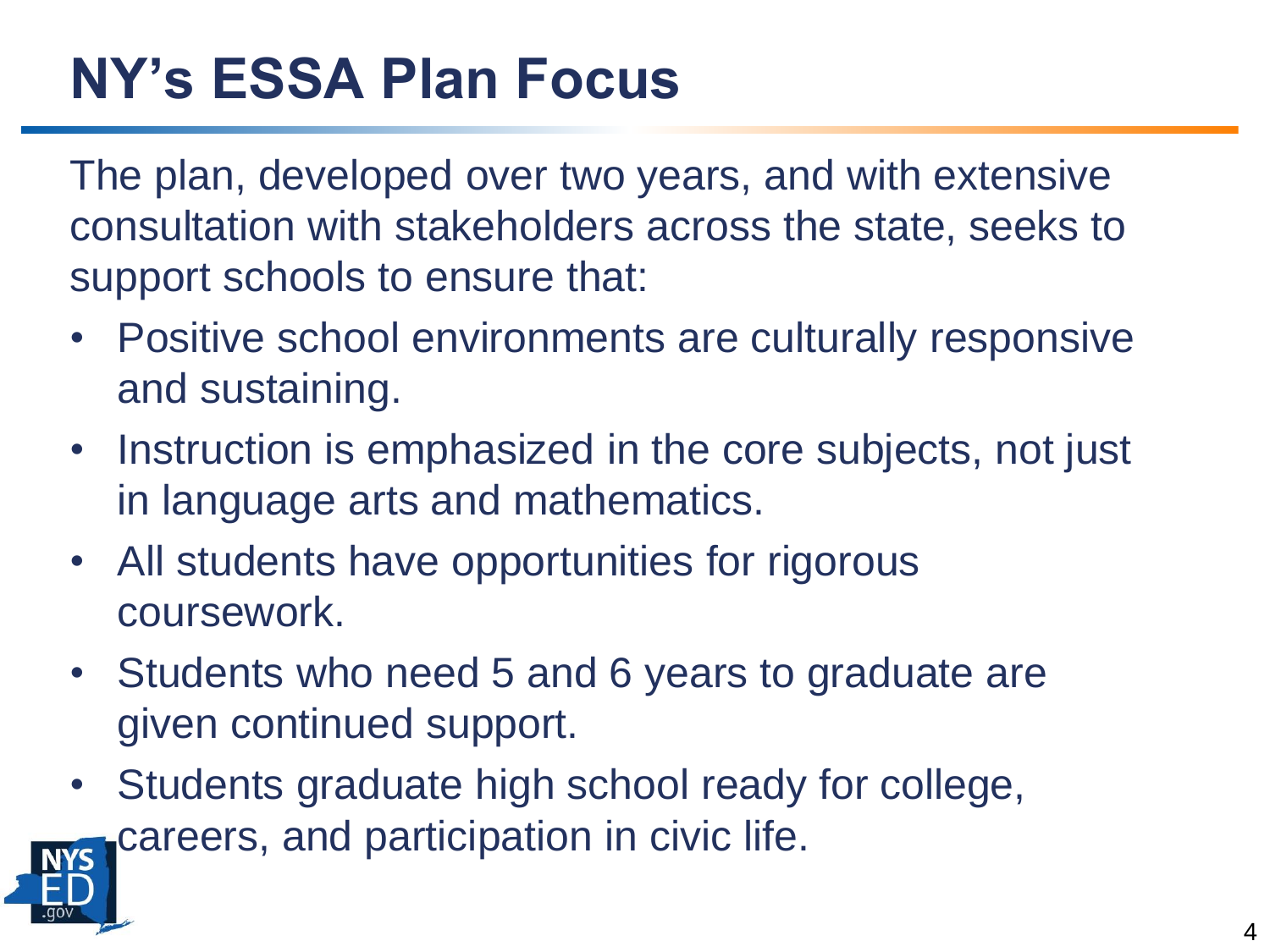# NY's ESSA Plan Focus

The plan, developed over two years, and with extensive consultation with stakeholders across the state, seeks to support schools to ensure that:

- Positive school environments are culturally responsive and sustaining.
- Instruction is emphasized in the core subjects, not just in language arts and mathematics.
- All students have opportunities for rigorous coursework.
- Students who need 5 and 6 years to graduate are given continued support.
- Students graduate high school ready for college, careers, and participation in civic life.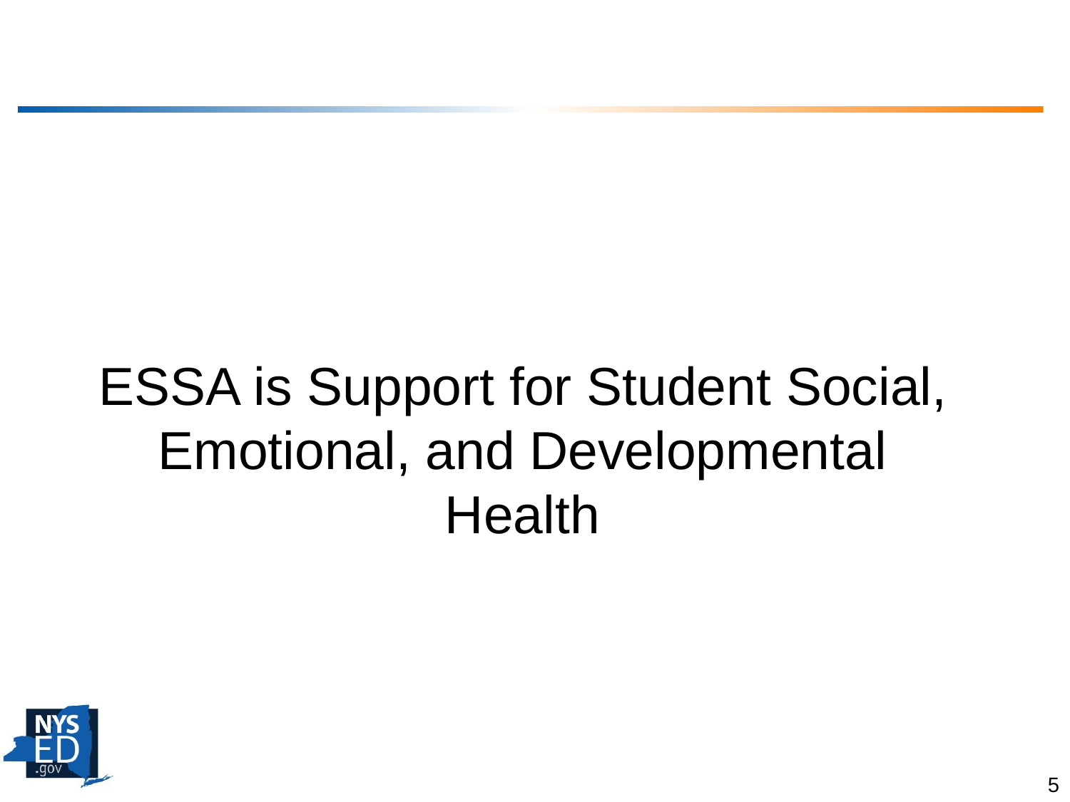# ESSA is Support for Student Social, Emotional, and Developmental Health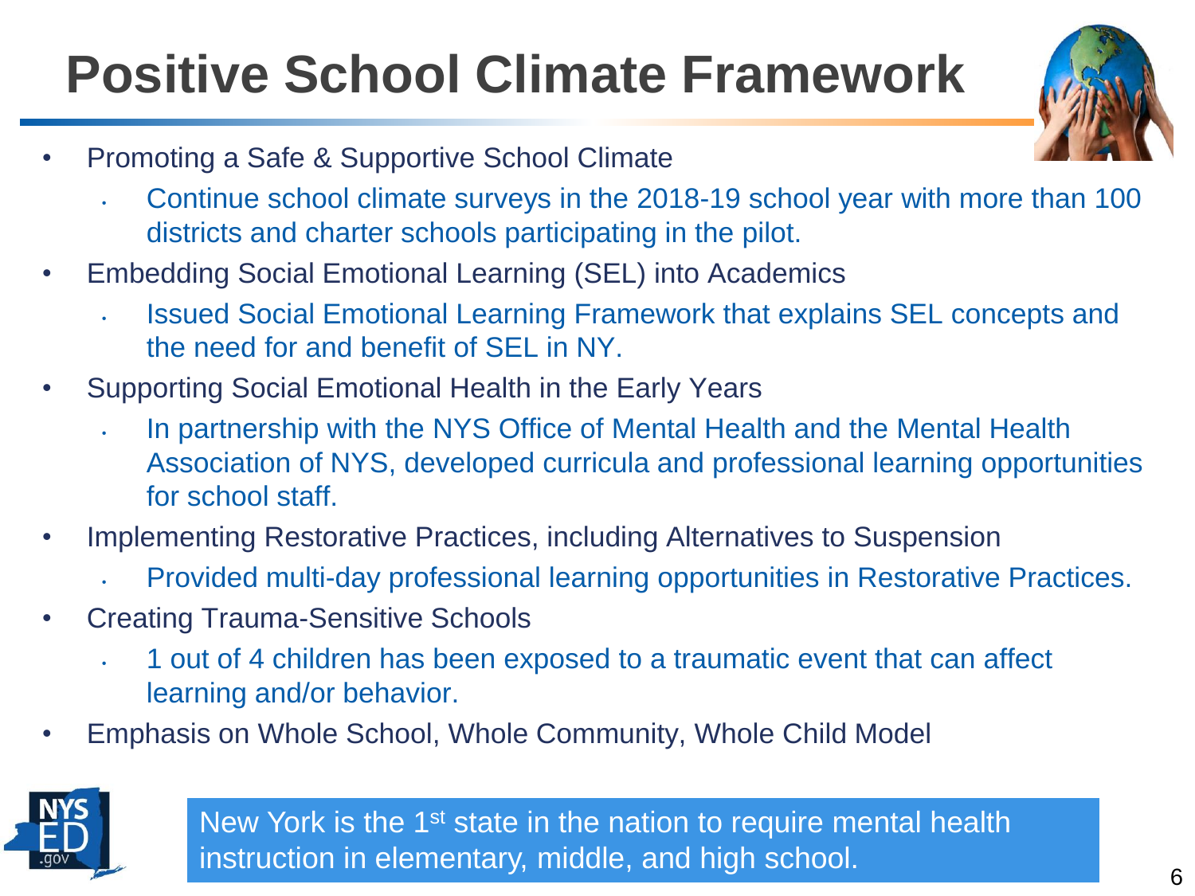# Positive School Climate Framework

- Promoting a Safe & Supportive School Climate
  - Continue school climate surveys in the 2018-19 school year with more than 100 districts and charter schools participating in the pilot.
- Embedding Social Emotional Learning (SEL) into Academics
  - Issued Social Emotional Learning Framework that explains SEL concepts and the need for and benefit of SEL in NY.
- Supporting Social Emotional Health in the Early Years
  - In partnership with the NYS Office of Mental Health and the Mental Health Association of NYS, developed curricula and professional learning opportunities for school staff.
- Implementing Restorative Practices, including Alternatives to Suspension
  - Provided multi-day professional learning opportunities in Restorative Practices.
- Creating Trauma-Sensitive Schools
  - 1 out of 4 children has been exposed to a traumatic event that can affect learning and/or behavior.
- Emphasis on Whole School, Whole Community, Whole Child Model

New York is the 1st state in the nation to require mental health instruction in elementary, middle, and high school.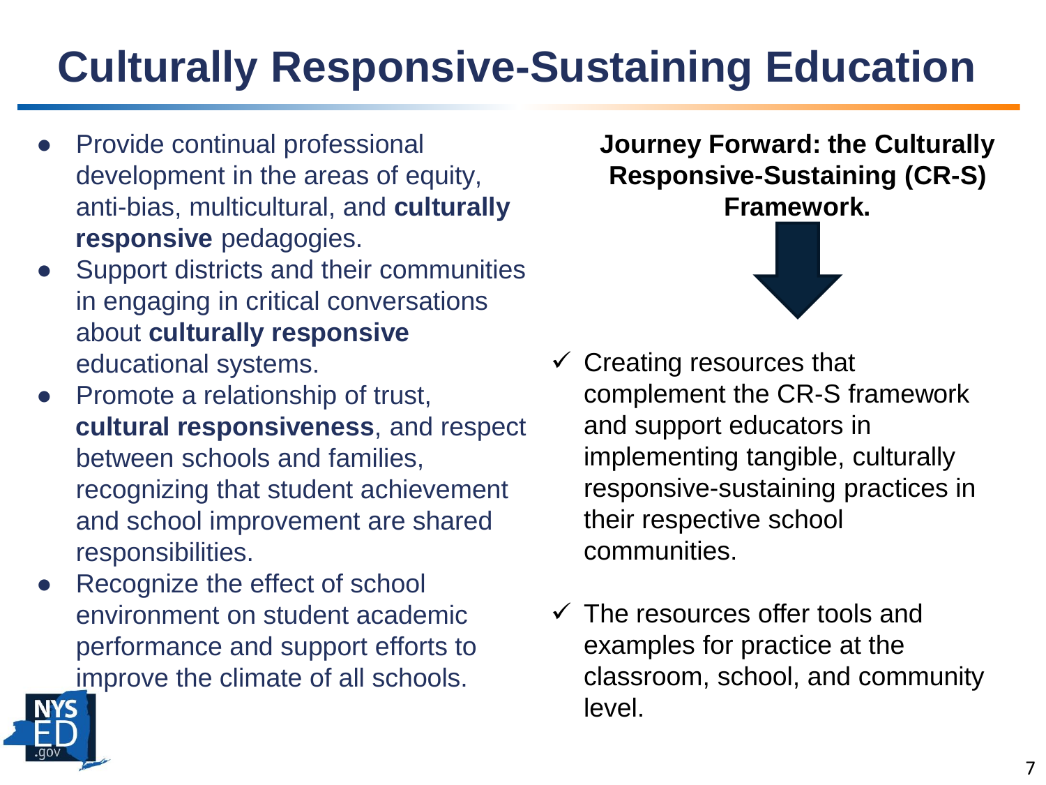# Culturally Responsive-Sustaining Education

- Provide continual professional development in the areas of equity, anti-bias, multicultural, and **culturally responsive** pedagogies.
- Support districts and their communities in engaging in critical conversations about **culturally responsive** educational systems.
- Promote a relationship of trust, **cultural responsiveness**, and respect between schools and families, recognizing that student achievement and school improvement are shared responsibilities.
- Recognize the effect of school environment on student academic performance and support efforts to improve the climate of all schools.

**Journey Forward: the Culturally Responsive-Sustaining (CR-S) Framework.**

- ✓ Creating resources that complement the CR-S framework and support educators in implementing tangible, culturally responsive-sustaining practices in their respective school communities.
- ✓ The resources offer tools and examples for practice at the classroom, school, and community level.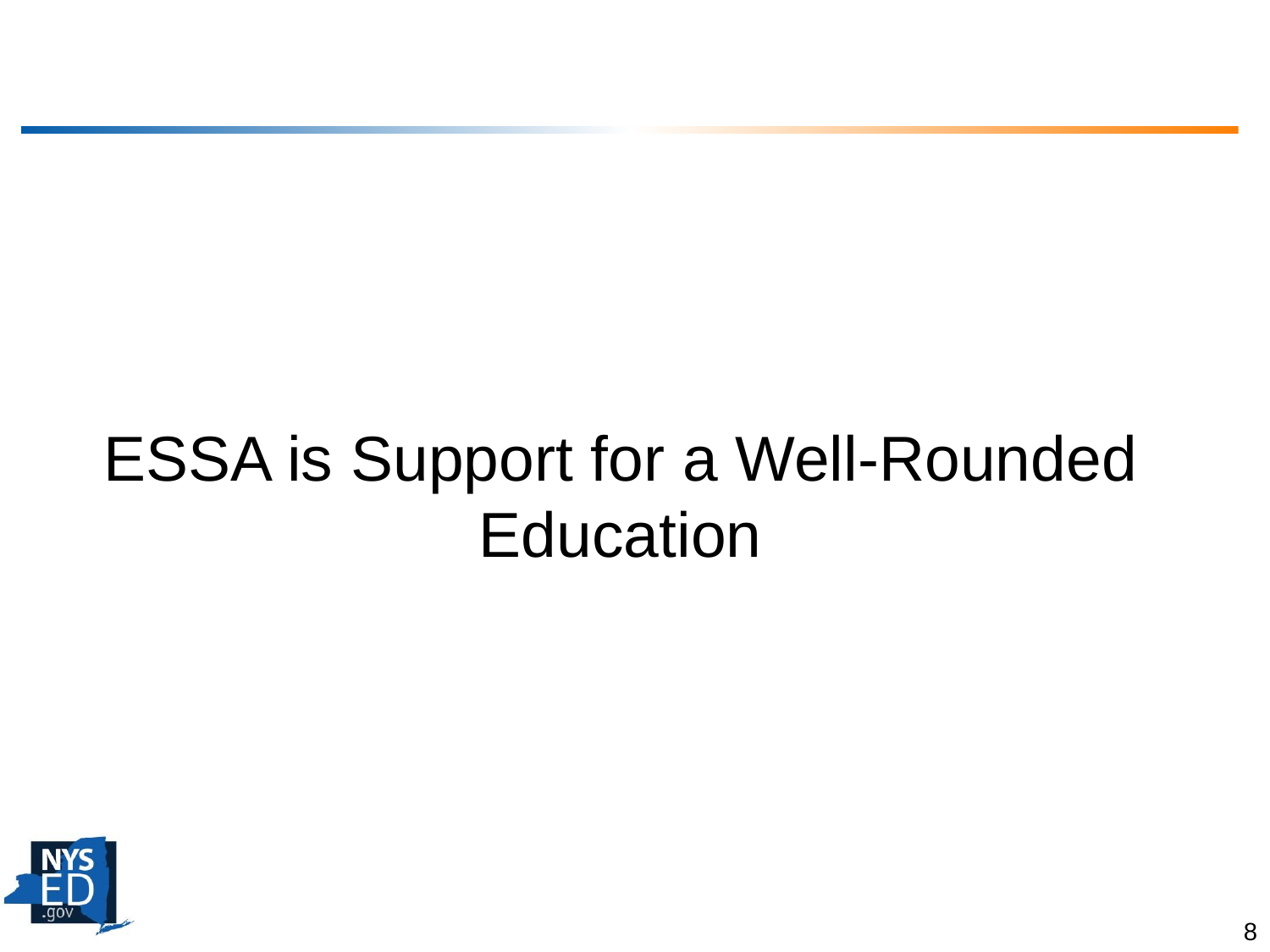# ESSA is Support for a Well-Rounded Education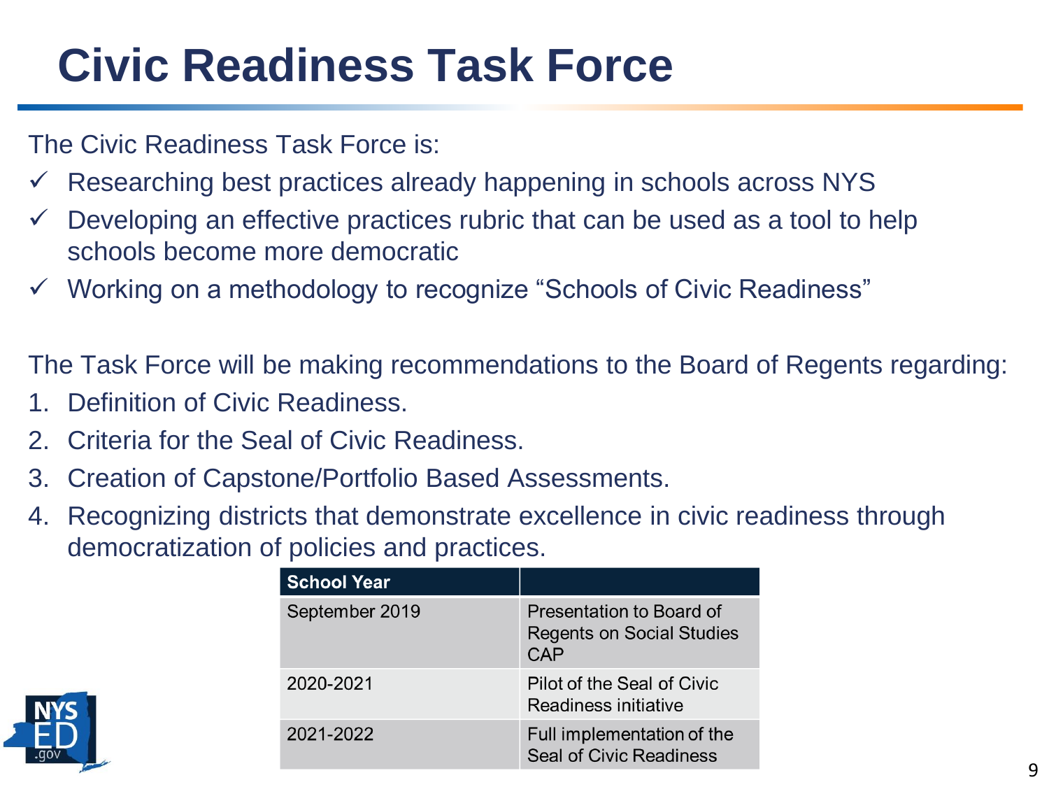# Civic Readiness Task Force

The Civic Readiness Task Force is:

- ✓ Researching best practices already happening in schools across NYS
- ✓ Developing an effective practices rubric that can be used as a tool to help schools become more democratic
- ✓ Working on a methodology to recognize "Schools of Civic Readiness"

The Task Force will be making recommendations to the Board of Regents regarding:

1. Definition of Civic Readiness.
2. Criteria for the Seal of Civic Readiness.
3. Creation of Capstone/Portfolio Based Assessments.
4. Recognizing districts that demonstrate excellence in civic readiness through democratization of policies and practices.

| School Year | |
|---|---|
| September 2019 | Presentation to Board of Regents on Social Studies CAP |
| 2020-2021 | Pilot of the Seal of Civic Readiness initiative |
| 2021-2022 | Full implementation of the Seal of Civic Readiness |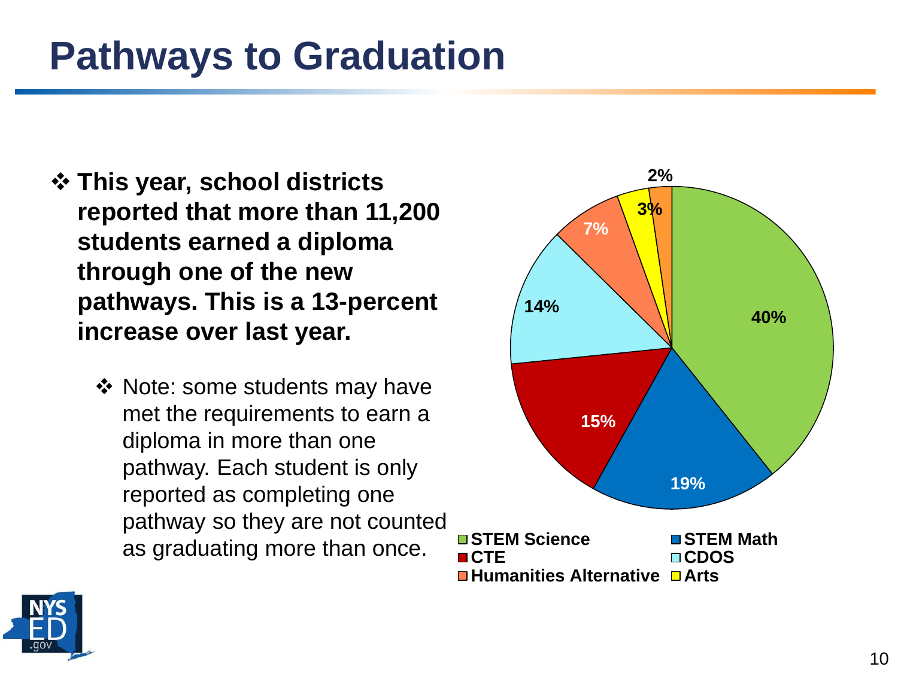# Pathways to Graduation

- **This year, school districts reported that more than 11,200 students earned a diploma through one of the new pathways. This is a 13-percent increase over last year.**
  - Note: some students may have met the requirements to earn a diploma in more than one pathway. Each student is only reported as completing one pathway so they are not counted as graduating more than once.

| Pathway | Percent |
|---|---|
| STEM Science | 40% |
| STEM Math | 19% |
| CTE | 15% |
| CDOS | 14% |
| Humanities Alternative | 7% |
| Arts | 3% |
| (unlabeled) | 2% |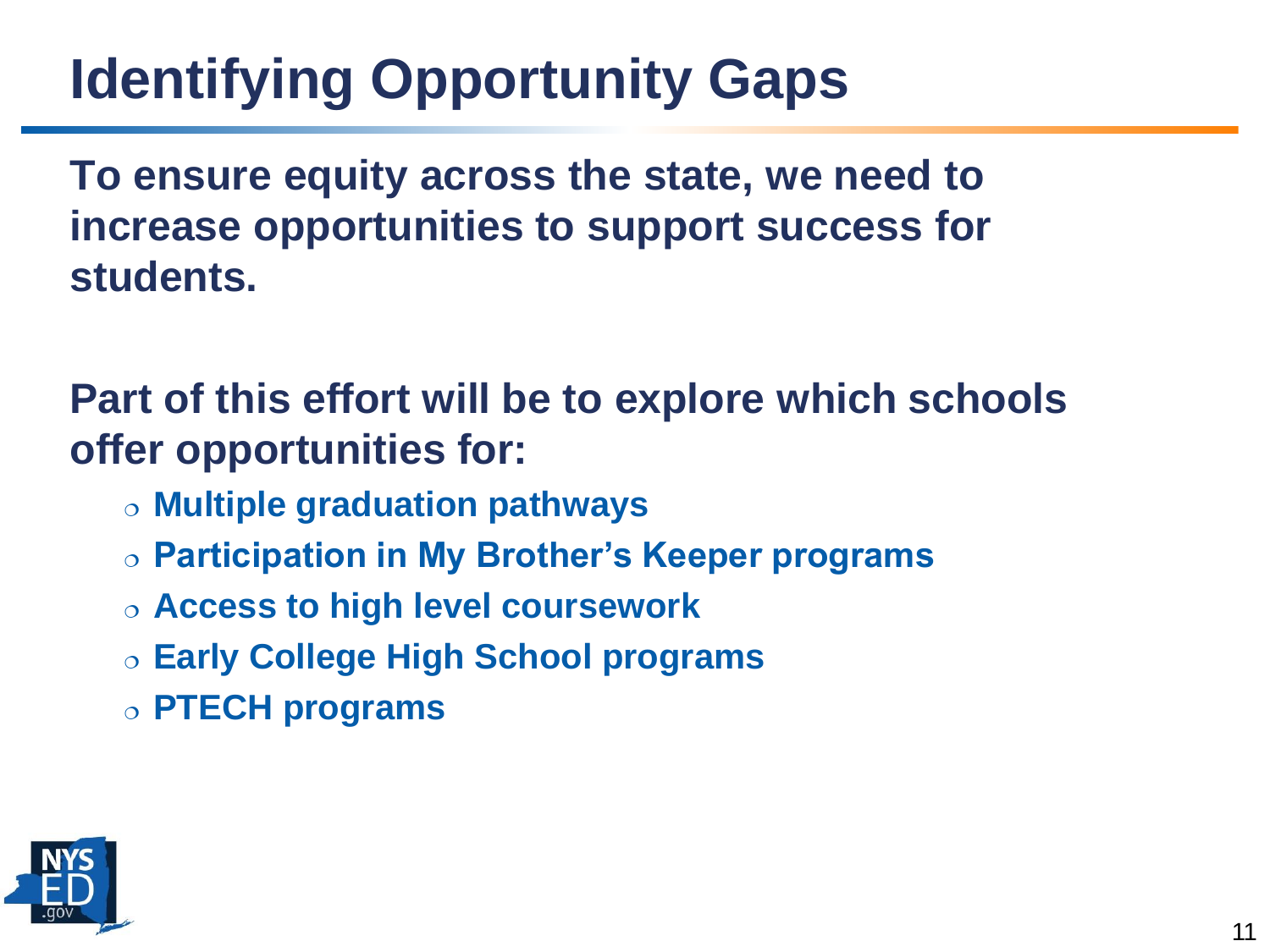# Identifying Opportunity Gaps

**To ensure equity across the state, we need to increase opportunities to support success for students.**

**Part of this effort will be to explore which schools offer opportunities for:**

- **Multiple graduation pathways**
- **Participation in My Brother's Keeper programs**
- **Access to high level coursework**
- **Early College High School programs**
- **PTECH programs**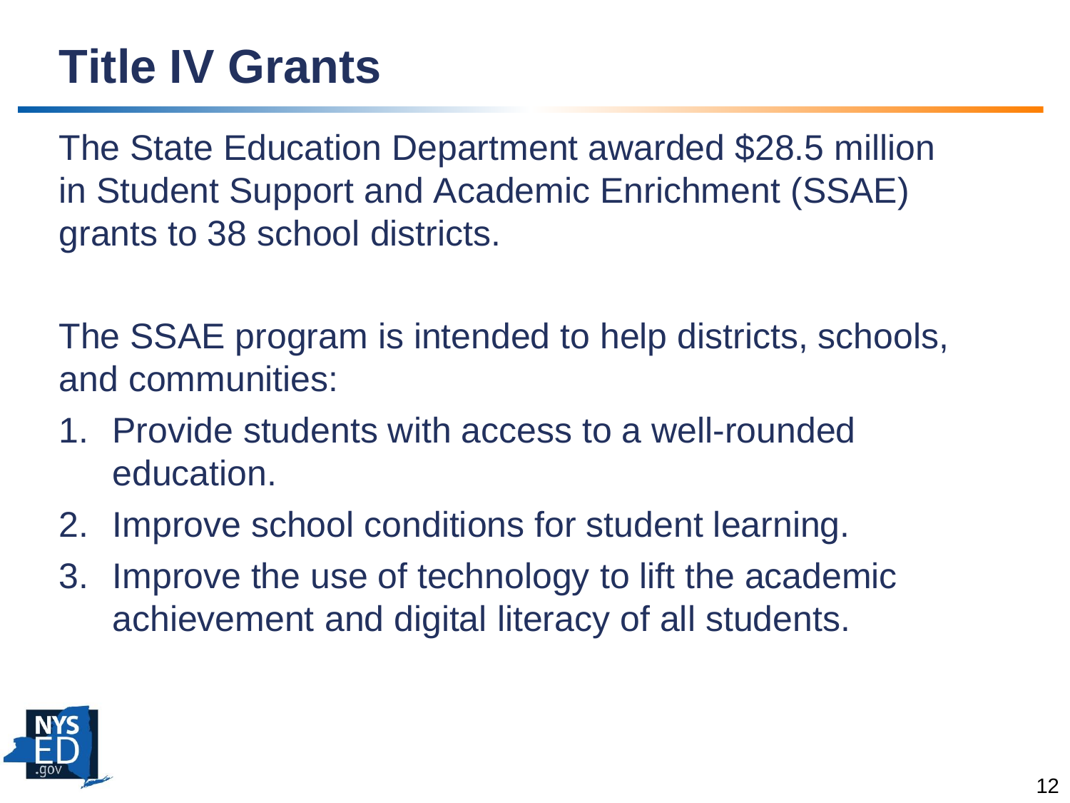# Title IV Grants

The State Education Department awarded $28.5 million in Student Support and Academic Enrichment (SSAE) grants to 38 school districts.

The SSAE program is intended to help districts, schools, and communities:

1. Provide students with access to a well-rounded education.
2. Improve school conditions for student learning.
3. Improve the use of technology to lift the academic achievement and digital literacy of all students.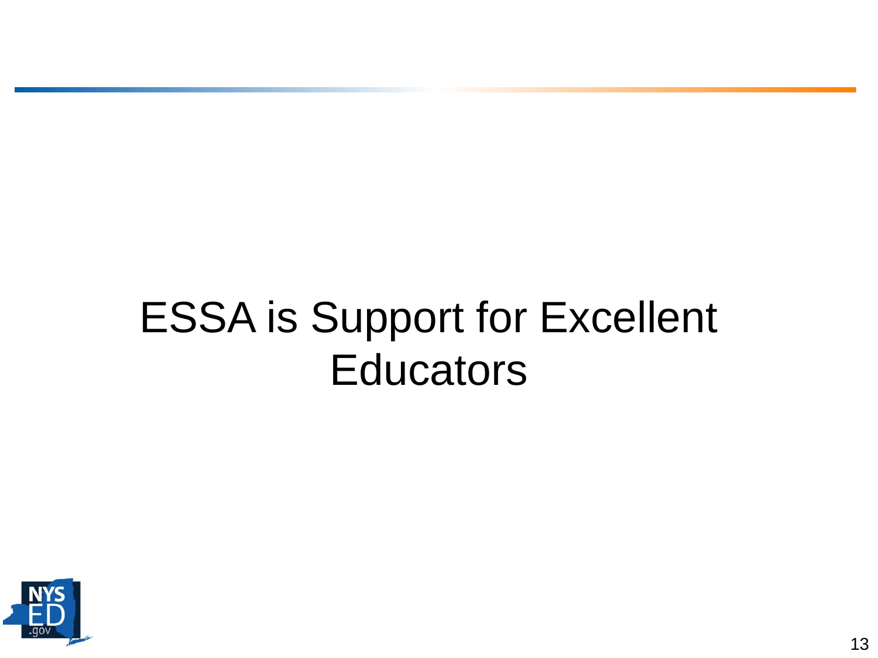# ESSA is Support for Excellent Educators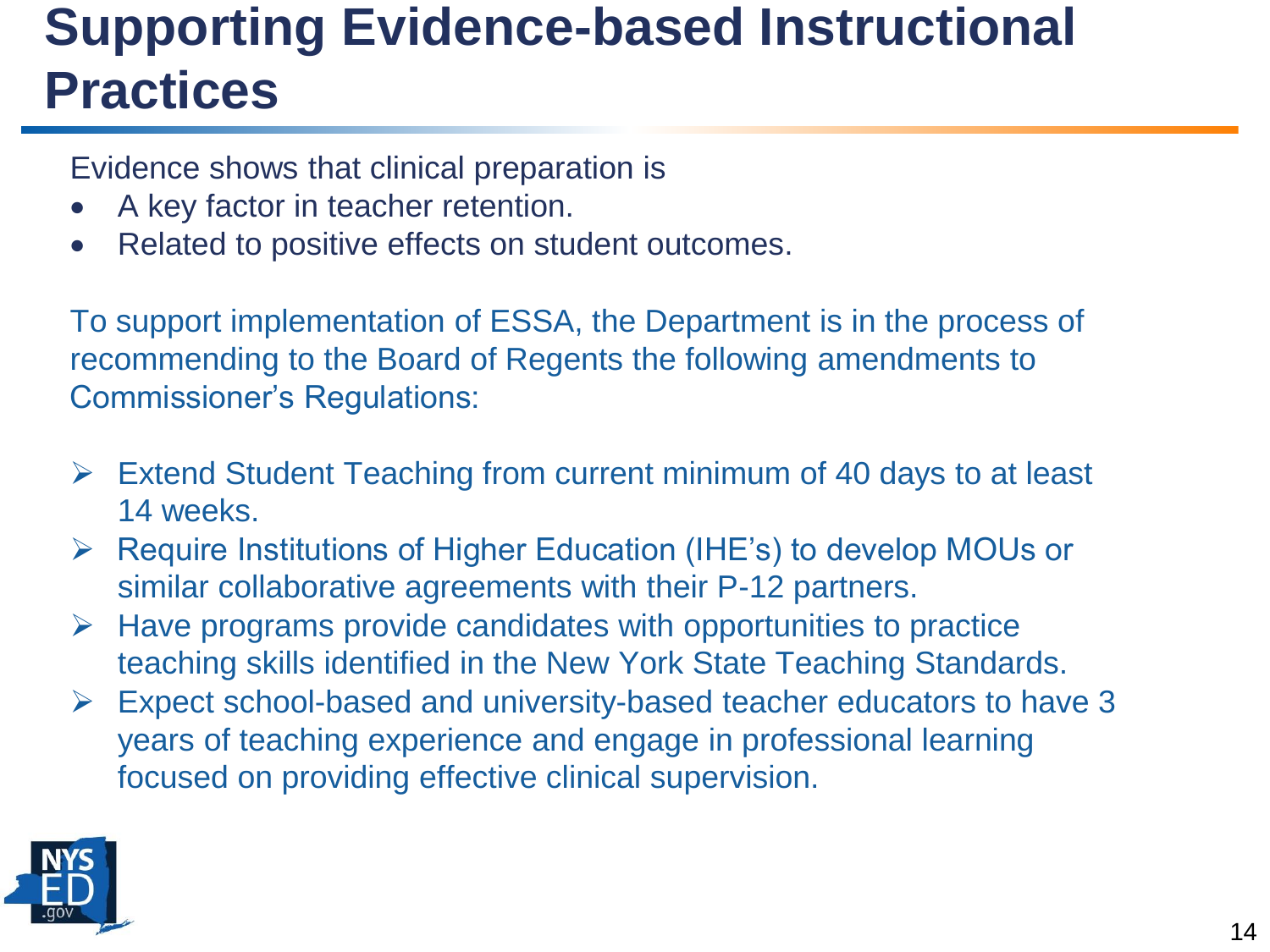# Supporting Evidence-based Instructional Practices

Evidence shows that clinical preparation is

- A key factor in teacher retention.
- Related to positive effects on student outcomes.

To support implementation of ESSA, the Department is in the process of recommending to the Board of Regents the following amendments to Commissioner's Regulations:

- Extend Student Teaching from current minimum of 40 days to at least 14 weeks.
- Require Institutions of Higher Education (IHE's) to develop MOUs or similar collaborative agreements with their P-12 partners.
- Have programs provide candidates with opportunities to practice teaching skills identified in the New York State Teaching Standards.
- Expect school-based and university-based teacher educators to have 3 years of teaching experience and engage in professional learning focused on providing effective clinical supervision.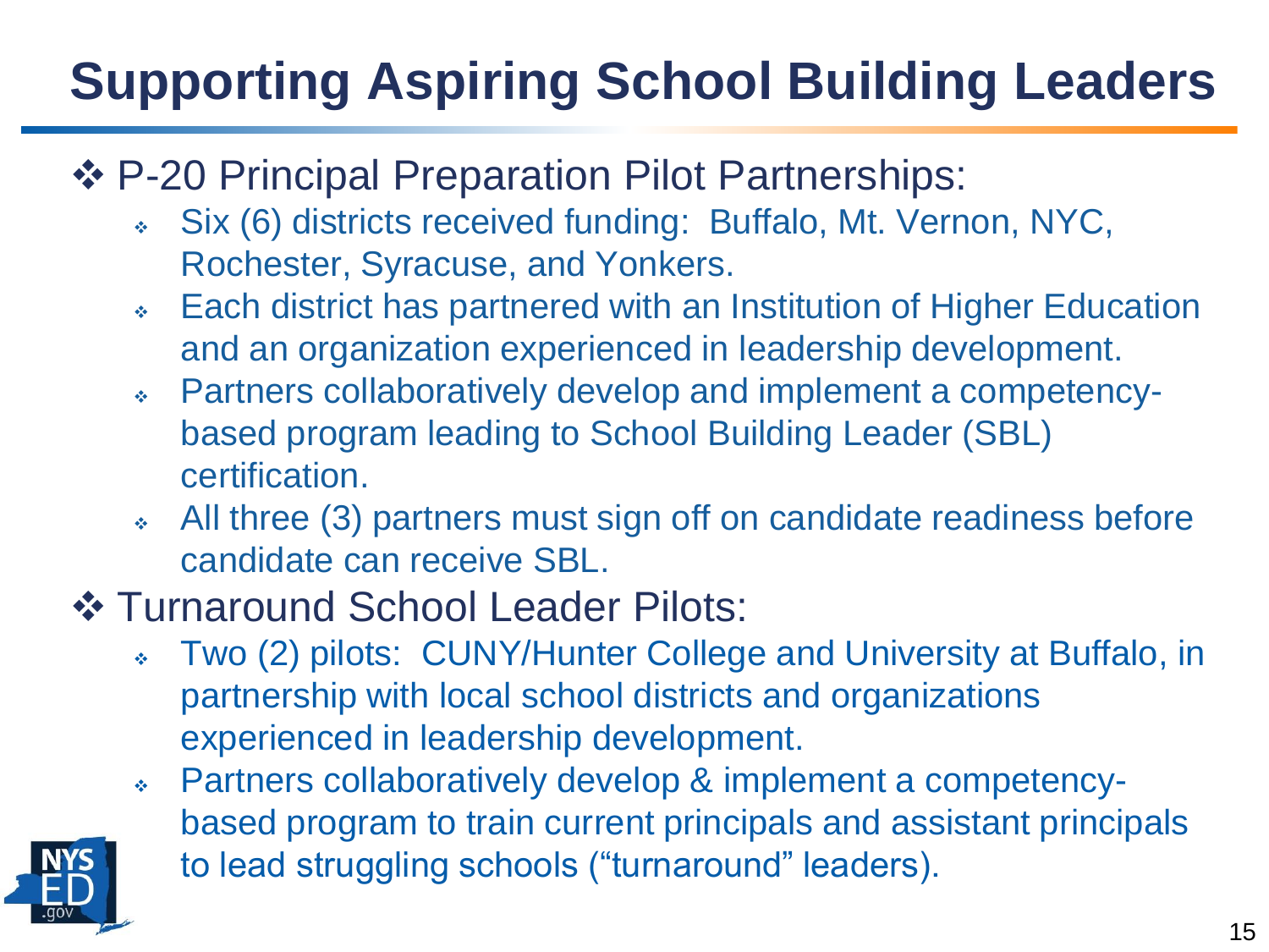# Supporting Aspiring School Building Leaders

- **P-20 Principal Preparation Pilot Partnerships:**
  - Six (6) districts received funding: Buffalo, Mt. Vernon, NYC, Rochester, Syracuse, and Yonkers.
  - Each district has partnered with an Institution of Higher Education and an organization experienced in leadership development.
  - Partners collaboratively develop and implement a competency-based program leading to School Building Leader (SBL) certification.
  - All three (3) partners must sign off on candidate readiness before candidate can receive SBL.
- **Turnaround School Leader Pilots:**
  - Two (2) pilots: CUNY/Hunter College and University at Buffalo, in partnership with local school districts and organizations experienced in leadership development.
  - Partners collaboratively develop & implement a competency-based program to train current principals and assistant principals to lead struggling schools (“turnaround” leaders).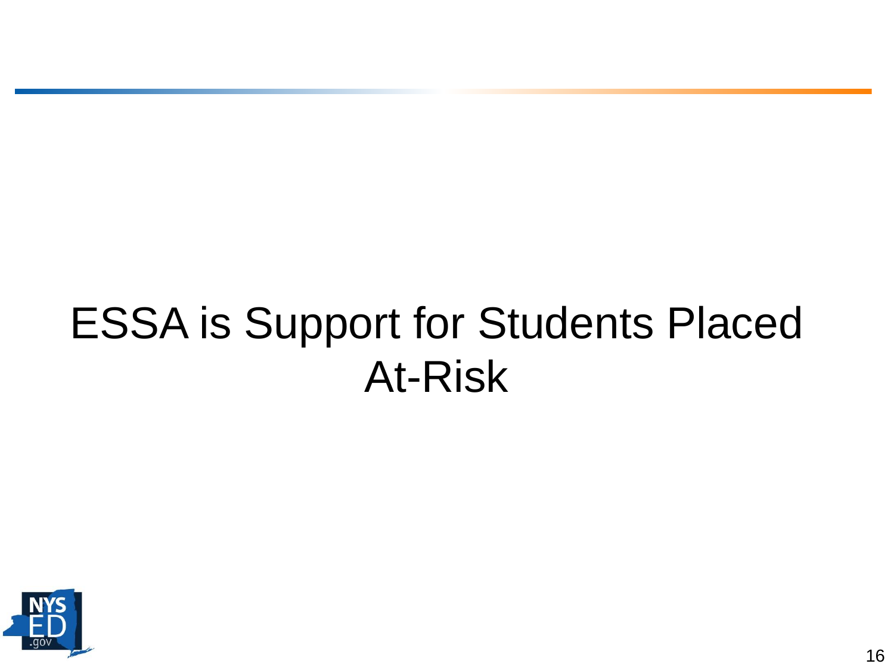# ESSA is Support for Students Placed At-Risk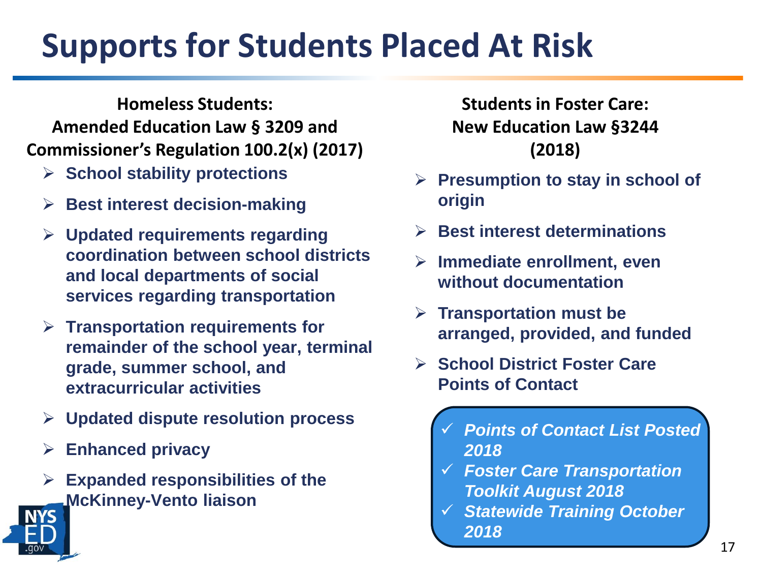# Supports for Students Placed At Risk

**Homeless Students:
Amended Education Law § 3209 and Commissioner's Regulation 100.2(x) (2017)**

- **School stability protections**
- **Best interest decision-making**
- **Updated requirements regarding coordination between school districts and local departments of social services regarding transportation**
- **Transportation requirements for remainder of the school year, terminal grade, summer school, and extracurricular activities**
- **Updated dispute resolution process**
- **Enhanced privacy**
- **Expanded responsibilities of the McKinney-Vento liaison**

**Students in Foster Care:
New Education Law §3244 (2018)**

- **Presumption to stay in school of origin**
- **Best interest determinations**
- **Immediate enrollment, even without documentation**
- **Transportation must be arranged, provided, and funded**
- **School District Foster Care Points of Contact**

✓ ***Points of Contact List Posted 2018***
✓ ***Foster Care Transportation Toolkit August 2018***
✓ ***Statewide Training October 2018***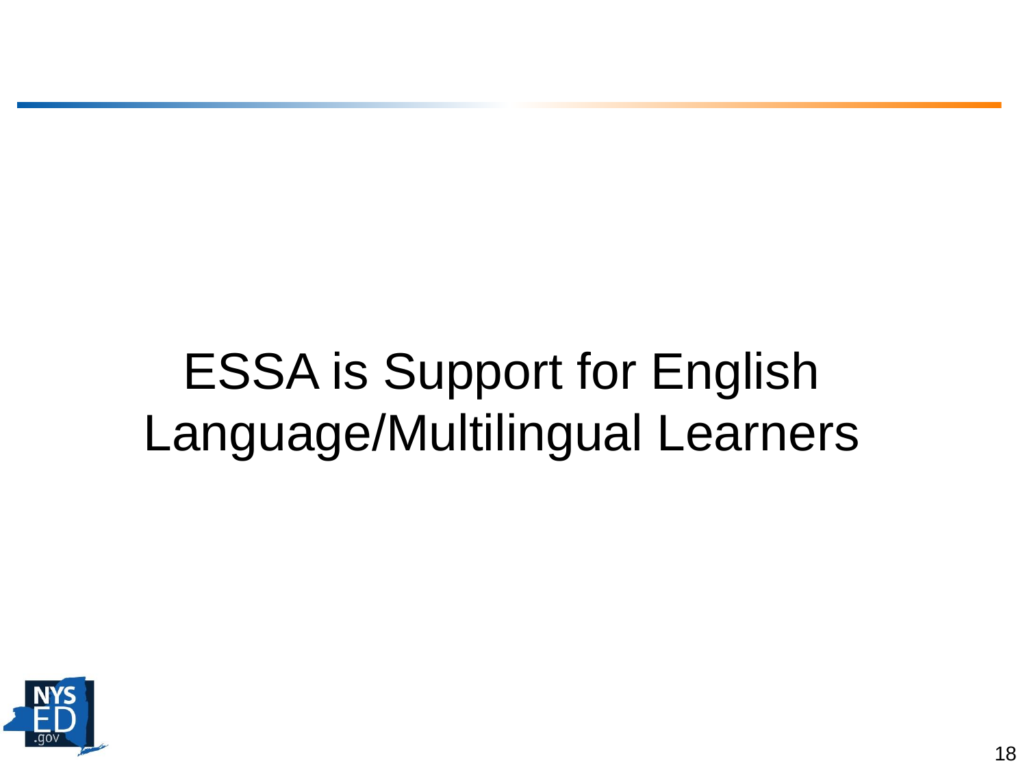# ESSA is Support for English Language/Multilingual Learners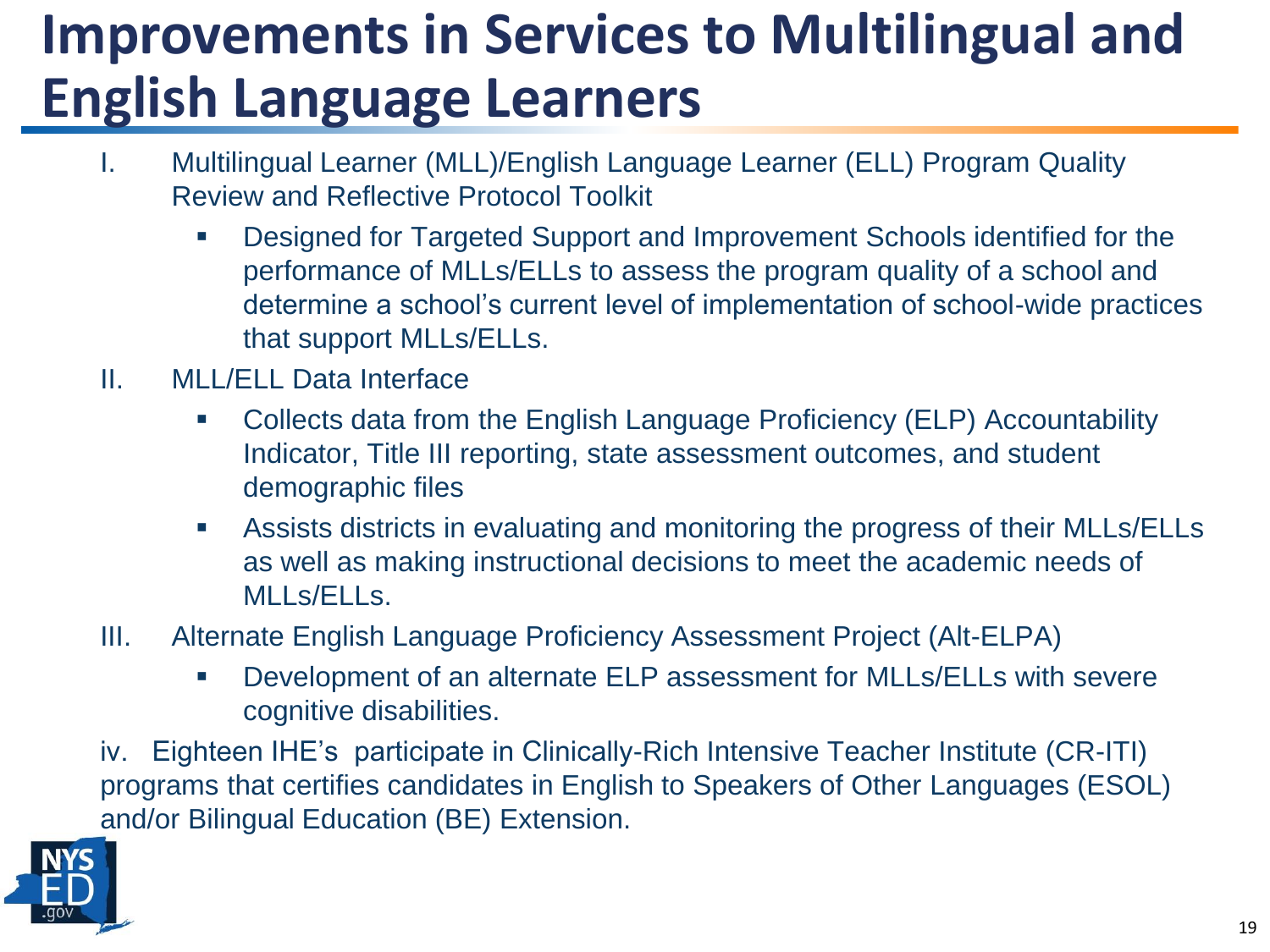# Improvements in Services to Multilingual and English Language Learners

I. Multilingual Learner (MLL)/English Language Learner (ELL) Program Quality Review and Reflective Protocol Toolkit
   - Designed for Targeted Support and Improvement Schools identified for the performance of MLLs/ELLs to assess the program quality of a school and determine a school's current level of implementation of school-wide practices that support MLLs/ELLs.

II. MLL/ELL Data Interface
   - Collects data from the English Language Proficiency (ELP) Accountability Indicator, Title III reporting, state assessment outcomes, and student demographic files
   - Assists districts in evaluating and monitoring the progress of their MLLs/ELLs as well as making instructional decisions to meet the academic needs of MLLs/ELLs.

III. Alternate English Language Proficiency Assessment Project (Alt-ELPA)
   - Development of an alternate ELP assessment for MLLs/ELLs with severe cognitive disabilities.

iv. Eighteen IHE's participate in Clinically-Rich Intensive Teacher Institute (CR-ITI) programs that certifies candidates in English to Speakers of Other Languages (ESOL) and/or Bilingual Education (BE) Extension.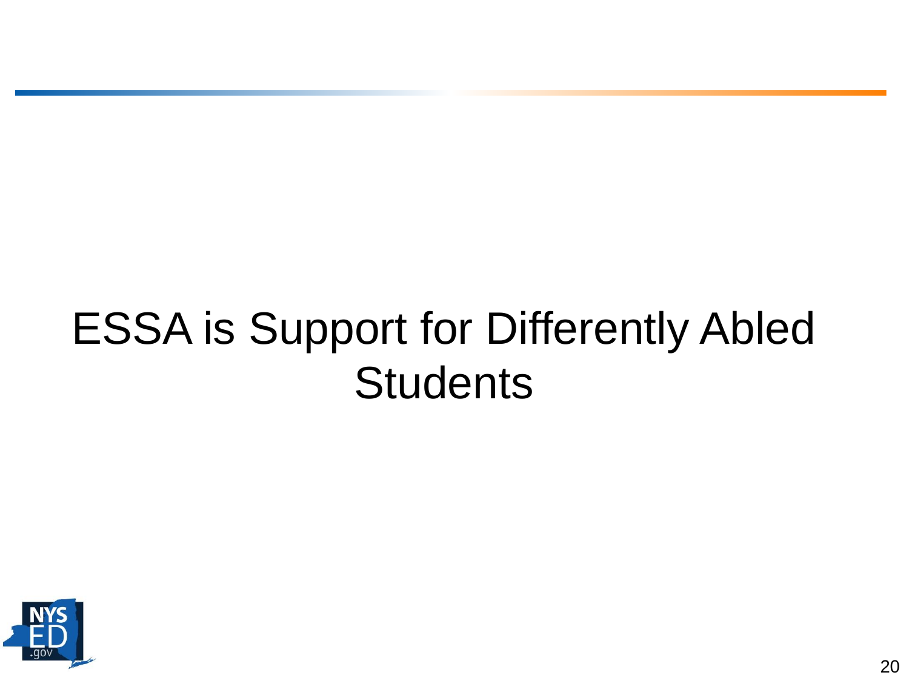# ESSA is Support for Differently Abled Students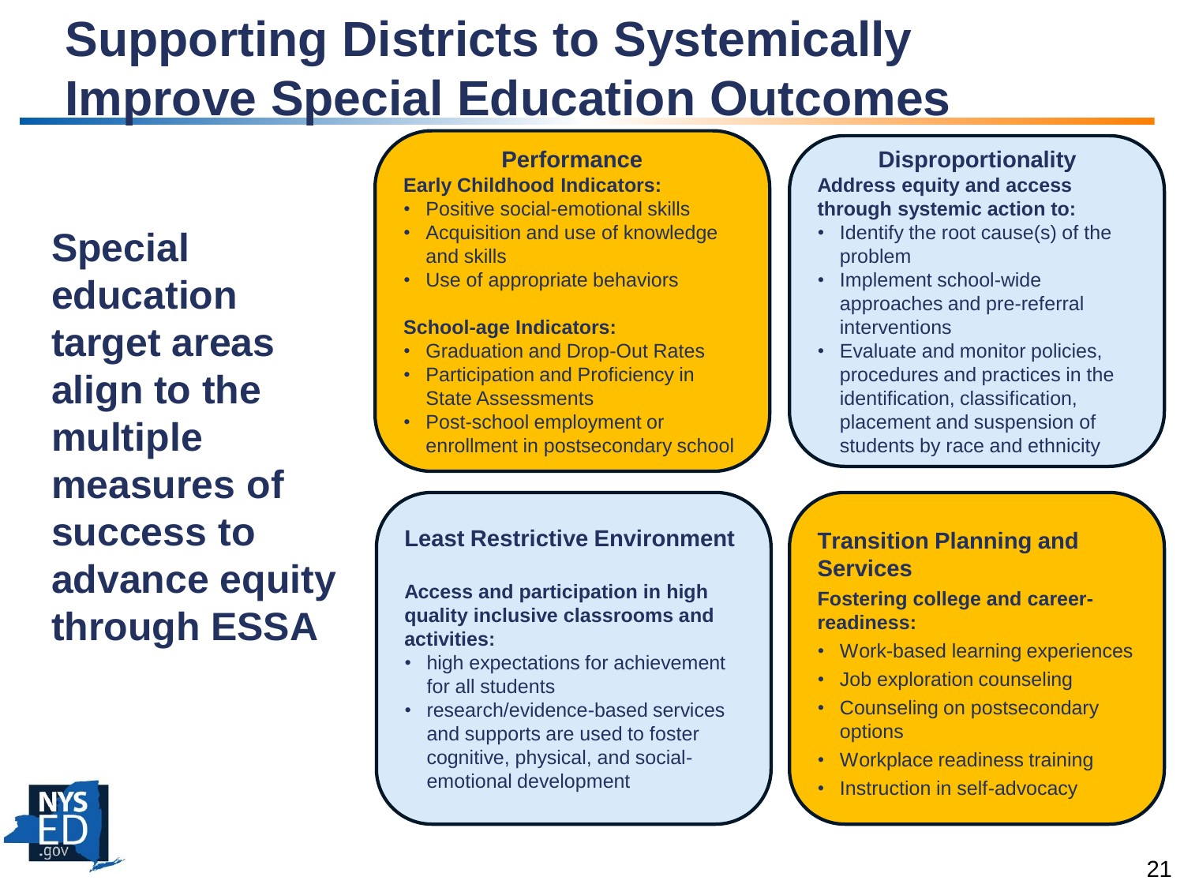# Supporting Districts to Systemically Improve Special Education Outcomes

**Special education target areas align to the multiple measures of success to advance equity through ESSA**

## Performance

**Early Childhood Indicators:**

- Positive social-emotional skills
- Acquisition and use of knowledge and skills
- Use of appropriate behaviors

**School-age Indicators:**

- Graduation and Drop-Out Rates
- Participation and Proficiency in State Assessments
- Post-school employment or enrollment in postsecondary school

## Disproportionality

**Address equity and access through systemic action to:**

- Identify the root cause(s) of the problem
- Implement school-wide approaches and pre-referral interventions
- Evaluate and monitor policies, procedures and practices in the identification, classification, placement and suspension of students by race and ethnicity

## Least Restrictive Environment

**Access and participation in high quality inclusive classrooms and activities:**

- high expectations for achievement for all students
- research/evidence-based services and supports are used to foster cognitive, physical, and social-emotional development

## Transition Planning and Services

**Fostering college and career-readiness:**

- Work-based learning experiences
- Job exploration counseling
- Counseling on postsecondary options
- Workplace readiness training
- Instruction in self-advocacy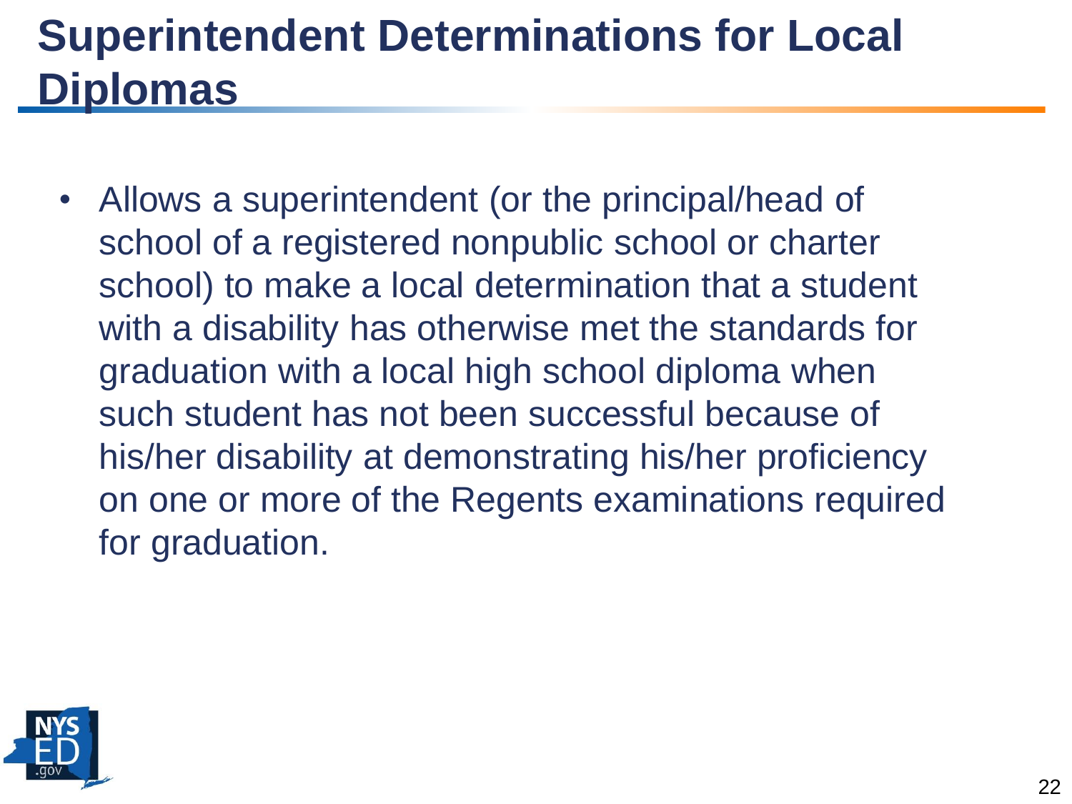# Superintendent Determinations for Local Diplomas

- Allows a superintendent (or the principal/head of school of a registered nonpublic school or charter school) to make a local determination that a student with a disability has otherwise met the standards for graduation with a local high school diploma when such student has not been successful because of his/her disability at demonstrating his/her proficiency on one or more of the Regents examinations required for graduation.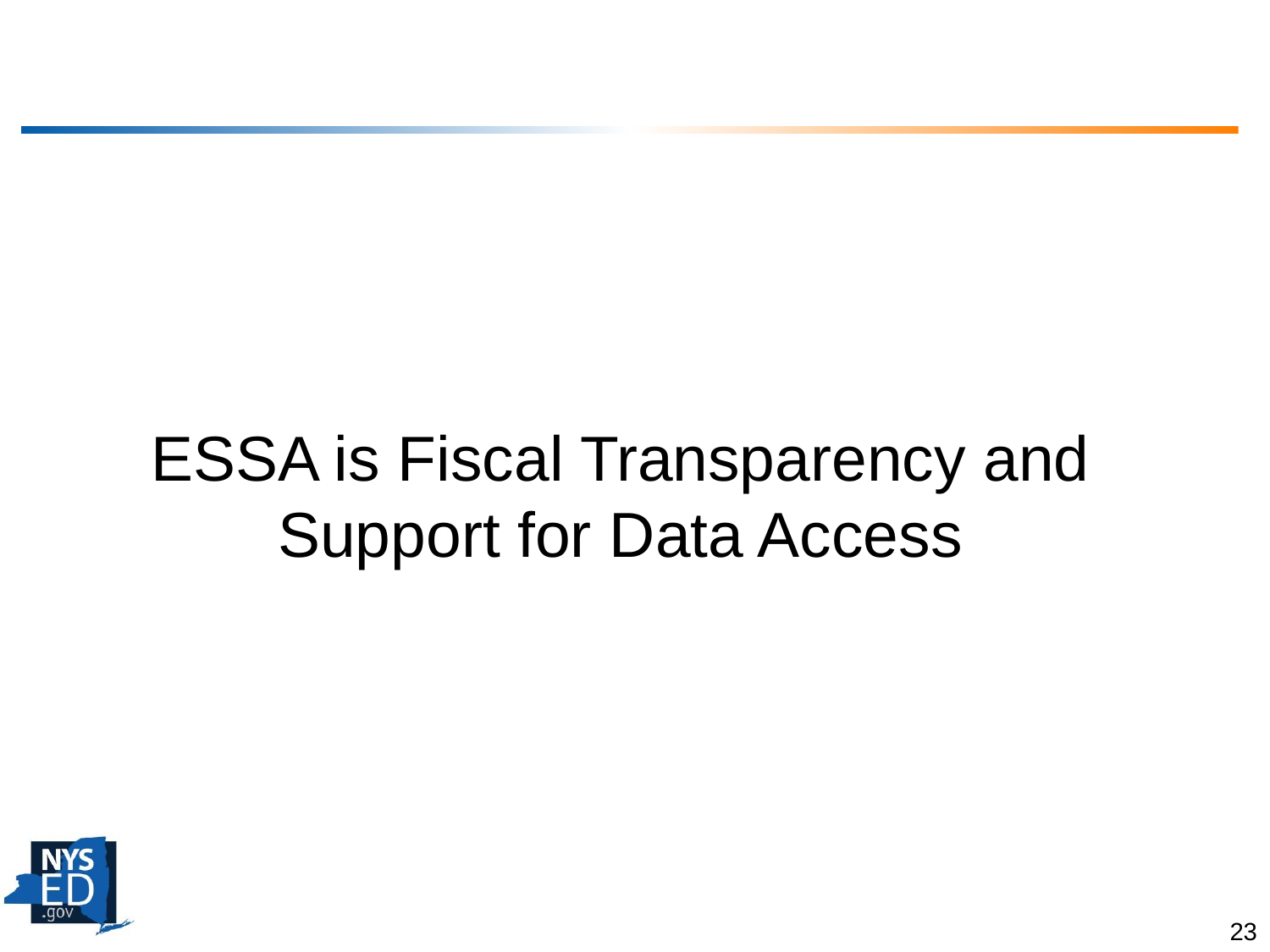# ESSA is Fiscal Transparency and Support for Data Access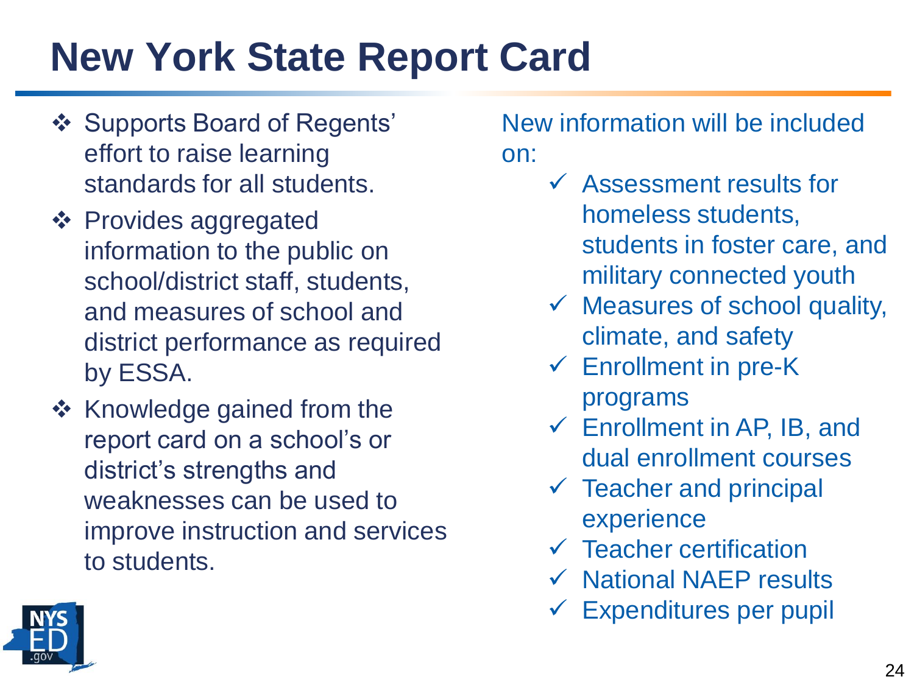# New York State Report Card

- Supports Board of Regents' effort to raise learning standards for all students.
- Provides aggregated information to the public on school/district staff, students, and measures of school and district performance as required by ESSA.
- Knowledge gained from the report card on a school's or district's strengths and weaknesses can be used to improve instruction and services to students.

New information will be included on:

- ✓ Assessment results for homeless students, students in foster care, and military connected youth
- ✓ Measures of school quality, climate, and safety
- ✓ Enrollment in pre-K programs
- ✓ Enrollment in AP, IB, and dual enrollment courses
- ✓ Teacher and principal experience
- ✓ Teacher certification
- ✓ National NAEP results
- ✓ Expenditures per pupil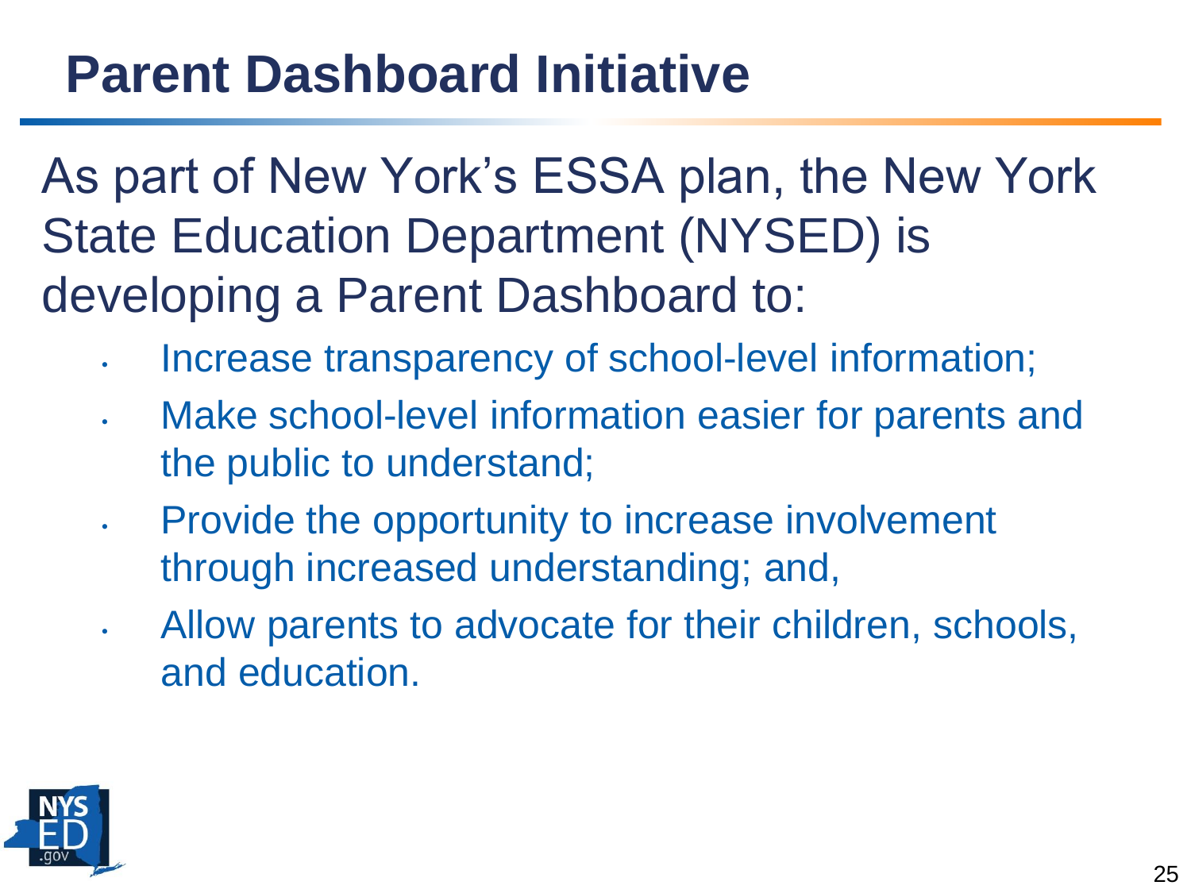# Parent Dashboard Initiative

As part of New York's ESSA plan, the New York State Education Department (NYSED) is developing a Parent Dashboard to:

- Increase transparency of school-level information;
- Make school-level information easier for parents and the public to understand;
- Provide the opportunity to increase involvement through increased understanding; and,
- Allow parents to advocate for their children, schools, and education.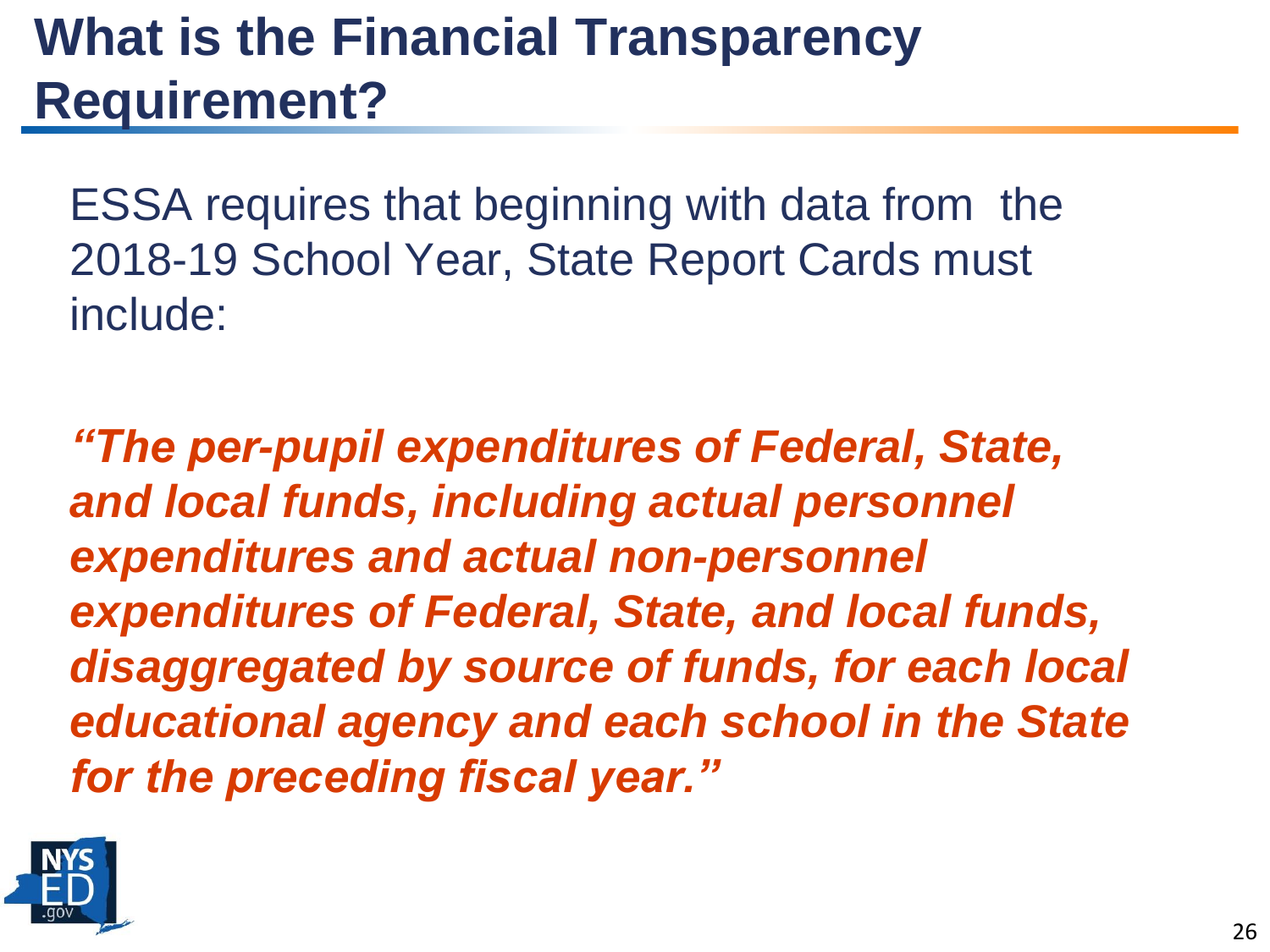# What is the Financial Transparency Requirement?

ESSA requires that beginning with data from the 2018-19 School Year, State Report Cards must include:

***"The per-pupil expenditures of Federal, State, and local funds, including actual personnel expenditures and actual non-personnel expenditures of Federal, State, and local funds, disaggregated by source of funds, for each local educational agency and each school in the State for the preceding fiscal year."***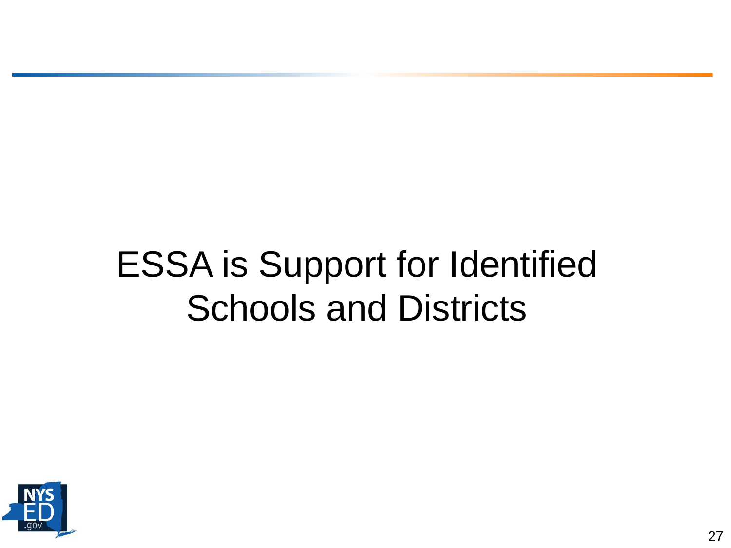# ESSA is Support for Identified Schools and Districts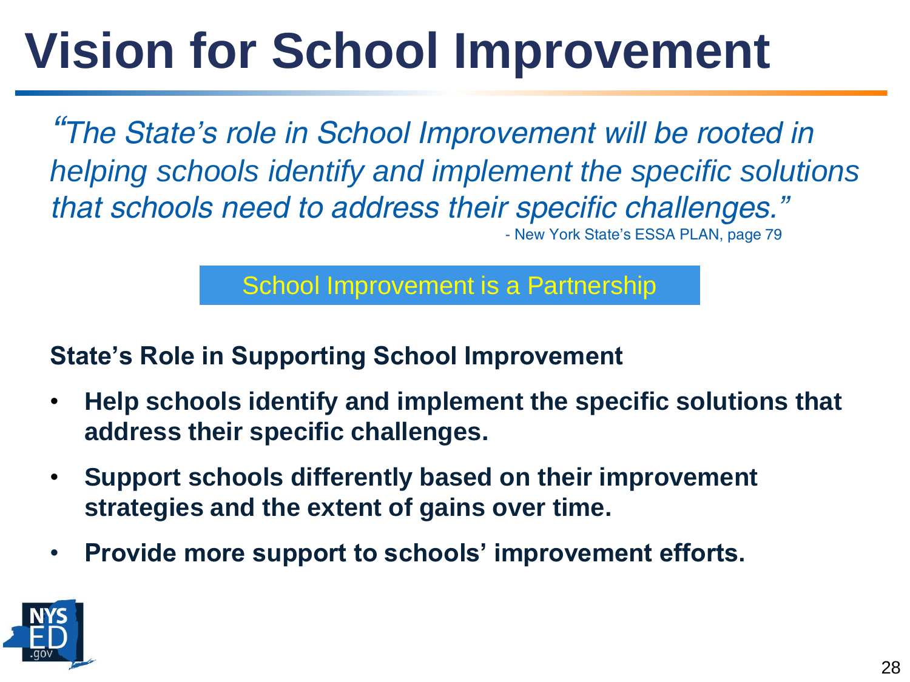# Vision for School Improvement

*"The State's role in School Improvement will be rooted in helping schools identify and implement the specific solutions that schools need to address their specific challenges."*

- New York State's ESSA PLAN, page 79

School Improvement is a Partnership

**State's Role in Supporting School Improvement**

- **Help schools identify and implement the specific solutions that address their specific challenges.**
- **Support schools differently based on their improvement strategies and the extent of gains over time.**
- **Provide more support to schools' improvement efforts.**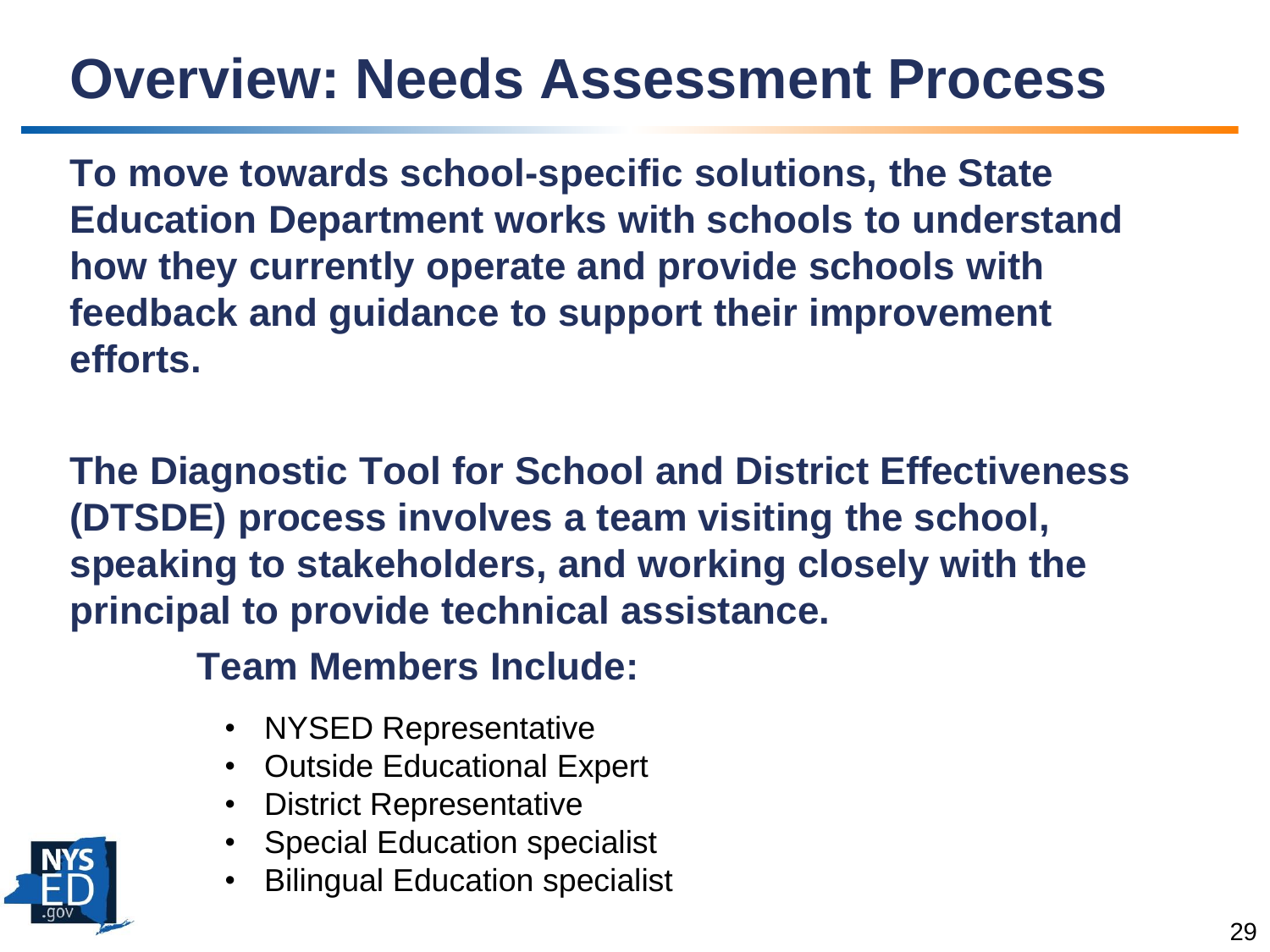# Overview: Needs Assessment Process

**To move towards school-specific solutions, the State Education Department works with schools to understand how they currently operate and provide schools with feedback and guidance to support their improvement efforts.**

**The Diagnostic Tool for School and District Effectiveness (DTSDE) process involves a team visiting the school, speaking to stakeholders, and working closely with the principal to provide technical assistance.**

**Team Members Include:**

- NYSED Representative
- Outside Educational Expert
- District Representative
- Special Education specialist
- Bilingual Education specialist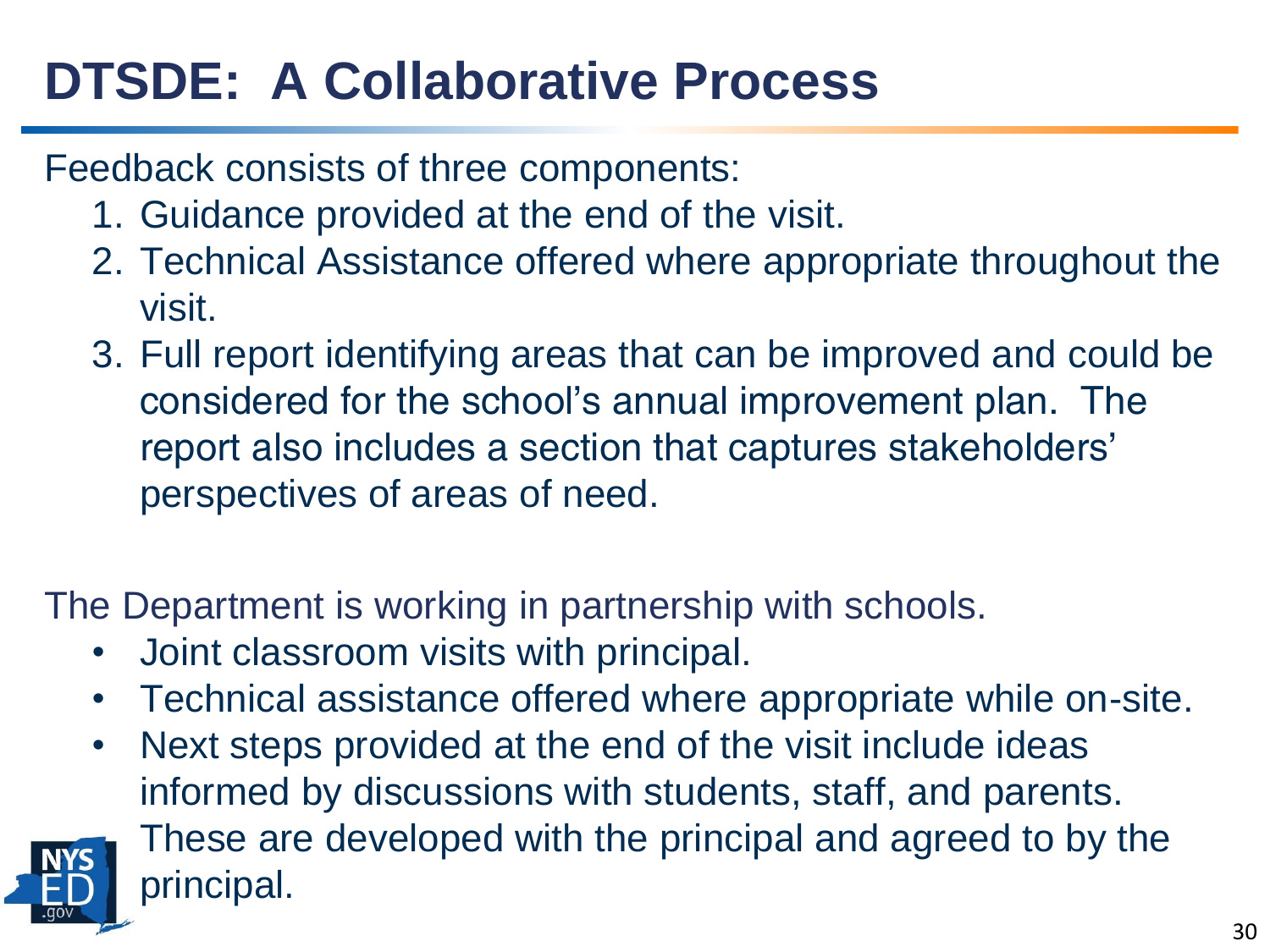# DTSDE: A Collaborative Process

Feedback consists of three components:

1. Guidance provided at the end of the visit.
2. Technical Assistance offered where appropriate throughout the visit.
3. Full report identifying areas that can be improved and could be considered for the school's annual improvement plan. The report also includes a section that captures stakeholders' perspectives of areas of need.

The Department is working in partnership with schools.

- Joint classroom visits with principal.
- Technical assistance offered where appropriate while on-site.
- Next steps provided at the end of the visit include ideas informed by discussions with students, staff, and parents. These are developed with the principal and agreed to by the principal.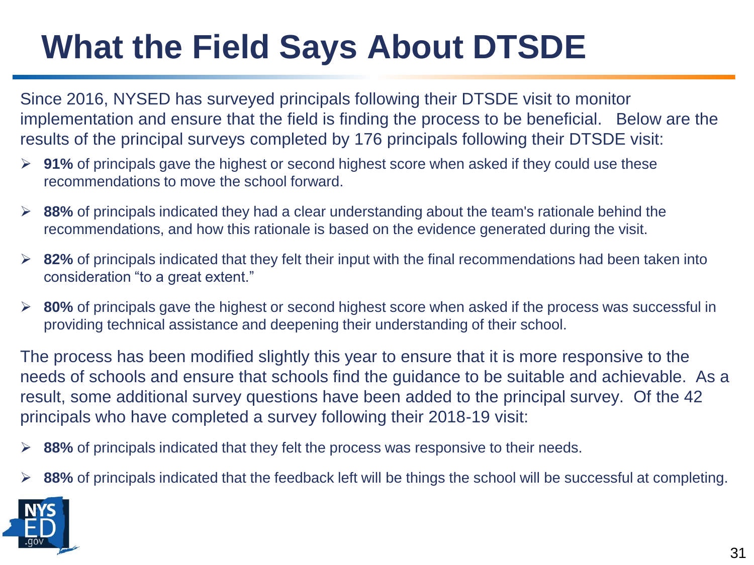# What the Field Says About DTSDE

Since 2016, NYSED has surveyed principals following their DTSDE visit to monitor implementation and ensure that the field is finding the process to be beneficial. Below are the results of the principal surveys completed by 176 principals following their DTSDE visit:

- **91%** of principals gave the highest or second highest score when asked if they could use these recommendations to move the school forward.
- **88%** of principals indicated they had a clear understanding about the team's rationale behind the recommendations, and how this rationale is based on the evidence generated during the visit.
- **82%** of principals indicated that they felt their input with the final recommendations had been taken into consideration "to a great extent."
- **80%** of principals gave the highest or second highest score when asked if the process was successful in providing technical assistance and deepening their understanding of their school.

The process has been modified slightly this year to ensure that it is more responsive to the needs of schools and ensure that schools find the guidance to be suitable and achievable. As a result, some additional survey questions have been added to the principal survey. Of the 42 principals who have completed a survey following their 2018-19 visit:

- **88%** of principals indicated that they felt the process was responsive to their needs.
- **88%** of principals indicated that the feedback left will be things the school will be successful at completing.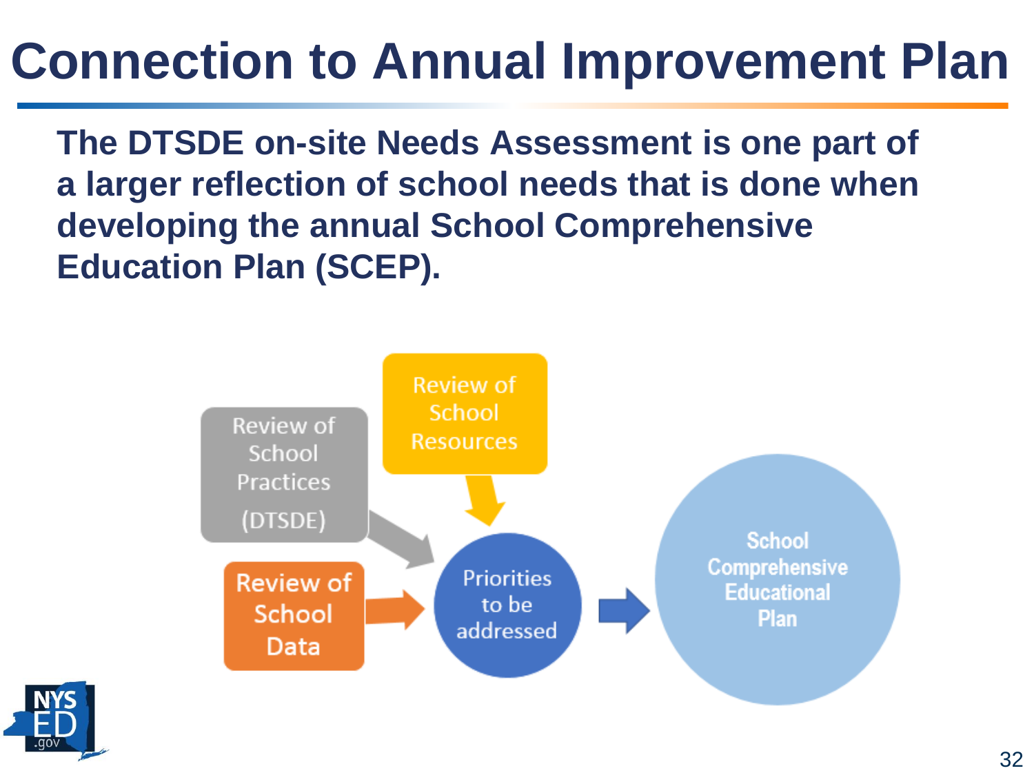# Connection to Annual Improvement Plan

**The DTSDE on-site Needs Assessment is one part of a larger reflection of school needs that is done when developing the annual School Comprehensive Education Plan (SCEP).**

Review of School Practices (DTSDE)

Review of School Resources

Review of School Data

Priorities to be addressed

School Comprehensive Educational Plan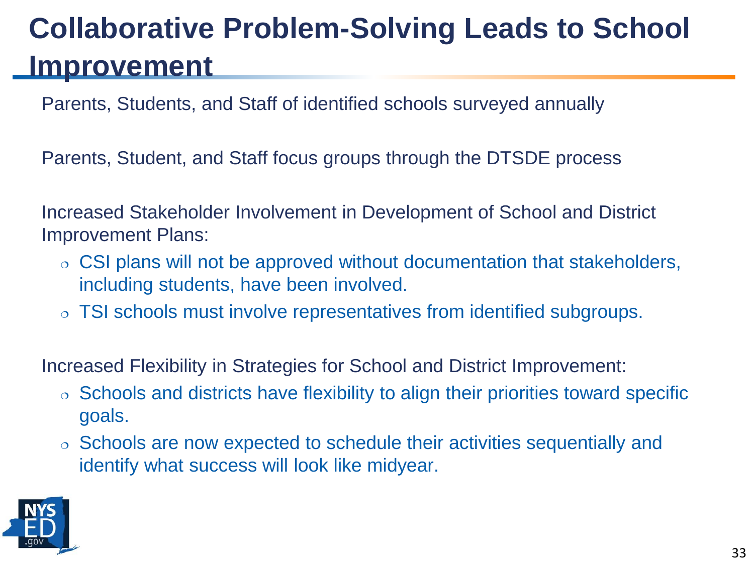# Collaborative Problem-Solving Leads to School Improvement

Parents, Students, and Staff of identified schools surveyed annually

Parents, Student, and Staff focus groups through the DTSDE process

Increased Stakeholder Involvement in Development of School and District Improvement Plans:

- CSI plans will not be approved without documentation that stakeholders, including students, have been involved.
- TSI schools must involve representatives from identified subgroups.

Increased Flexibility in Strategies for School and District Improvement:

- Schools and districts have flexibility to align their priorities toward specific goals.
- Schools are now expected to schedule their activities sequentially and identify what success will look like midyear.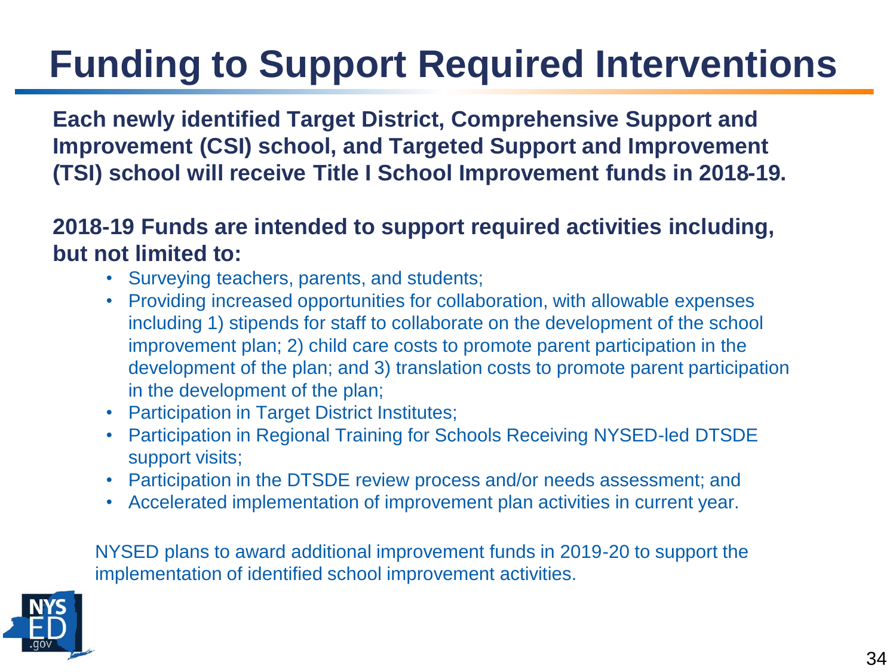# Funding to Support Required Interventions

**Each newly identified Target District, Comprehensive Support and Improvement (CSI) school, and Targeted Support and Improvement (TSI) school will receive Title I School Improvement funds in 2018-19.**

**2018-19 Funds are intended to support required activities including, but not limited to:**

- Surveying teachers, parents, and students;
- Providing increased opportunities for collaboration, with allowable expenses including 1) stipends for staff to collaborate on the development of the school improvement plan; 2) child care costs to promote parent participation in the development of the plan; and 3) translation costs to promote parent participation in the development of the plan;
- Participation in Target District Institutes;
- Participation in Regional Training for Schools Receiving NYSED-led DTSDE support visits;
- Participation in the DTSDE review process and/or needs assessment; and
- Accelerated implementation of improvement plan activities in current year.

NYSED plans to award additional improvement funds in 2019-20 to support the implementation of identified school improvement activities.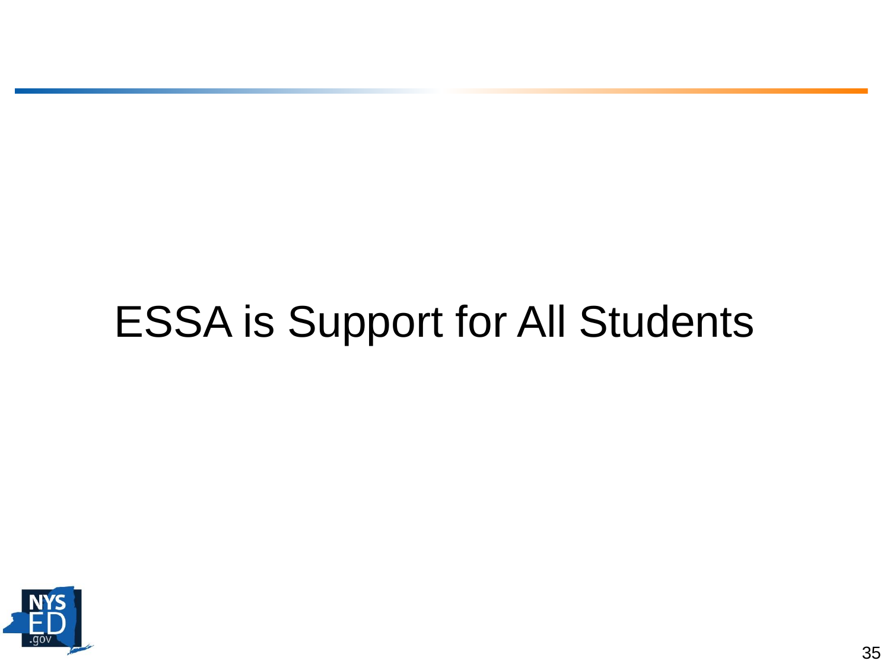# ESSA is Support for All Students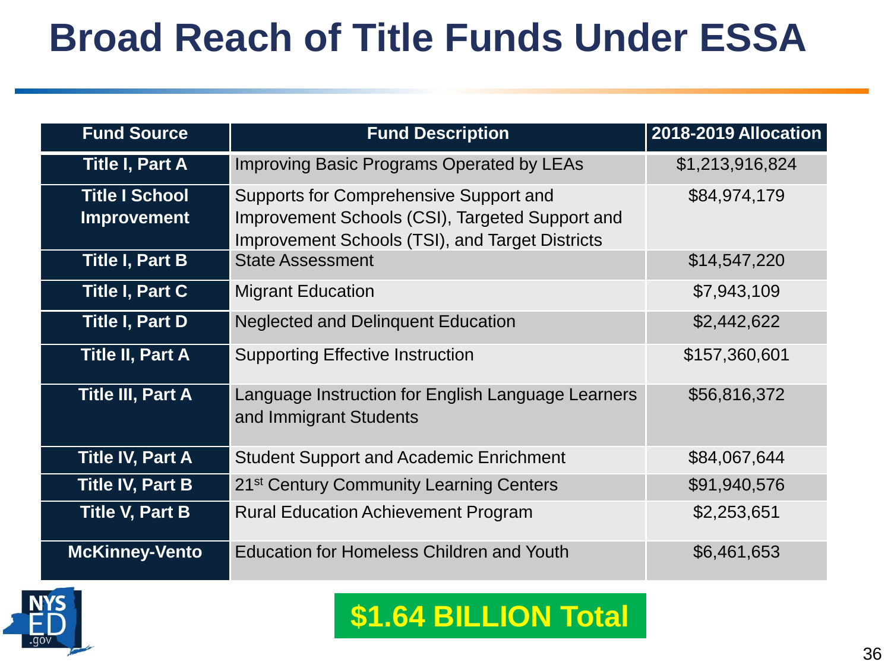# Broad Reach of Title Funds Under ESSA

| Fund Source | Fund Description | 2018-2019 Allocation |
|---|---|---|
| **Title I, Part A** | Improving Basic Programs Operated by LEAs | $1,213,916,824 |
| **Title I School Improvement** | Supports for Comprehensive Support and Improvement Schools (CSI), Targeted Support and Improvement Schools (TSI), and Target Districts | $84,974,179 |
| **Title I, Part B** | State Assessment | $14,547,220 |
| **Title I, Part C** | Migrant Education | $7,943,109 |
| **Title I, Part D** | Neglected and Delinquent Education | $2,442,622 |
| **Title II, Part A** | Supporting Effective Instruction | $157,360,601 |
| **Title III, Part A** | Language Instruction for English Language Learners and Immigrant Students | $56,816,372 |
| **Title IV, Part A** | Student Support and Academic Enrichment | $84,067,644 |
| **Title IV, Part B** | 21st Century Community Learning Centers | $91,940,576 |
| **Title V, Part B** | Rural Education Achievement Program | $2,253,651 |
| **McKinney-Vento** | Education for Homeless Children and Youth | $6,461,653 |

**$1.64 BILLION Total**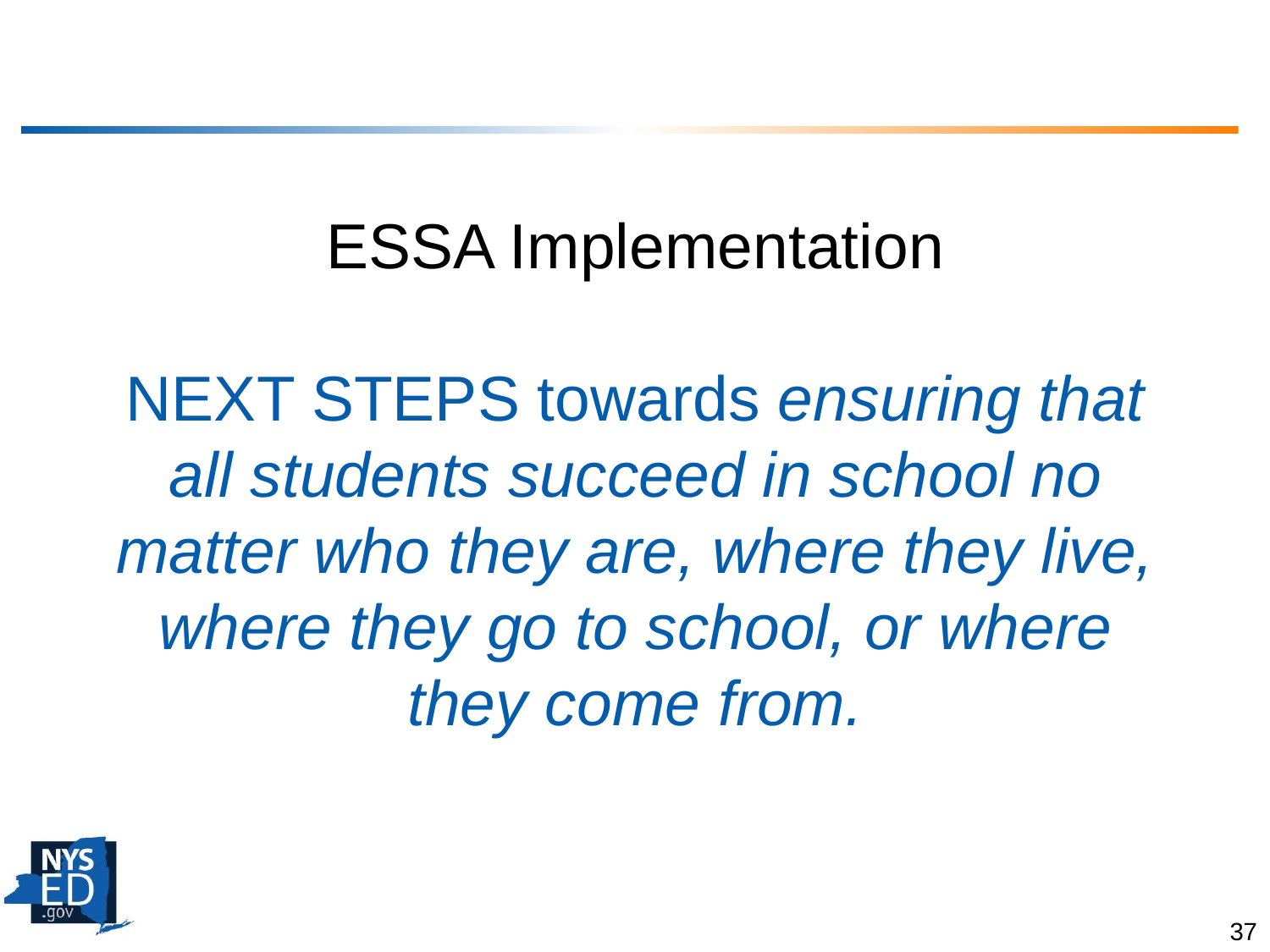# ESSA Implementation

NEXT STEPS towards *ensuring that all students succeed in school no matter who they are, where they live, where they go to school, or where they come from.*